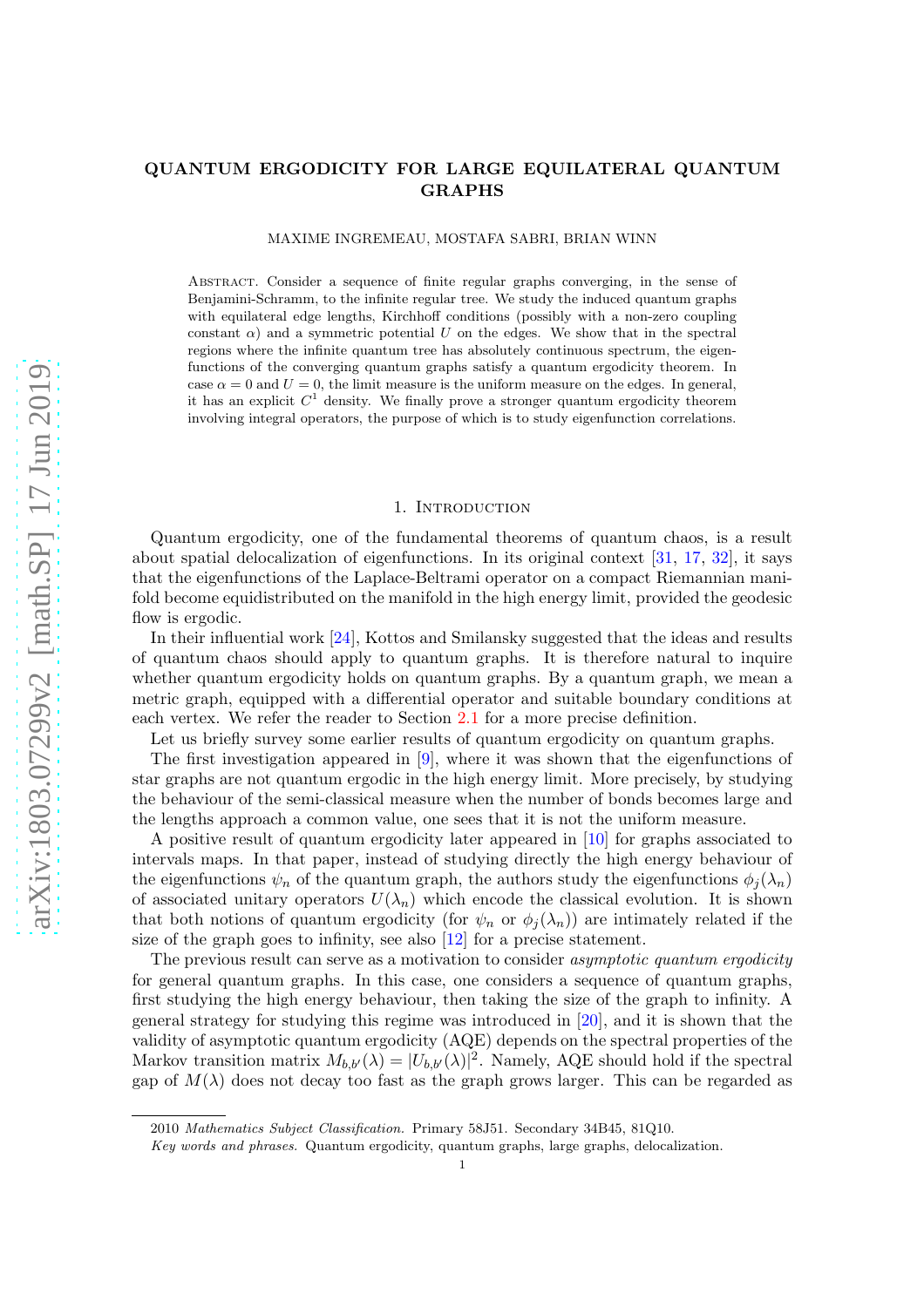# QUANTUM ERGODICITY FOR LARGE EQUILATERAL QUANTUM GRAPHS

MAXIME INGREMEAU, MOSTAFA SABRI, BRIAN WINN

Abstract. Consider a sequence of finite regular graphs converging, in the sense of Benjamini-Schramm, to the infinite regular tree. We study the induced quantum graphs with equilateral edge lengths, Kirchhoff conditions (possibly with a non-zero coupling constant $\alpha$) and a symmetric potential $U$ on the edges. We show that in the spectral regions where the infinite quantum tree has absolutely continuous spectrum, the eigenfunctions of the converging quantum graphs satisfy a quantum ergodicity theorem. In case $\alpha = 0$ and $U = 0$, the limit measure is the uniform measure on the edges. In general, it has an explicit $C^1$ density. We finally prove a stronger quantum ergodicity theorem involving integral operators, the purpose of which is to study eigenfunction correlations.

## 1. Introduction

Quantum ergodicity, one of the fundamental theorems of quantum chaos, is a result about spatial delocalization of eigenfunctions. In its original context [31, 17, 32], it says that the eigenfunctions of the Laplace-Beltrami operator on a compact Riemannian manifold become equidistributed on the manifold in the high energy limit, provided the geodesic flow is ergodic.

In their influential work [24], Kottos and Smilansky suggested that the ideas and results of quantum chaos should apply to quantum graphs. It is therefore natural to inquire whether quantum ergodicity holds on quantum graphs. By a quantum graph, we mean a metric graph, equipped with a differential operator and suitable boundary conditions at each vertex. We refer the reader to Section 2.1 for a more precise definition.

Let us briefly survey some earlier results of quantum ergodicity on quantum graphs.

The first investigation appeared in [9], where it was shown that the eigenfunctions of star graphs are not quantum ergodic in the high energy limit. More precisely, by studying the behaviour of the semi-classical measure when the number of bonds becomes large and the lengths approach a common value, one sees that it is not the uniform measure.

A positive result of quantum ergodicity later appeared in [10] for graphs associated to intervals maps. In that paper, instead of studying directly the high energy behaviour of the eigenfunctions $\psi_n$ of the quantum graph, the authors study the eigenfunctions $\phi_j(\lambda_n)$ of associated unitary operators $U(\lambda_n)$ which encode the classical evolution. It is shown that both notions of quantum ergodicity (for $\psi_n$ or $\phi_j(\lambda_n)$) are intimately related if the size of the graph goes to infinity, see also [12] for a precise statement.

The previous result can serve as a motivation to consider *asymptotic quantum ergodicity* for general quantum graphs. In this case, one considers a sequence of quantum graphs, first studying the high energy behaviour, then taking the size of the graph to infinity. A general strategy for studying this regime was introduced in [20], and it is shown that the validity of asymptotic quantum ergodicity (AQE) depends on the spectral properties of the Markov transition matrix $M_{b,b'}(\lambda) = |U_{b,b'}(\lambda)|^2$. Namely, AQE should hold if the spectral gap of $M(\lambda)$ does not decay too fast as the graph grows larger. This can be regarded as

2010 *Mathematics Subject Classification.* Primary 58J51. Secondary 34B45, 81Q10.

*Key words and phrases.* Quantum ergodicity, quantum graphs, large graphs, delocalization.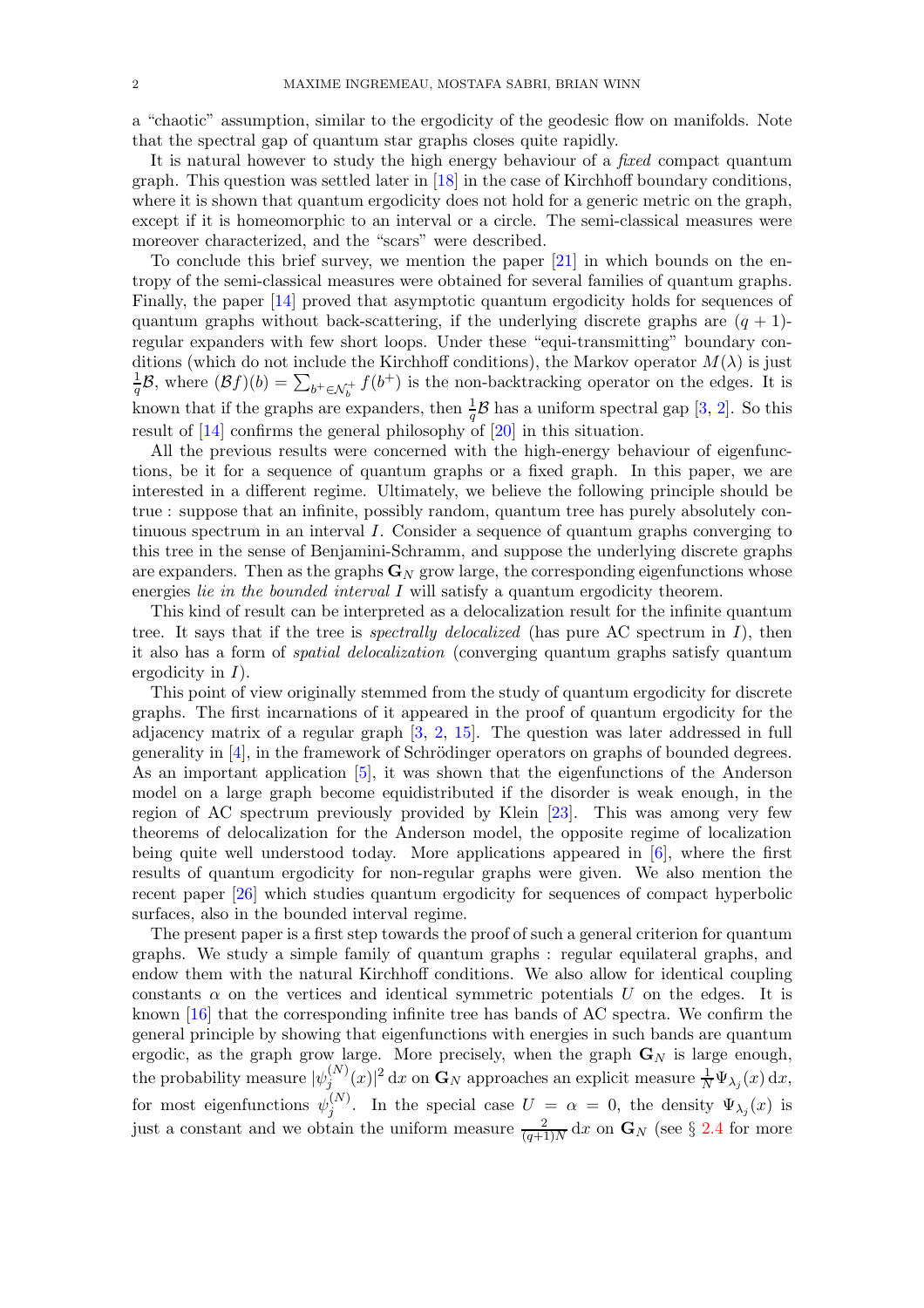a "chaotic" assumption, similar to the ergodicity of the geodesic flow on manifolds. Note that the spectral gap of quantum star graphs closes quite rapidly.

It is natural however to study the high energy behaviour of a *fixed* compact quantum graph. This question was settled later in [18] in the case of Kirchhoff boundary conditions, where it is shown that quantum ergodicity does not hold for a generic metric on the graph, except if it is homeomorphic to an interval or a circle. The semi-classical measures were moreover characterized, and the "scars" were described.

To conclude this brief survey, we mention the paper [21] in which bounds on the entropy of the semi-classical measures were obtained for several families of quantum graphs. Finally, the paper [14] proved that asymptotic quantum ergodicity holds for sequences of quantum graphs without back-scattering, if the underlying discrete graphs are $(q+1)$-regular expanders with few short loops. Under these "equi-transmitting" boundary conditions (which do not include the Kirchhoff conditions), the Markov operator $M(\lambda)$ is just $\frac{1}{q}\mathcal{B}$, where $(\mathcal{B}f)(b) = \sum_{b^+ \in \mathcal{N}_b^+} f(b^+)$ is the non-backtracking operator on the edges. It is known that if the graphs are expanders, then $\frac{1}{q}\mathcal{B}$ has a uniform spectral gap [3, 2]. So this result of [14] confirms the general philosophy of [20] in this situation.

All the previous results were concerned with the high-energy behaviour of eigenfunctions, be it for a sequence of quantum graphs or a fixed graph. In this paper, we are interested in a different regime. Ultimately, we believe the following principle should be true : suppose that an infinite, possibly random, quantum tree has purely absolutely continuous spectrum in an interval $I$. Consider a sequence of quantum graphs converging to this tree in the sense of Benjamini-Schramm, and suppose the underlying discrete graphs are expanders. Then as the graphs $\mathbf{G}_N$ grow large, the corresponding eigenfunctions whose energies *lie in the bounded interval* $I$ will satisfy a quantum ergodicity theorem.

This kind of result can be interpreted as a delocalization result for the infinite quantum tree. It says that if the tree is *spectrally delocalized* (has pure AC spectrum in $I$), then it also has a form of *spatial delocalization* (converging quantum graphs satisfy quantum ergodicity in $I$).

This point of view originally stemmed from the study of quantum ergodicity for discrete graphs. The first incarnations of it appeared in the proof of quantum ergodicity for the adjacency matrix of a regular graph [3, 2, 15]. The question was later addressed in full generality in [4], in the framework of Schrödinger operators on graphs of bounded degrees. As an important application [5], it was shown that the eigenfunctions of the Anderson model on a large graph become equidistributed if the disorder is weak enough, in the region of AC spectrum previously provided by Klein [23]. This was among very few theorems of delocalization for the Anderson model, the opposite regime of localization being quite well understood today. More applications appeared in [6], where the first results of quantum ergodicity for non-regular graphs were given. We also mention the recent paper [26] which studies quantum ergodicity for sequences of compact hyperbolic surfaces, also in the bounded interval regime.

The present paper is a first step towards the proof of such a general criterion for quantum graphs. We study a simple family of quantum graphs : regular equilateral graphs, and endow them with the natural Kirchhoff conditions. We also allow for identical coupling constants $\alpha$ on the vertices and identical symmetric potentials $U$ on the edges. It is known [16] that the corresponding infinite tree has bands of AC spectra. We confirm the general principle by showing that eigenfunctions with energies in such bands are quantum ergodic, as the graph grow large. More precisely, when the graph $\mathbf{G}_N$ is large enough, the probability measure $|\psi_j^{(N)}(x)|^2\,\mathrm{d}x$ on $\mathbf{G}_N$ approaches an explicit measure $\frac{1}{N}\Psi_{\lambda_j}(x)\,\mathrm{d}x$, for most eigenfunctions $\psi_j^{(N)}$. In the special case $U = \alpha = 0$, the density $\Psi_{\lambda_j}(x)$ is just a constant and we obtain the uniform measure $\frac{2}{(q+1)N}\,\mathrm{d}x$ on $\mathbf{G}_N$ (see § 2.4 for more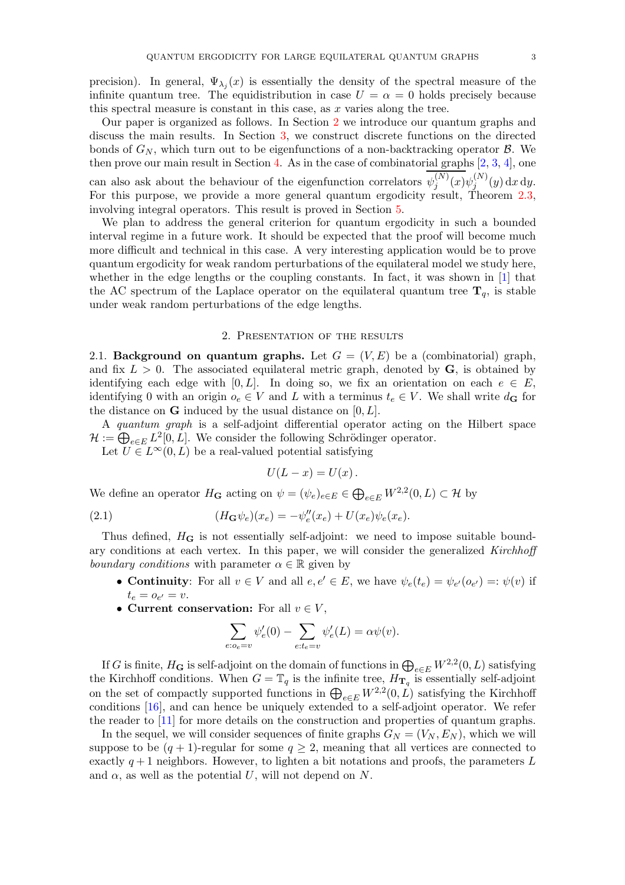precision). In general, $\Psi_{\lambda_j}(x)$ is essentially the density of the spectral measure of the infinite quantum tree. The equidistribution in case $U = \alpha = 0$ holds precisely because this spectral measure is constant in this case, as $x$ varies along the tree.

Our paper is organized as follows. In Section 2 we introduce our quantum graphs and discuss the main results. In Section 3, we construct discrete functions on the directed bonds of $G_N$, which turn out to be eigenfunctions of a non-backtracking operator $\mathcal{B}$. We then prove our main result in Section 4. As in the case of combinatorial graphs [2, 3, 4], one can also ask about the behaviour of the eigenfunction correlators $\overline{\psi_j^{(N)}(x)}\psi_j^{(N)}(y)\,\mathrm{d}x\,\mathrm{d}y$. For this purpose, we provide a more general quantum ergodicity result, Theorem 2.3, involving integral operators. This result is proved in Section 5.

We plan to address the general criterion for quantum ergodicity in such a bounded interval regime in a future work. It should be expected that the proof will become much more difficult and technical in this case. A very interesting application would be to prove quantum ergodicity for weak random perturbations of the equilateral model we study here, whether in the edge lengths or the coupling constants. In fact, it was shown in [1] that the AC spectrum of the Laplace operator on the equilateral quantum tree $\mathbf{T}_q$, is stable under weak random perturbations of the edge lengths.

## 2. Presentation of the results

**2.1. Background on quantum graphs.** Let $G = (V, E)$ be a (combinatorial) graph, and fix $L > 0$. The associated equilateral metric graph, denoted by $\mathbf{G}$, is obtained by identifying each edge with $[0, L]$. In doing so, we fix an orientation on each $e \in E$, identifying 0 with an origin $o_e \in V$ and $L$ with a terminus $t_e \in V$. We shall write $d_{\mathbf{G}}$ for the distance on $\mathbf{G}$ induced by the usual distance on $[0, L]$.

A *quantum graph* is a self-adjoint differential operator acting on the Hilbert space $\mathcal{H} := \bigoplus_{e\in E} L^2[0, L]$. We consider the following Schrödinger operator.

Let $U \in L^\infty(0, L)$ be a real-valued potential satisfying

$$U(L - x) = U(x)\,.$$

We define an operator $H_{\mathbf{G}}$ acting on $\psi = (\psi_e)_{e\in E} \in \bigoplus_{e\in E} W^{2,2}(0, L) \subset \mathcal{H}$ by

$$(H_{\mathbf{G}}\psi_e)(x_e) = -\psi_e''(x_e) + U(x_e)\psi_e(x_e). \tag{2.1}$$

Thus defined, $H_{\mathbf{G}}$ is not essentially self-adjoint: we need to impose suitable boundary conditions at each vertex. In this paper, we will consider the generalized *Kirchhoff boundary conditions* with parameter $\alpha \in \mathbb{R}$ given by

- **Continuity**: For all $v \in V$ and all $e, e' \in E$, we have $\psi_e(t_e) = \psi_{e'}(o_{e'}) =: \psi(v)$ if $t_e = o_{e'} = v$.
- **Current conservation:** For all $v \in V$,

$$\sum_{e:o_e=v} \psi_e'(0) - \sum_{e:t_e=v} \psi_e'(L) = \alpha\psi(v).$$

If $G$ is finite, $H_{\mathbf{G}}$ is self-adjoint on the domain of functions in $\bigoplus_{e\in E} W^{2,2}(0, L)$ satisfying the Kirchhoff conditions. When $G = \mathbb{T}_q$ is the infinite tree, $H_{\mathbf{T}_q}$ is essentially self-adjoint on the set of compactly supported functions in $\bigoplus_{e\in E} W^{2,2}(0, L)$ satisfying the Kirchhoff conditions [16], and can hence be uniquely extended to a self-adjoint operator. We refer the reader to [11] for more details on the construction and properties of quantum graphs.

In the sequel, we will consider sequences of finite graphs $G_N = (V_N, E_N)$, which we will suppose to be $(q + 1)$-regular for some $q \geq 2$, meaning that all vertices are connected to exactly $q + 1$ neighbors. However, to lighten a bit notations and proofs, the parameters $L$ and $\alpha$, as well as the potential $U$, will not depend on $N$.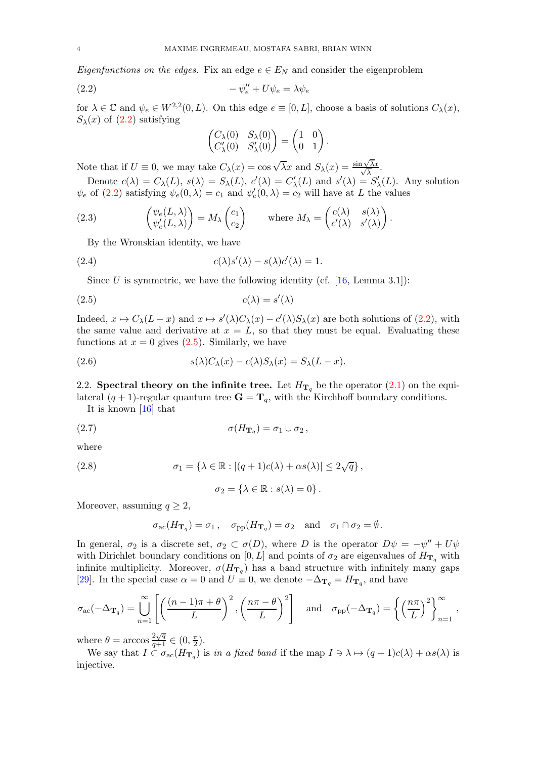*Eigenfunctions on the edges.* Fix an edge $e \in E_N$ and consider the eigenproblem

$$-\psi_e'' + U\psi_e = \lambda\psi_e \tag{2.2}$$

for $\lambda \in \mathbb{C}$ and $\psi_e \in W^{2,2}(0,L)$. On this edge $e \equiv [0,L]$, choose a basis of solutions $C_\lambda(x)$, $S_\lambda(x)$ of (2.2) satisfying

$$\begin{pmatrix} C_\lambda(0) & S_\lambda(0) \\ C_\lambda'(0) & S_\lambda'(0) \end{pmatrix} = \begin{pmatrix} 1 & 0 \\ 0 & 1 \end{pmatrix}.$$

Note that if $U \equiv 0$, we may take $C_\lambda(x) = \cos\sqrt{\lambda}x$ and $S_\lambda(x) = \frac{\sin\sqrt{\lambda}x}{\sqrt{\lambda}}$.

Denote $c(\lambda) = C_\lambda(L)$, $s(\lambda) = S_\lambda(L)$, $c'(\lambda) = C_\lambda'(L)$ and $s'(\lambda) = S_\lambda'(L)$. Any solution $\psi_e$ of (2.2) satisfying $\psi_e(0,\lambda) = c_1$ and $\psi_e'(0,\lambda) = c_2$ will have at $L$ the values

$$\begin{pmatrix} \psi_e(L,\lambda) \\ \psi_e'(L,\lambda) \end{pmatrix} = M_\lambda \begin{pmatrix} c_1 \\ c_2 \end{pmatrix} \qquad \text{where } M_\lambda = \begin{pmatrix} c(\lambda) & s(\lambda) \\ c'(\lambda) & s'(\lambda) \end{pmatrix}. \tag{2.3}$$

By the Wronskian identity, we have

$$c(\lambda)s'(\lambda) - s(\lambda)c'(\lambda) = 1. \tag{2.4}$$

Since $U$ is symmetric, we have the following identity (cf. [16, Lemma 3.1]):

$$c(\lambda) = s'(\lambda) \tag{2.5}$$

Indeed, $x \mapsto C_\lambda(L-x)$ and $x \mapsto s'(\lambda)C_\lambda(x) - c'(\lambda)S_\lambda(x)$ are both solutions of (2.2), with the same value and derivative at $x = L$, so that they must be equal. Evaluating these functions at $x = 0$ gives (2.5). Similarly, we have

$$s(\lambda)C_\lambda(x) - c(\lambda)S_\lambda(x) = S_\lambda(L-x). \tag{2.6}$$

### 2.2. Spectral theory on the infinite tree.

Let $H_{\mathbf{T}_q}$ be the operator (2.1) on the equilateral $(q+1)$-regular quantum tree $\mathbf{G} = \mathbf{T}_q$, with the Kirchhoff boundary conditions.

It is known [16] that

$$\sigma(H_{\mathbf{T}_q}) = \sigma_1 \cup \sigma_2 \,, \tag{2.7}$$

where

$$\sigma_1 = \{\lambda \in \mathbb{R} : |(q+1)c(\lambda) + \alpha s(\lambda)| \le 2\sqrt{q}\}\,, \tag{2.8}$$

$$\sigma_2 = \{\lambda \in \mathbb{R} : s(\lambda) = 0\}\,.$$

Moreover, assuming $q \geq 2$,

$$\sigma_{\mathrm{ac}}(H_{\mathbf{T}_q}) = \sigma_1\,, \quad \sigma_{\mathrm{pp}}(H_{\mathbf{T}_q}) = \sigma_2 \quad \text{and} \quad \sigma_1 \cap \sigma_2 = \emptyset\,.$$

In general, $\sigma_2$ is a discrete set, $\sigma_2 \subset \sigma(D)$, where $D$ is the operator $D\psi = -\psi'' + U\psi$ with Dirichlet boundary conditions on $[0,L]$ and points of $\sigma_2$ are eigenvalues of $H_{\mathbf{T}_q}$ with infinite multiplicity. Moreover, $\sigma(H_{\mathbf{T}_q})$ has a band structure with infinitely many gaps [29]. In the special case $\alpha = 0$ and $U \equiv 0$, we denote $-\Delta_{\mathbf{T}_q} = H_{\mathbf{T}_q}$, and have

$$\sigma_{\mathrm{ac}}(-\Delta_{\mathbf{T}_q}) = \bigcup_{n=1}^{\infty} \left[ \left( \frac{(n-1)\pi + \theta}{L} \right)^2, \left( \frac{n\pi - \theta}{L} \right)^2 \right] \quad \text{and} \quad \sigma_{\mathrm{pp}}(-\Delta_{\mathbf{T}_q}) = \left\{ \left( \frac{n\pi}{L} \right)^2 \right\}_{n=1}^{\infty},$$

where $\theta = \arccos \frac{2\sqrt{q}}{q+1} \in (0, \frac{\pi}{2})$.

We say that $I \subset \sigma_{\mathrm{ac}}(H_{\mathbf{T}_q})$ is *in a fixed band* if the map $I \ni \lambda \mapsto (q+1)c(\lambda) + \alpha s(\lambda)$ is injective.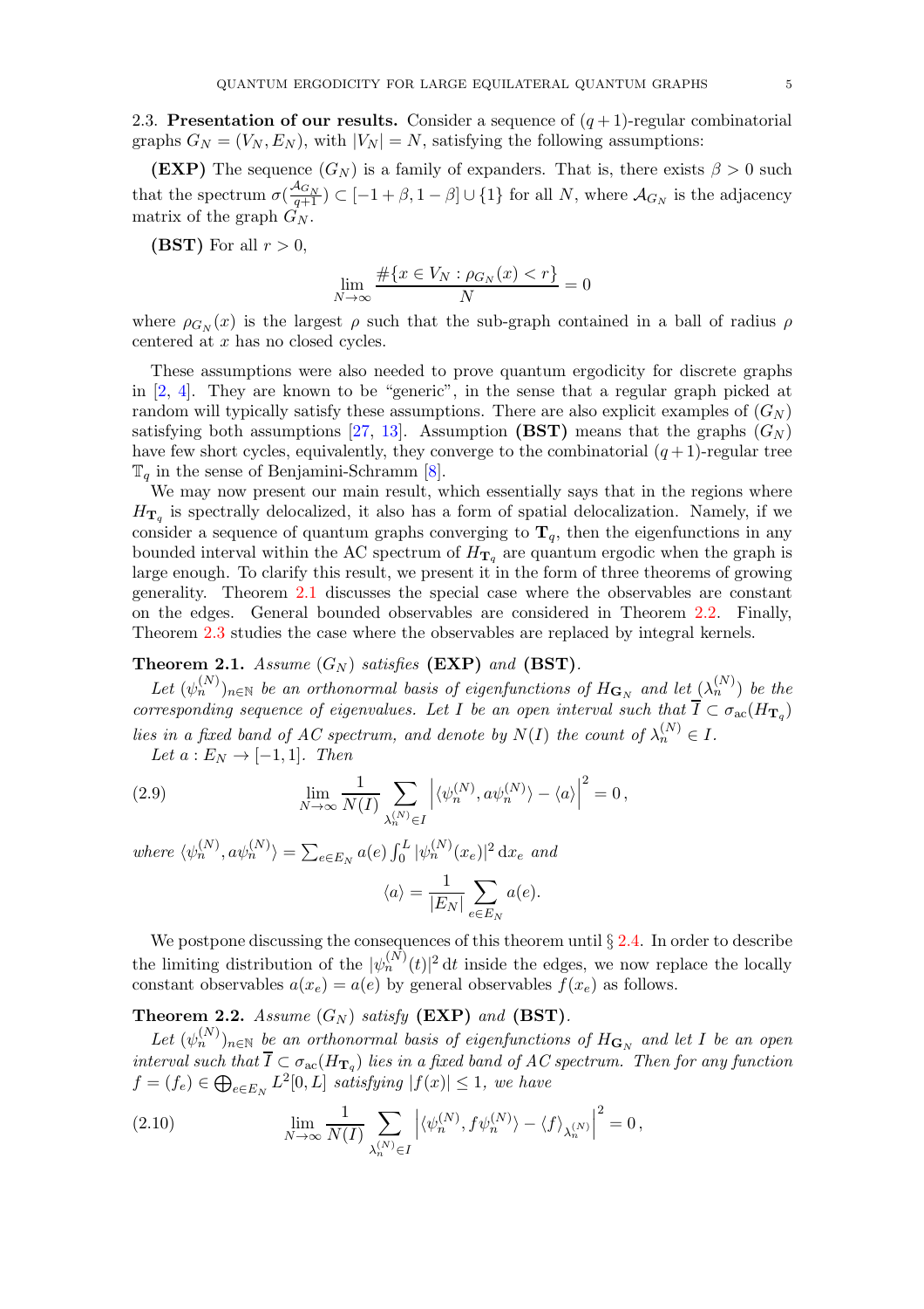2.3. **Presentation of our results.** Consider a sequence of $(q+1)$-regular combinatorial graphs $G_N = (V_N, E_N)$, with $|V_N| = N$, satisfying the following assumptions:

**(EXP)** The sequence $(G_N)$ is a family of expanders. That is, there exists $\beta > 0$ such that the spectrum $\sigma(\frac{\mathcal{A}_{G_N}}{q+1}) \subset [-1+\beta, 1-\beta] \cup \{1\}$ for all $N$, where $\mathcal{A}_{G_N}$ is the adjacency matrix of the graph $G_N$.

**(BST)** For all $r > 0$,

$$\lim_{N\to\infty} \frac{\#\{x \in V_N : \rho_{G_N}(x) < r\}}{N} = 0$$

where $\rho_{G_N}(x)$ is the largest $\rho$ such that the sub-graph contained in a ball of radius $\rho$ centered at $x$ has no closed cycles.

These assumptions were also needed to prove quantum ergodicity for discrete graphs in [2, 4]. They are known to be "generic", in the sense that a regular graph picked at random will typically satisfy these assumptions. There are also explicit examples of $(G_N)$ satisfying both assumptions [27, 13]. Assumption **(BST)** means that the graphs $(G_N)$ have few short cycles, equivalently, they converge to the combinatorial $(q+1)$-regular tree $\mathbb{T}_q$ in the sense of Benjamini-Schramm [8].

We may now present our main result, which essentially says that in the regions where $H_{\mathbf{T}_q}$ is spectrally delocalized, it also has a form of spatial delocalization. Namely, if we consider a sequence of quantum graphs converging to $\mathbf{T}_q$, then the eigenfunctions in any bounded interval within the AC spectrum of $H_{\mathbf{T}_q}$ are quantum ergodic when the graph is large enough. To clarify this result, we present it in the form of three theorems of growing generality. Theorem 2.1 discusses the special case where the observables are constant on the edges. General bounded observables are considered in Theorem 2.2. Finally, Theorem 2.3 studies the case where the observables are replaced by integral kernels.

**Theorem 2.1.** *Assume $(G_N)$ satisfies* **(EXP)** *and* **(BST)***.*

*Let $(\psi_n^{(N)})_{n\in\mathbb{N}}$ be an orthonormal basis of eigenfunctions of $H_{\mathbf{G}_N}$ and let $(\lambda_n^{(N)})$ be the corresponding sequence of eigenvalues. Let $I$ be an open interval such that $\overline{I} \subset \sigma_{\mathrm{ac}}(H_{\mathbf{T}_q})$ lies in a fixed band of AC spectrum, and denote by $N(I)$ the count of $\lambda_n^{(N)} \in I$.*

*Let $a : E_N \to [-1, 1]$. Then*

$$\lim_{N\to\infty} \frac{1}{N(I)} \sum_{\lambda_n^{(N)} \in I} \left| \langle \psi_n^{(N)}, a\psi_n^{(N)} \rangle - \langle a \rangle \right|^2 = 0\,, \tag{2.9}$$

*where $\langle \psi_n^{(N)}, a\psi_n^{(N)} \rangle = \sum_{e\in E_N} a(e) \int_0^L |\psi_n^{(N)}(x_e)|^2 \,\mathrm{d}x_e$ and*

$$\langle a \rangle = \frac{1}{|E_N|} \sum_{e\in E_N} a(e).$$

We postpone discussing the consequences of this theorem until § 2.4. In order to describe the limiting distribution of the $|\psi_n^{(N)}(t)|^2 \,\mathrm{d}t$ inside the edges, we now replace the locally constant observables $a(x_e) = a(e)$ by general observables $f(x_e)$ as follows.

**Theorem 2.2.** *Assume $(G_N)$ satisfy* **(EXP)** *and* **(BST)***.*

*Let $(\psi_n^{(N)})_{n\in\mathbb{N}}$ be an orthonormal basis of eigenfunctions of $H_{\mathbf{G}_N}$ and let $I$ be an open interval such that $\overline{I} \subset \sigma_{\mathrm{ac}}(H_{\mathbf{T}_q})$ lies in a fixed band of AC spectrum. Then for any function $f = (f_e) \in \bigoplus_{e\in E_N} L^2[0, L]$ satisfying $|f(x)| \le 1$, we have*

$$\lim_{N\to\infty} \frac{1}{N(I)} \sum_{\lambda_n^{(N)} \in I} \left| \langle \psi_n^{(N)}, f\psi_n^{(N)} \rangle - \langle f \rangle_{\lambda_n^{(N)}} \right|^2 = 0\,, \tag{2.10}$$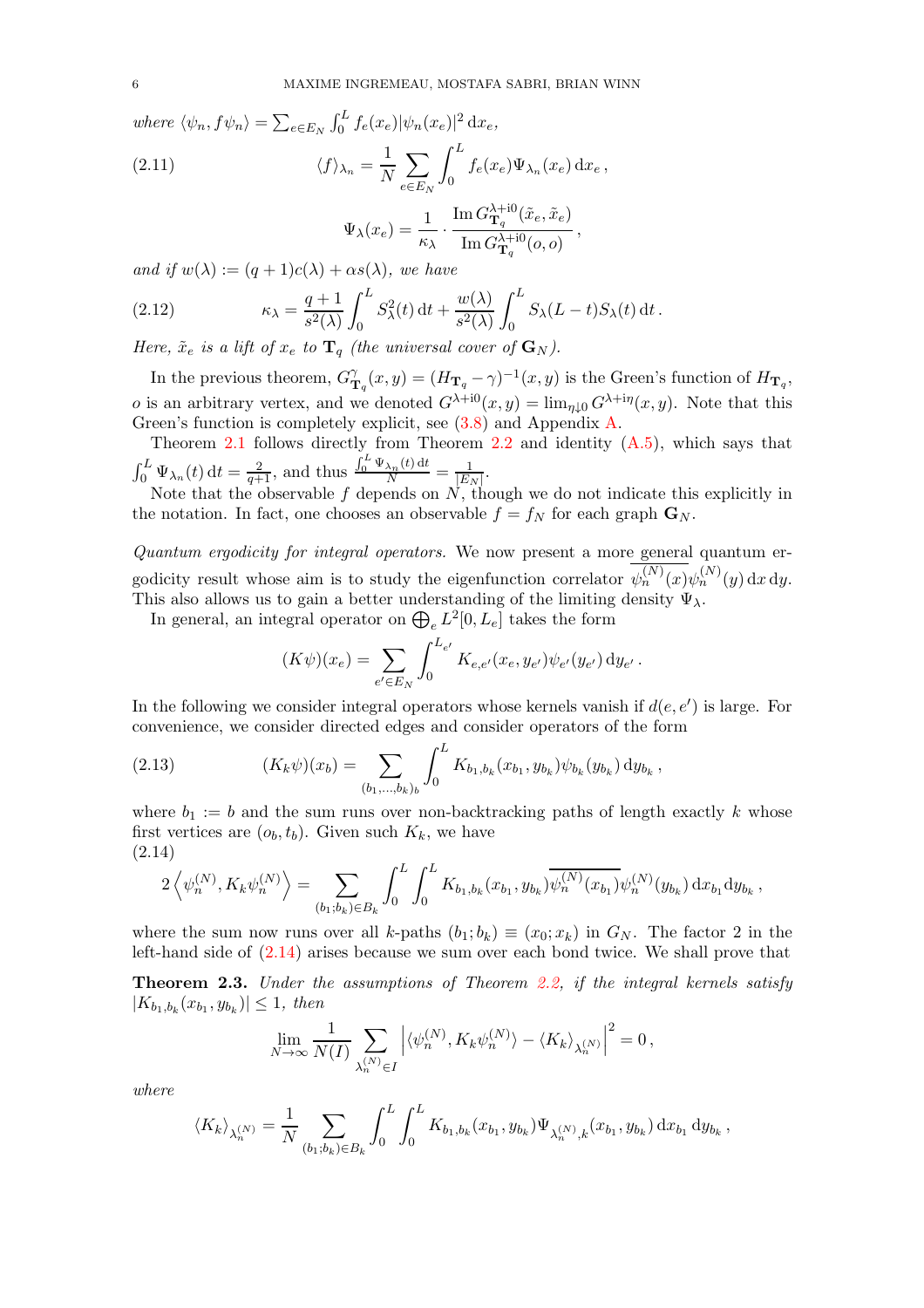*where* $\langle \psi_n, f\psi_n\rangle = \sum_{e\in E_N}\int_0^L f_e(x_e)|\psi_n(x_e)|^2\,\mathrm{d}x_e$,

$$\langle f\rangle_{\lambda_n} = \frac{1}{N}\sum_{e\in E_N}\int_0^L f_e(x_e)\Psi_{\lambda_n}(x_e)\,\mathrm{d}x_e\,, \tag{2.11}$$

$$\Psi_\lambda(x_e) = \frac{1}{\kappa_\lambda}\cdot\frac{\operatorname{Im} G^{\lambda+\mathrm{i}0}_{\mathbf{T}_q}(\tilde{x}_e,\tilde{x}_e)}{\operatorname{Im} G^{\lambda+\mathrm{i}0}_{\mathbf{T}_q}(o,o)}\,,$$

*and if* $w(\lambda) := (q+1)c(\lambda) + \alpha s(\lambda)$, *we have*

$$\kappa_\lambda = \frac{q+1}{s^2(\lambda)}\int_0^L S_\lambda^2(t)\,\mathrm{d}t + \frac{w(\lambda)}{s^2(\lambda)}\int_0^L S_\lambda(L-t)S_\lambda(t)\,\mathrm{d}t\,. \tag{2.12}$$

*Here,* $\tilde{x}_e$ *is a lift of* $x_e$ *to* $\mathbf{T}_q$ *(the universal cover of* $\mathbf{G}_N$*).*

In the previous theorem, $G^\gamma_{\mathbf{T}_q}(x,y) = (H_{\mathbf{T}_q}-\gamma)^{-1}(x,y)$ is the Green's function of $H_{\mathbf{T}_q}$, $o$ is an arbitrary vertex, and we denoted $G^{\lambda+\mathrm{i}0}(x,y) = \lim_{\eta\downarrow 0} G^{\lambda+\mathrm{i}\eta}(x,y)$. Note that this Green's function is completely explicit, see (3.8) and Appendix A.

Theorem 2.1 follows directly from Theorem 2.2 and identity (A.5), which says that $\int_0^L \Psi_{\lambda_n}(t)\,\mathrm{d}t = \frac{2}{q+1}$, and thus $\frac{\int_0^L \Psi_{\lambda_n}(t)\,\mathrm{d}t}{N} = \frac{1}{|E_N|}$.

Note that the observable $f$ depends on $N$, though we do not indicate this explicitly in the notation. In fact, one chooses an observable $f = f_N$ for each graph $\mathbf{G}_N$.

*Quantum ergodicity for integral operators.* We now present a more general quantum ergodicity result whose aim is to study the eigenfunction correlator $\overline{\psi_n^{(N)}(x)}\psi_n^{(N)}(y)\,\mathrm{d}x\,\mathrm{d}y$. This also allows us to gain a better understanding of the limiting density $\Psi_\lambda$.

In general, an integral operator on $\bigoplus_e L^2[0,L_e]$ takes the form

$$(K\psi)(x_e) = \sum_{e'\in E_N}\int_0^{L_{e'}} K_{e,e'}(x_e,y_{e'})\psi_{e'}(y_{e'})\,\mathrm{d}y_{e'}\,.$$

In the following we consider integral operators whose kernels vanish if $d(e,e')$ is large. For convenience, we consider directed edges and consider operators of the form

$$(K_k\psi)(x_b) = \sum_{(b_1,\dots,b_k)_b}\int_0^L K_{b_1,b_k}(x_{b_1},y_{b_k})\psi_{b_k}(y_{b_k})\,\mathrm{d}y_{b_k}\,, \tag{2.13}$$

where $b_1 := b$ and the sum runs over non-backtracking paths of length exactly $k$ whose first vertices are $(o_b,t_b)$. Given such $K_k$, we have

$$2\left\langle \psi_n^{(N)}, K_k\psi_n^{(N)}\right\rangle = \sum_{(b_1;b_k)\in B_k}\int_0^L\int_0^L K_{b_1,b_k}(x_{b_1},y_{b_k})\overline{\psi_n^{(N)}(x_{b_1})}\psi_n^{(N)}(y_{b_k})\,\mathrm{d}x_{b_1}\mathrm{d}y_{b_k}\,, \tag{2.14}$$

where the sum now runs over all $k$-paths $(b_1;b_k)\equiv(x_0;x_k)$ in $G_N$. The factor 2 in the left-hand side of (2.14) arises because we sum over each bond twice. We shall prove that

**Theorem 2.3.** *Under the assumptions of Theorem 2.2, if the integral kernels satisfy* $|K_{b_1,b_k}(x_{b_1},y_{b_k})|\le 1$, *then*

$$\lim_{N\to\infty}\frac{1}{N(I)}\sum_{\lambda_n^{(N)}\in I}\left|\langle\psi_n^{(N)},K_k\psi_n^{(N)}\rangle - \langle K_k\rangle_{\lambda_n^{(N)}}\right|^2 = 0\,,$$

*where*

$$\langle K_k\rangle_{\lambda_n^{(N)}} = \frac{1}{N}\sum_{(b_1;b_k)\in B_k}\int_0^L\int_0^L K_{b_1,b_k}(x_{b_1},y_{b_k})\Psi_{\lambda_n^{(N)},k}(x_{b_1},y_{b_k})\,\mathrm{d}x_{b_1}\,\mathrm{d}y_{b_k}\,,$$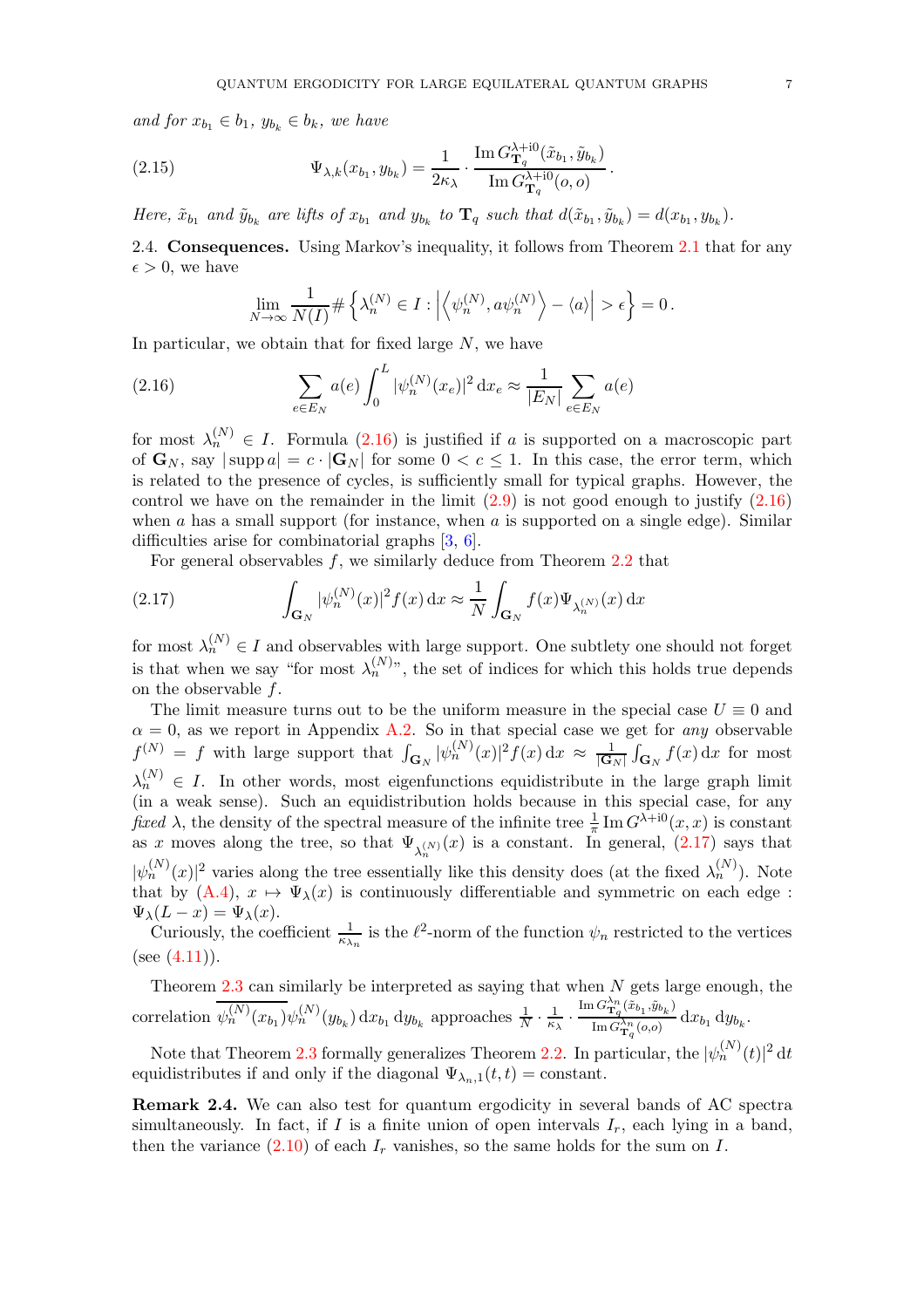*and for $x_{b_1} \in b_1$, $y_{b_k} \in b_k$, we have*

$$\Psi_{\lambda,k}(x_{b_1}, y_{b_k}) = \frac{1}{2\kappa_\lambda} \cdot \frac{\operatorname{Im} G^{\lambda+\mathrm{i}0}_{\mathbf{T}_q}(\tilde{x}_{b_1}, \tilde{y}_{b_k})}{\operatorname{Im} G^{\lambda+\mathrm{i}0}_{\mathbf{T}_q}(o,o)}. \tag{2.15}$$

*Here, $\tilde{x}_{b_1}$ and $\tilde{y}_{b_k}$ are lifts of $x_{b_1}$ and $y_{b_k}$ to $\mathbf{T}_q$ such that $d(\tilde{x}_{b_1}, \tilde{y}_{b_k}) = d(x_{b_1}, y_{b_k})$.*

2.4. **Consequences.** Using Markov's inequality, it follows from Theorem 2.1 that for any $\epsilon > 0$, we have

$$\lim_{N\to\infty} \frac{1}{N(I)} \# \left\{ \lambda_n^{(N)} \in I : \left| \left\langle \psi_n^{(N)}, a\psi_n^{(N)} \right\rangle - \langle a \rangle \right| > \epsilon \right\} = 0 .$$

In particular, we obtain that for fixed large $N$, we have

$$\sum_{e\in E_N} a(e) \int_0^L |\psi_n^{(N)}(x_e)|^2 \, \mathrm{d}x_e \approx \frac{1}{|E_N|} \sum_{e\in E_N} a(e) \tag{2.16}$$

for most $\lambda_n^{(N)} \in I$. Formula (2.16) is justified if $a$ is supported on a macroscopic part of $\mathbf{G}_N$, say $|\operatorname{supp} a| = c \cdot |\mathbf{G}_N|$ for some $0 < c \le 1$. In this case, the error term, which is related to the presence of cycles, is sufficiently small for typical graphs. However, the control we have on the remainder in the limit (2.9) is not good enough to justify (2.16) when $a$ has a small support (for instance, when $a$ is supported on a single edge). Similar difficulties arise for combinatorial graphs [3, 6].

For general observables $f$, we similarly deduce from Theorem 2.2 that

$$\int_{\mathbf{G}_N} |\psi_n^{(N)}(x)|^2 f(x) \, \mathrm{d}x \approx \frac{1}{N} \int_{\mathbf{G}_N} f(x) \Psi_{\lambda_n^{(N)}}(x) \, \mathrm{d}x \tag{2.17}$$

for most $\lambda_n^{(N)} \in I$ and observables with large support. One subtlety one should not forget is that when we say "for most $\lambda_n^{(N)}$", the set of indices for which this holds true depends on the observable $f$.

The limit measure turns out to be the uniform measure in the special case $U \equiv 0$ and $\alpha = 0$, as we report in Appendix A.2. So in that special case we get for *any* observable $f^{(N)} = f$ with large support that $\int_{\mathbf{G}_N} |\psi_n^{(N)}(x)|^2 f(x) \, \mathrm{d}x \approx \frac{1}{|\mathbf{G}_N|} \int_{\mathbf{G}_N} f(x) \, \mathrm{d}x$ for most $\lambda_n^{(N)} \in I$. In other words, most eigenfunctions equidistribute in the large graph limit (in a weak sense). Such an equidistribution holds because in this special case, for any *fixed* $\lambda$, the density of the spectral measure of the infinite tree $\frac{1}{\pi} \operatorname{Im} G^{\lambda+\mathrm{i}0}(x,x)$ is constant as $x$ moves along the tree, so that $\Psi_{\lambda_n^{(N)}}(x)$ is a constant. In general, (2.17) says that $|\psi_n^{(N)}(x)|^2$ varies along the tree essentially like this density does (at the fixed $\lambda_n^{(N)}$). Note that by (A.4), $x \mapsto \Psi_\lambda(x)$ is continuously differentiable and symmetric on each edge : $\Psi_\lambda(L - x) = \Psi_\lambda(x)$.

Curiously, the coefficient $\frac{1}{\kappa_{\lambda_n}}$ is the $\ell^2$-norm of the function $\psi_n$ restricted to the vertices (see (4.11)).

Theorem 2.3 can similarly be interpreted as saying that when $N$ gets large enough, the correlation $\overline{\psi_n^{(N)}(x_{b_1})}\psi_n^{(N)}(y_{b_k}) \, \mathrm{d}x_{b_1} \, \mathrm{d}y_{b_k}$ approaches $\frac{1}{N} \cdot \frac{1}{\kappa_\lambda} \cdot \frac{\operatorname{Im} G^{\lambda_n}_{\mathbf{T}_q}(\tilde{x}_{b_1}, \tilde{y}_{b_k})}{\operatorname{Im} G^{\lambda_n}_{\mathbf{T}_q}(o,o)} \, \mathrm{d}x_{b_1} \, \mathrm{d}y_{b_k}$.

Note that Theorem 2.3 formally generalizes Theorem 2.2. In particular, the $|\psi_n^{(N)}(t)|^2 \, \mathrm{d}t$ equidistributes if and only if the diagonal $\Psi_{\lambda_n,1}(t,t) =$ constant.

**Remark 2.4.** We can also test for quantum ergodicity in several bands of AC spectra simultaneously. In fact, if $I$ is a finite union of open intervals $I_r$, each lying in a band, then the variance (2.10) of each $I_r$ vanishes, so the same holds for the sum on $I$.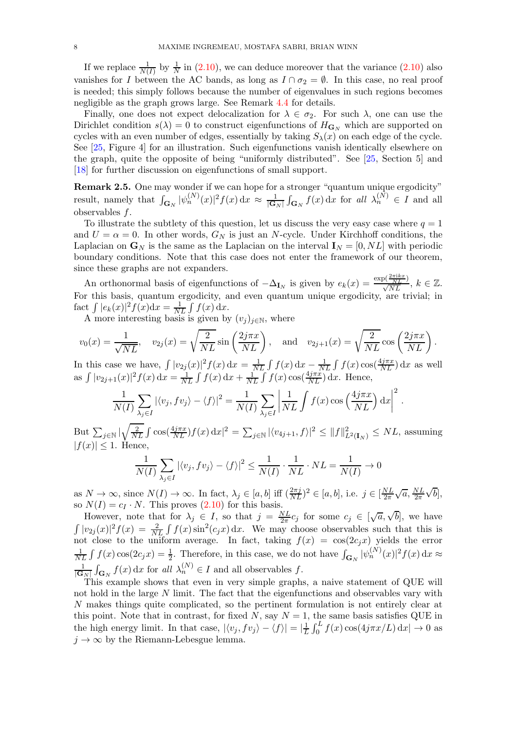If we replace $\frac{1}{N(I)}$ by $\frac{1}{N}$ in (2.10), we can deduce moreover that the variance (2.10) also vanishes for $I$ between the AC bands, as long as $I \cap \sigma_2 = \emptyset$. In this case, no real proof is needed; this simply follows because the number of eigenvalues in such regions becomes negligible as the graph grows large. See Remark 4.4 for details.

Finally, one does not expect delocalization for $\lambda \in \sigma_2$. For such $\lambda$, one can use the Dirichlet condition $s(\lambda) = 0$ to construct eigenfunctions of $H_{\mathbf{G}_N}$ which are supported on cycles with an even number of edges, essentially by taking $S_\lambda(x)$ on each edge of the cycle. See [25, Figure 4] for an illustration. Such eigenfunctions vanish identically elsewhere on the graph, quite the opposite of being "uniformly distributed". See [25, Section 5] and [18] for further discussion on eigenfunctions of small support.

**Remark 2.5.** One may wonder if we can hope for a stronger "quantum unique ergodicity" result, namely that $\int_{\mathbf{G}_N} |\psi_n^{(N)}(x)|^2 f(x)\,\mathrm{d}x \approx \frac{1}{|\mathbf{G}_N|}\int_{\mathbf{G}_N} f(x)\,\mathrm{d}x$ for *all* $\lambda_n^{(N)} \in I$ and all observables $f$.

To illustrate the subtlety of this question, let us discuss the very easy case where $q = 1$ and $U = \alpha = 0$. In other words, $G_N$ is just an $N$-cycle. Under Kirchhoff conditions, the Laplacian on $\mathbf{G}_N$ is the same as the Laplacian on the interval $\mathbf{I}_N = [0, NL]$ with periodic boundary conditions. Note that this case does not enter the framework of our theorem, since these graphs are not expanders.

An orthonormal basis of eigenfunctions of $-\Delta_{\mathbf{I}_N}$ is given by $e_k(x) = \frac{\exp(\frac{2\pi i k x}{NL})}{\sqrt{NL}}$, $k \in \mathbb{Z}$. For this basis, quantum ergodicity, and even quantum unique ergodicity, are trivial; in fact $\int |e_k(x)|^2 f(x)\mathrm{d}x = \frac{1}{NL}\int f(x)\,\mathrm{d}x$.

A more interesting basis is given by $(v_j)_{j\in\mathbb{N}}$, where

$$v_0(x) = \frac{1}{\sqrt{NL}}, \quad v_{2j}(x) = \sqrt{\frac{2}{NL}}\sin\left(\frac{2j\pi x}{NL}\right), \quad \text{and} \quad v_{2j+1}(x) = \sqrt{\frac{2}{NL}}\cos\left(\frac{2j\pi x}{NL}\right).$$

In this case we have, $\int |v_{2j}(x)|^2 f(x)\,\mathrm{d}x = \frac{1}{NL}\int f(x)\,\mathrm{d}x - \frac{1}{NL}\int f(x)\cos(\frac{4j\pi x}{NL})\,\mathrm{d}x$ as well as $\int |v_{2j+1}(x)|^2 f(x)\,\mathrm{d}x = \frac{1}{NL}\int f(x)\,\mathrm{d}x + \frac{1}{NL}\int f(x)\cos(\frac{4j\pi x}{NL})\,\mathrm{d}x$. Hence,

$$\frac{1}{N(I)}\sum_{\lambda_j\in I} |\langle v_j, f v_j\rangle - \langle f\rangle|^2 = \frac{1}{N(I)}\sum_{\lambda_j\in I}\left|\frac{1}{NL}\int f(x)\cos\left(\frac{4j\pi x}{NL}\right)\mathrm{d}x\right|^2.$$

But $\sum_{j\in\mathbb{N}} |\sqrt{\frac{2}{NL}}\int \cos(\frac{4j\pi x}{NL}) f(x)\,\mathrm{d}x|^2 = \sum_{j\in\mathbb{N}} |\langle v_{4j+1}, f\rangle|^2 \le \|f\|^2_{L^2(\mathbf{I}_N)} \le NL$, assuming $|f(x)| \le 1$. Hence,

$$\frac{1}{N(I)}\sum_{\lambda_j\in I} |\langle v_j, f v_j\rangle - \langle f\rangle|^2 \le \frac{1}{N(I)}\cdot\frac{1}{NL}\cdot NL = \frac{1}{N(I)} \to 0$$

as $N \to \infty$, since $N(I) \to \infty$. In fact, $\lambda_j \in [a,b]$ iff $(\frac{2\pi j}{NL})^2 \in [a,b]$, i.e. $j \in [\frac{NL}{2\pi}\sqrt{a}, \frac{NL}{2\pi}\sqrt{b}]$, so $N(I) = c_I \cdot N$. This proves (2.10) for this basis.

However, note that for $\lambda_j \in I$, so that $j = \frac{NL}{2\pi}c_j$ for some $c_j \in [\sqrt{a}, \sqrt{b}]$, we have $\int |v_{2j}(x)|^2 f(x) = \frac{2}{NL}\int f(x)\sin^2(c_j x)\,\mathrm{d}x$. We may choose observables such that this is not close to the uniform average. In fact, taking $f(x) = \cos(2c_j x)$ yields the error $\frac{1}{NL}\int f(x)\cos(2c_j x) = \frac{1}{2}$. Therefore, in this case, we do not have $\int_{\mathbf{G}_N} |\psi_n^{(N)}(x)|^2 f(x)\,\mathrm{d}x \approx \frac{1}{|\mathbf{G}_N|}\int_{\mathbf{G}_N} f(x)\,\mathrm{d}x$ for *all* $\lambda_n^{(N)} \in I$ and all observables $f$.

This example shows that even in very simple graphs, a naive statement of QUE will not hold in the large $N$ limit. The fact that the eigenfunctions and observables vary with $N$ makes things quite complicated, so the pertinent formulation is not entirely clear at this point. Note that in contrast, for fixed $N$, say $N = 1$, the same basis satisfies QUE in the high energy limit. In that case, $|\langle v_j, f v_j\rangle - \langle f\rangle| = |\frac{1}{L}\int_0^L f(x)\cos(4j\pi x/L)\,\mathrm{d}x| \to 0$ as $j \to \infty$ by the Riemann-Lebesgue lemma.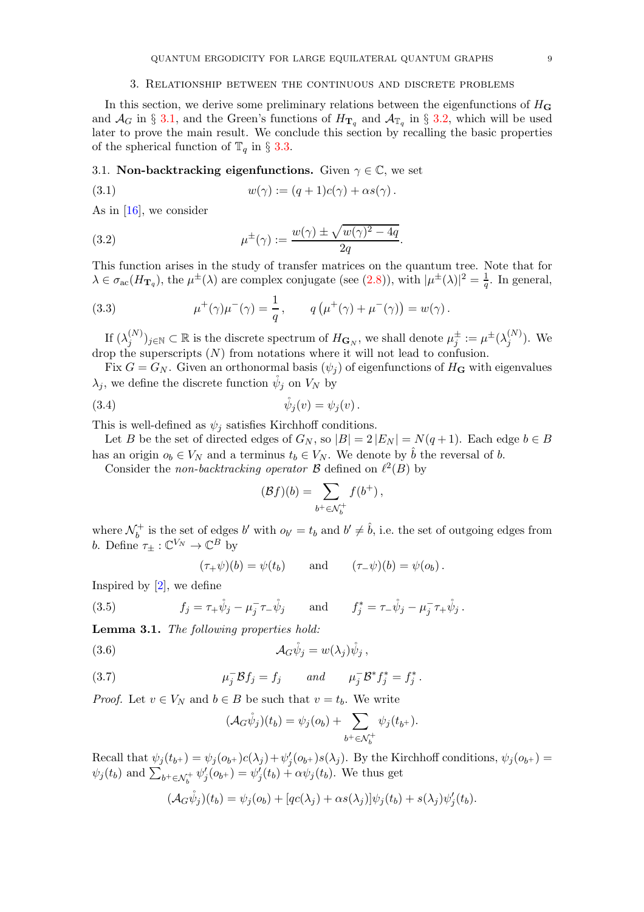## 3. Relationship between the continuous and discrete problems

In this section, we derive some preliminary relations between the eigenfunctions of $H_{\mathbf{G}}$ and $\mathcal{A}_G$ in § 3.1, and the Green's functions of $H_{\mathbf{T}_q}$ and $\mathcal{A}_{\mathbb{T}_q}$ in § 3.2, which will be used later to prove the main result. We conclude this section by recalling the basic properties of the spherical function of $\mathbb{T}_q$ in § 3.3.

### 3.1. Non-backtracking eigenfunctions.

Given $\gamma \in \mathbb{C}$, we set

$$w(\gamma) := (q+1)c(\gamma) + \alpha s(\gamma)\,. \tag{3.1}$$

As in [16], we consider

$$\mu^{\pm}(\gamma) := \frac{w(\gamma) \pm \sqrt{w(\gamma)^2 - 4q}}{2q}. \tag{3.2}$$

This function arises in the study of transfer matrices on the quantum tree. Note that for $\lambda \in \sigma_{\mathrm{ac}}(H_{\mathbf{T}_q})$, the $\mu^{\pm}(\lambda)$ are complex conjugate (see (2.8)), with $|\mu^{\pm}(\lambda)|^2 = \frac{1}{q}$. In general,

$$\mu^+(\gamma)\mu^-(\gamma) = \frac{1}{q}\,, \qquad q\left(\mu^+(\gamma) + \mu^-(\gamma)\right) = w(\gamma)\,. \tag{3.3}$$

If $(\lambda_j^{(N)})_{j\in\mathbb{N}} \subset \mathbb{R}$ is the discrete spectrum of $H_{\mathbf{G}_N}$, we shall denote $\mu_j^{\pm} := \mu^{\pm}(\lambda_j^{(N)})$. We drop the superscripts $(N)$ from notations where it will not lead to confusion.

Fix $G = G_N$. Given an orthonormal basis $(\psi_j)$ of eigenfunctions of $H_{\mathbf{G}}$ with eigenvalues $\lambda_j$, we define the discrete function $\mathring{\psi}_j$ on $V_N$ by

$$\mathring{\psi}_j(v) = \psi_j(v)\,. \tag{3.4}$$

This is well-defined as $\psi_j$ satisfies Kirchhoff conditions.

Let $B$ be the set of directed edges of $G_N$, so $|B| = 2\,|E_N| = N(q+1)$. Each edge $b \in B$ has an origin $o_b \in V_N$ and a terminus $t_b \in V_N$. We denote by $\hat{b}$ the reversal of $b$.

Consider the *non-backtracking operator* $\mathcal{B}$ defined on $\ell^2(B)$ by

$$(\mathcal{B}f)(b) = \sum_{b^+ \in \mathcal{N}_b^+} f(b^+)\,,$$

where $\mathcal{N}_b^+$ is the set of edges $b'$ with $o_{b'} = t_b$ and $b' \neq \hat{b}$, i.e. the set of outgoing edges from $b$. Define $\tau_{\pm} : \mathbb{C}^{V_N} \to \mathbb{C}^B$ by

$$(\tau_+\psi)(b) = \psi(t_b) \qquad \text{and} \qquad (\tau_-\psi)(b) = \psi(o_b)\,.$$

Inspired by [2], we define

$$f_j = \tau_+\mathring{\psi}_j - \mu_j^- \tau_-\mathring{\psi}_j \qquad \text{and} \qquad f_j^* = \tau_-\mathring{\psi}_j - \mu_j^-\tau_+\mathring{\psi}_j\,. \tag{3.5}$$

**Lemma 3.1.** *The following properties hold:*

$$\mathcal{A}_G\mathring{\psi}_j = w(\lambda_j)\mathring{\psi}_j\,, \tag{3.6}$$

$$\mu_j^-\mathcal{B}f_j = f_j \qquad \text{and} \qquad \mu_j^-\mathcal{B}^* f_j^* = f_j^*\,. \tag{3.7}$$

*Proof.* Let $v \in V_N$ and $b \in B$ be such that $v = t_b$. We write

$$(\mathcal{A}_G\mathring{\psi}_j)(t_b) = \psi_j(o_b) + \sum_{b^+ \in \mathcal{N}_b^+} \psi_j(t_{b^+}).$$

Recall that $\psi_j(t_{b^+}) = \psi_j(o_{b^+})c(\lambda_j) + \psi_j'(o_{b^+})s(\lambda_j)$. By the Kirchhoff conditions, $\psi_j(o_{b^+}) = \psi_j(t_b)$ and $\sum_{b^+\in\mathcal{N}_b^+} \psi_j'(o_{b^+}) = \psi_j'(t_b) + \alpha\psi_j(t_b)$. We thus get

$$(\mathcal{A}_G\mathring{\psi}_j)(t_b) = \psi_j(o_b) + [qc(\lambda_j) + \alpha s(\lambda_j)]\psi_j(t_b) + s(\lambda_j)\psi_j'(t_b).$$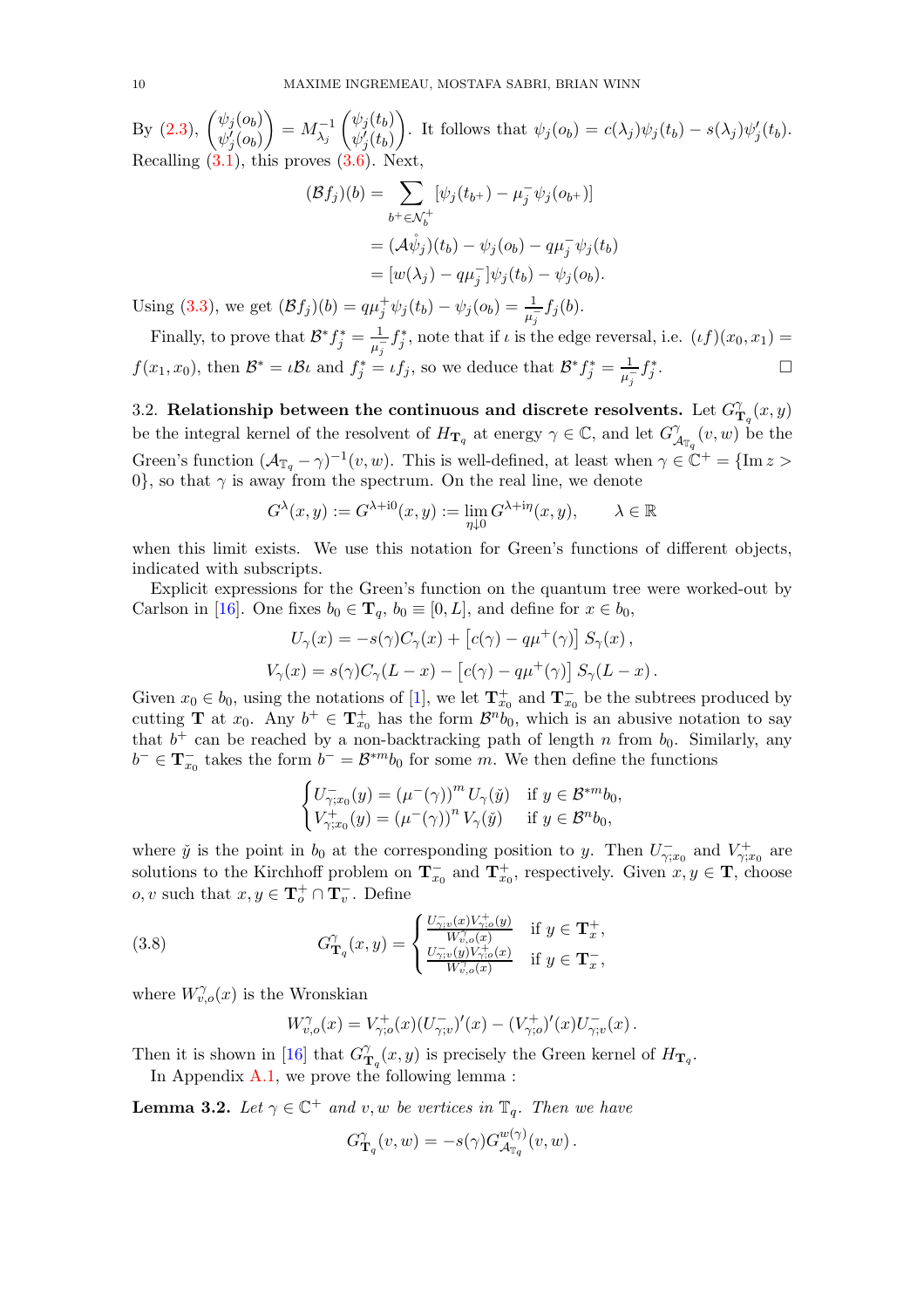By (2.3), $\begin{pmatrix} \psi_j(o_b) \\ \psi_j'(o_b) \end{pmatrix} = M_{\lambda_j}^{-1} \begin{pmatrix} \psi_j(t_b) \\ \psi_j'(t_b) \end{pmatrix}$. It follows that $\psi_j(o_b) = c(\lambda_j)\psi_j(t_b) - s(\lambda_j)\psi_j'(t_b)$. Recalling (3.1), this proves (3.6). Next,

$$
\begin{aligned}
(\mathcal{B}f_j)(b) &= \sum_{b^+ \in \mathcal{N}_b^+} [\psi_j(t_{b^+}) - \mu_j^- \psi_j(o_{b^+})] \\
&= (\mathcal{A}\mathring{\psi}_j)(t_b) - \psi_j(o_b) - q\mu_j^- \psi_j(t_b) \\
&= [w(\lambda_j) - q\mu_j^-]\psi_j(t_b) - \psi_j(o_b).
\end{aligned}
$$

Using (3.3), we get $(\mathcal{B}f_j)(b) = q\mu_j^+ \psi_j(t_b) - \psi_j(o_b) = \frac{1}{\mu_j^-} f_j(b)$.

Finally, to prove that $\mathcal{B}^* f_j^* = \frac{1}{\mu_j^-} f_j^*$, note that if $\iota$ is the edge reversal, i.e. $(\iota f)(x_0, x_1) = f(x_1, x_0)$, then $\mathcal{B}^* = \iota \mathcal{B} \iota$ and $f_j^* = \iota f_j$, so we deduce that $\mathcal{B}^* f_j^* = \frac{1}{\mu_j^-} f_j^*$. □

3.2. **Relationship between the continuous and discrete resolvents.** Let $G^\gamma_{\mathbf{T}_q}(x, y)$ be the integral kernel of the resolvent of $H_{\mathbf{T}_q}$ at energy $\gamma \in \mathbb{C}$, and let $G^\gamma_{\mathcal{A}_{\mathbb{T}_q}}(v, w)$ be the Green's function $(\mathcal{A}_{\mathbb{T}_q} - \gamma)^{-1}(v, w)$. This is well-defined, at least when $\gamma \in \mathbb{C}^+ = \{\operatorname{Im} z > 0\}$, so that $\gamma$ is away from the spectrum. On the real line, we denote

$$
G^\lambda(x, y) := G^{\lambda + i0}(x, y) := \lim_{\eta \downarrow 0} G^{\lambda + i\eta}(x, y), \qquad \lambda \in \mathbb{R}
$$

when this limit exists. We use this notation for Green's functions of different objects, indicated with subscripts.

Explicit expressions for the Green's function on the quantum tree were worked-out by Carlson in [16]. One fixes $b_0 \in \mathbf{T}_q$, $b_0 \equiv [0, L]$, and define for $x \in b_0$,

$$
U_\gamma(x) = -s(\gamma)C_\gamma(x) + \left[c(\gamma) - q\mu^+(\gamma)\right] S_\gamma(x)\,,
$$

$$
V_\gamma(x) = s(\gamma)C_\gamma(L - x) - \left[c(\gamma) - q\mu^+(\gamma)\right] S_\gamma(L - x)\,.
$$

Given $x_0 \in b_0$, using the notations of [1], we let $\mathbf{T}^+_{x_0}$ and $\mathbf{T}^-_{x_0}$ be the subtrees produced by cutting $\mathbf{T}$ at $x_0$. Any $b^+ \in \mathbf{T}^+_{x_0}$ has the form $\mathcal{B}^n b_0$, which is an abusive notation to say that $b^+$ can be reached by a non-backtracking path of length $n$ from $b_0$. Similarly, any $b^- \in \mathbf{T}^-_{x_0}$ takes the form $b^- = \mathcal{B}^{*m} b_0$ for some $m$. We then define the functions

$$
\begin{cases}
U^-_{\gamma; x_0}(y) = (\mu^-(\gamma))^m\, U_\gamma(\breve{y}) & \text{if } y \in \mathcal{B}^{*m} b_0, \\
V^+_{\gamma; x_0}(y) = (\mu^-(\gamma))^n\, V_\gamma(\breve{y}) & \text{if } y \in \mathcal{B}^n b_0,
\end{cases}
$$

where $\breve{y}$ is the point in $b_0$ at the corresponding position to $y$. Then $U^-_{\gamma; x_0}$ and $V^+_{\gamma; x_0}$ are solutions to the Kirchhoff problem on $\mathbf{T}^-_{x_0}$ and $\mathbf{T}^+_{x_0}$, respectively. Given $x, y \in \mathbf{T}$, choose $o, v$ such that $x, y \in \mathbf{T}^+_o \cap \mathbf{T}^-_v$. Define

$$
G^\gamma_{\mathbf{T}_q}(x, y) = \begin{cases}
\frac{U^-_{\gamma; v}(x) V^+_{\gamma; o}(y)}{W^\gamma_{v, o}(x)} & \text{if } y \in \mathbf{T}^+_x, \\
\frac{U^-_{\gamma; v}(y) V^+_{\gamma; o}(x)}{W^\gamma_{v, o}(x)} & \text{if } y \in \mathbf{T}^-_x,
\end{cases} \tag{3.8}
$$

where $W^\gamma_{v, o}(x)$ is the Wronskian

$$
W^\gamma_{v, o}(x) = V^+_{\gamma; o}(x)(U^-_{\gamma; v})'(x) - (V^+_{\gamma; o})'(x) U^-_{\gamma; v}(x)\,.
$$

Then it is shown in [16] that $G^\gamma_{\mathbf{T}_q}(x, y)$ is precisely the Green kernel of $H_{\mathbf{T}_q}$.

In Appendix A.1, we prove the following lemma :

**Lemma 3.2.** *Let $\gamma \in \mathbb{C}^+$ and $v, w$ be vertices in $\mathbb{T}_q$. Then we have*

$$
G^\gamma_{\mathbf{T}_q}(v, w) = -s(\gamma) G^{w(\gamma)}_{\mathcal{A}_{\mathbb{T}_q}}(v, w)\,.
$$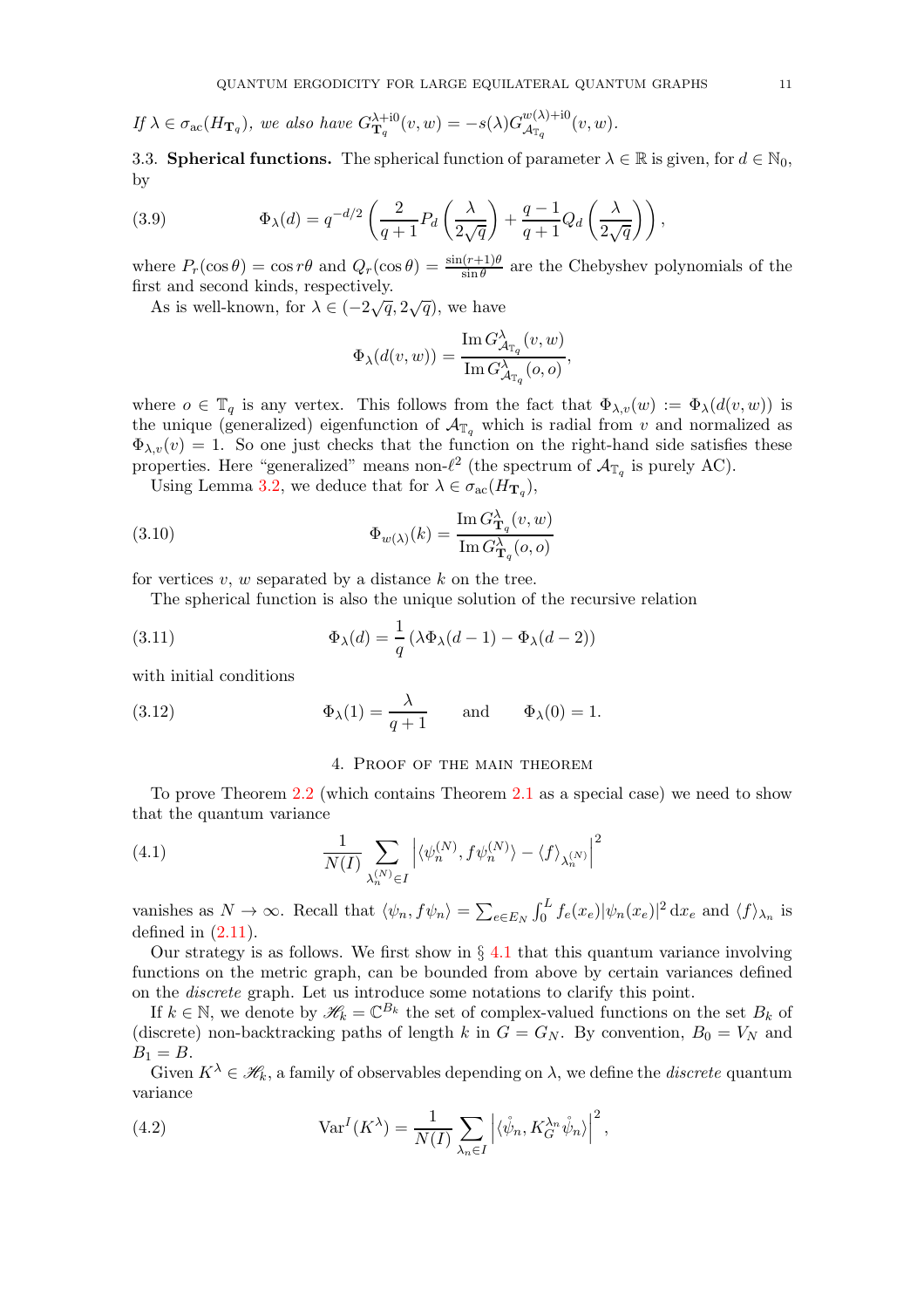*If $\lambda \in \sigma_{\mathrm{ac}}(H_{\mathbf{T}_q})$, we also have* $G^{\lambda+\mathrm{i}0}_{\mathbf{T}_q}(v,w) = -s(\lambda) G^{w(\lambda)+\mathrm{i}0}_{\mathcal{A}_{\mathbb{T}_q}}(v,w)$.

**3.3. Spherical functions.** The spherical function of parameter $\lambda \in \mathbb{R}$ is given, for $d \in \mathbb{N}_0$, by

$$\Phi_\lambda(d) = q^{-d/2}\left(\frac{2}{q+1} P_d\left(\frac{\lambda}{2\sqrt{q}}\right) + \frac{q-1}{q+1} Q_d\left(\frac{\lambda}{2\sqrt{q}}\right)\right), \tag{3.9}$$

where $P_r(\cos\theta) = \cos r\theta$ and $Q_r(\cos\theta) = \frac{\sin(r+1)\theta}{\sin\theta}$ are the Chebyshev polynomials of the first and second kinds, respectively.

As is well-known, for $\lambda \in (-2\sqrt{q}, 2\sqrt{q})$, we have

$$\Phi_\lambda(d(v,w)) = \frac{\operatorname{Im} G^\lambda_{\mathcal{A}_{\mathbb{T}_q}}(v,w)}{\operatorname{Im} G^\lambda_{\mathcal{A}_{\mathbb{T}_q}}(o,o)},$$

where $o \in \mathbb{T}_q$ is any vertex. This follows from the fact that $\Phi_{\lambda,v}(w) := \Phi_\lambda(d(v,w))$ is the unique (generalized) eigenfunction of $\mathcal{A}_{\mathbb{T}_q}$ which is radial from $v$ and normalized as $\Phi_{\lambda,v}(v) = 1$. So one just checks that the function on the right-hand side satisfies these properties. Here "generalized" means non-$\ell^2$ (the spectrum of $\mathcal{A}_{\mathbb{T}_q}$ is purely AC).

Using Lemma 3.2, we deduce that for $\lambda \in \sigma_{\mathrm{ac}}(H_{\mathbf{T}_q})$,

$$\Phi_{w(\lambda)}(k) = \frac{\operatorname{Im} G^\lambda_{\mathbf{T}_q}(v,w)}{\operatorname{Im} G^\lambda_{\mathbf{T}_q}(o,o)} \tag{3.10}$$

for vertices $v$, $w$ separated by a distance $k$ on the tree.

The spherical function is also the unique solution of the recursive relation

$$\Phi_\lambda(d) = \frac{1}{q}\left(\lambda \Phi_\lambda(d-1) - \Phi_\lambda(d-2)\right) \tag{3.11}$$

with initial conditions

$$\Phi_\lambda(1) = \frac{\lambda}{q+1} \qquad \text{and} \qquad \Phi_\lambda(0) = 1. \tag{3.12}$$

## 4. Proof of the main theorem

To prove Theorem 2.2 (which contains Theorem 2.1 as a special case) we need to show that the quantum variance

$$\frac{1}{N(I)} \sum_{\lambda_n^{(N)} \in I} \left| \langle \psi_n^{(N)}, f\psi_n^{(N)} \rangle - \langle f \rangle_{\lambda_n^{(N)}} \right|^2 \tag{4.1}$$

vanishes as $N \to \infty$. Recall that $\langle \psi_n, f\psi_n \rangle = \sum_{e \in E_N} \int_0^L f_e(x_e) |\psi_n(x_e)|^2 \,\mathrm{d}x_e$ and $\langle f \rangle_{\lambda_n}$ is defined in (2.11).

Our strategy is as follows. We first show in § 4.1 that this quantum variance involving functions on the metric graph, can be bounded from above by certain variances defined on the *discrete* graph. Let us introduce some notations to clarify this point.

If $k \in \mathbb{N}$, we denote by $\mathscr{H}_k = \mathbb{C}^{B_k}$ the set of complex-valued functions on the set $B_k$ of (discrete) non-backtracking paths of length $k$ in $G = G_N$. By convention, $B_0 = V_N$ and $B_1 = B$.

Given $K^\lambda \in \mathscr{H}_k$, a family of observables depending on $\lambda$, we define the *discrete* quantum variance

$$\operatorname{Var}^I(K^\lambda) = \frac{1}{N(I)} \sum_{\lambda_n \in I} \left| \langle \mathring{\psi}_n, K_G^{\lambda_n} \mathring{\psi}_n \rangle \right|^2, \tag{4.2}$$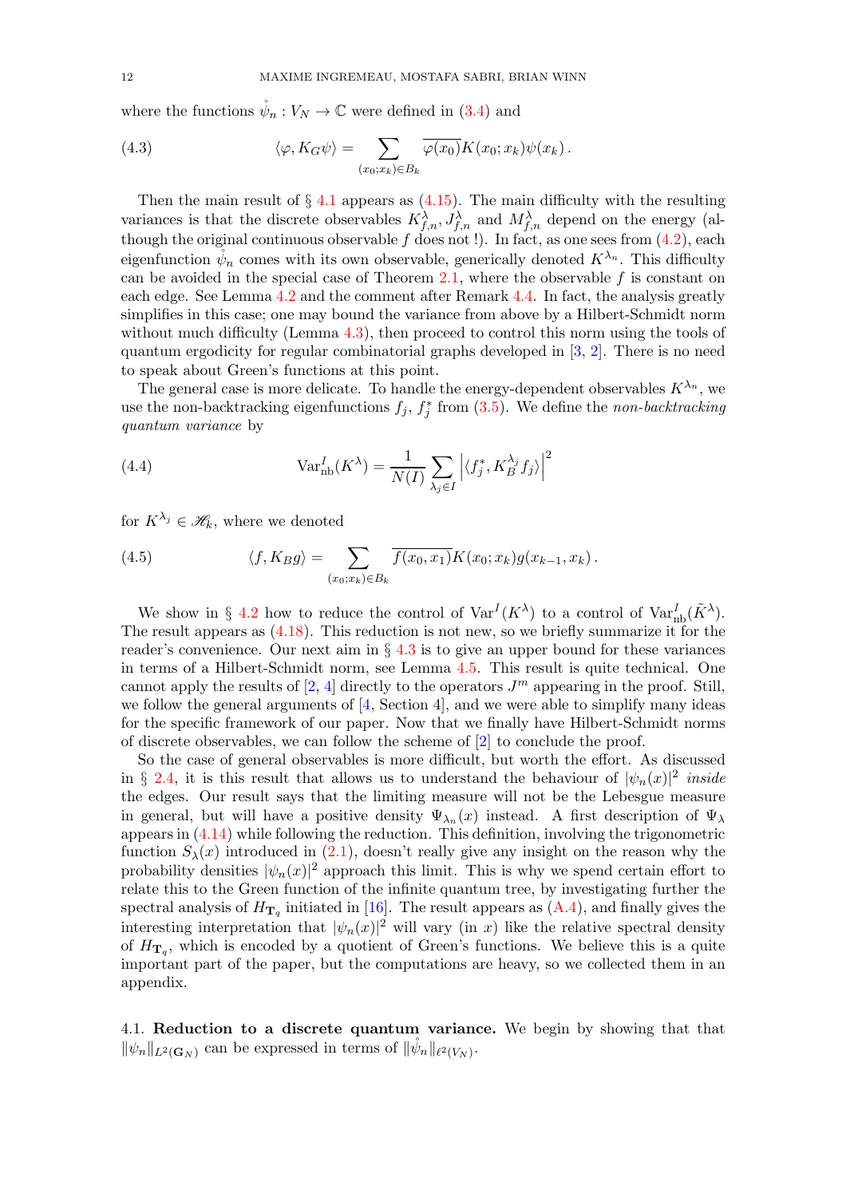where the functions $\mathring{\psi}_n : V_N \to \mathbb{C}$ were defined in (3.4) and

$$\langle \varphi, K_G \psi \rangle = \sum_{(x_0;x_k)\in B_k} \overline{\varphi(x_0)} K(x_0;x_k)\psi(x_k)\,. \tag{4.3}$$

Then the main result of § 4.1 appears as (4.15). The main difficulty with the resulting variances is that the discrete observables $K^{\lambda}_{f,n}$, $J^{\lambda}_{f,n}$ and $M^{\lambda}_{f,n}$ depend on the energy (although the original continuous observable $f$ does not !). In fact, as one sees from (4.2), each eigenfunction $\mathring{\psi}_n$ comes with its own observable, generically denoted $K^{\lambda_n}$. This difficulty can be avoided in the special case of Theorem 2.1, where the observable $f$ is constant on each edge. See Lemma 4.2 and the comment after Remark 4.4. In fact, the analysis greatly simplifies in this case; one may bound the variance from above by a Hilbert-Schmidt norm without much difficulty (Lemma 4.3), then proceed to control this norm using the tools of quantum ergodicity for regular combinatorial graphs developed in [3, 2]. There is no need to speak about Green's functions at this point.

The general case is more delicate. To handle the energy-dependent observables $K^{\lambda_n}$, we use the non-backtracking eigenfunctions $f_j$, $f_j^*$ from (3.5). We define the *non-backtracking quantum variance* by

$$\mathrm{Var}^I_{\mathrm{nb}}(K^{\lambda}) = \frac{1}{N(I)} \sum_{\lambda_j \in I} \left| \langle f_j^*, K_B^{\lambda_j} f_j \rangle \right|^2 \tag{4.4}$$

for $K^{\lambda_j} \in \mathscr{H}_k$, where we denoted

$$\langle f, K_B g \rangle = \sum_{(x_0;x_k)\in B_k} \overline{f(x_0,x_1)} K(x_0;x_k) g(x_{k-1},x_k)\,. \tag{4.5}$$

We show in § 4.2 how to reduce the control of $\mathrm{Var}^I(K^{\lambda})$ to a control of $\mathrm{Var}^I_{\mathrm{nb}}(\tilde{K}^{\lambda})$. The result appears as (4.18). This reduction is not new, so we briefly summarize it for the reader's convenience. Our next aim in § 4.3 is to give an upper bound for these variances in terms of a Hilbert-Schmidt norm, see Lemma 4.5. This result is quite technical. One cannot apply the results of [2, 4] directly to the operators $J^m$ appearing in the proof. Still, we follow the general arguments of [4, Section 4], and we were able to simplify many ideas for the specific framework of our paper. Now that we finally have Hilbert-Schmidt norms of discrete observables, we can follow the scheme of [2] to conclude the proof.

So the case of general observables is more difficult, but worth the effort. As discussed in § 2.4, it is this result that allows us to understand the behaviour of $|\psi_n(x)|^2$ *inside* the edges. Our result says that the limiting measure will not be the Lebesgue measure in general, but will have a positive density $\Psi_{\lambda_n}(x)$ instead. A first description of $\Psi_\lambda$ appears in (4.14) while following the reduction. This definition, involving the trigonometric function $S_\lambda(x)$ introduced in (2.1), doesn't really give any insight on the reason why the probability densities $|\psi_n(x)|^2$ approach this limit. This is why we spend certain effort to relate this to the Green function of the infinite quantum tree, by investigating further the spectral analysis of $H_{\mathbf{T}_q}$ initiated in [16]. The result appears as (A.4), and finally gives the interesting interpretation that $|\psi_n(x)|^2$ will vary (in $x$) like the relative spectral density of $H_{\mathbf{T}_q}$, which is encoded by a quotient of Green's functions. We believe this is a quite important part of the paper, but the computations are heavy, so we collected them in an appendix.

4.1. **Reduction to a discrete quantum variance.** We begin by showing that that $\|\psi_n\|_{L^2(\mathbf{G}_N)}$ can be expressed in terms of $\|\mathring{\psi}_n\|_{\ell^2(V_N)}$.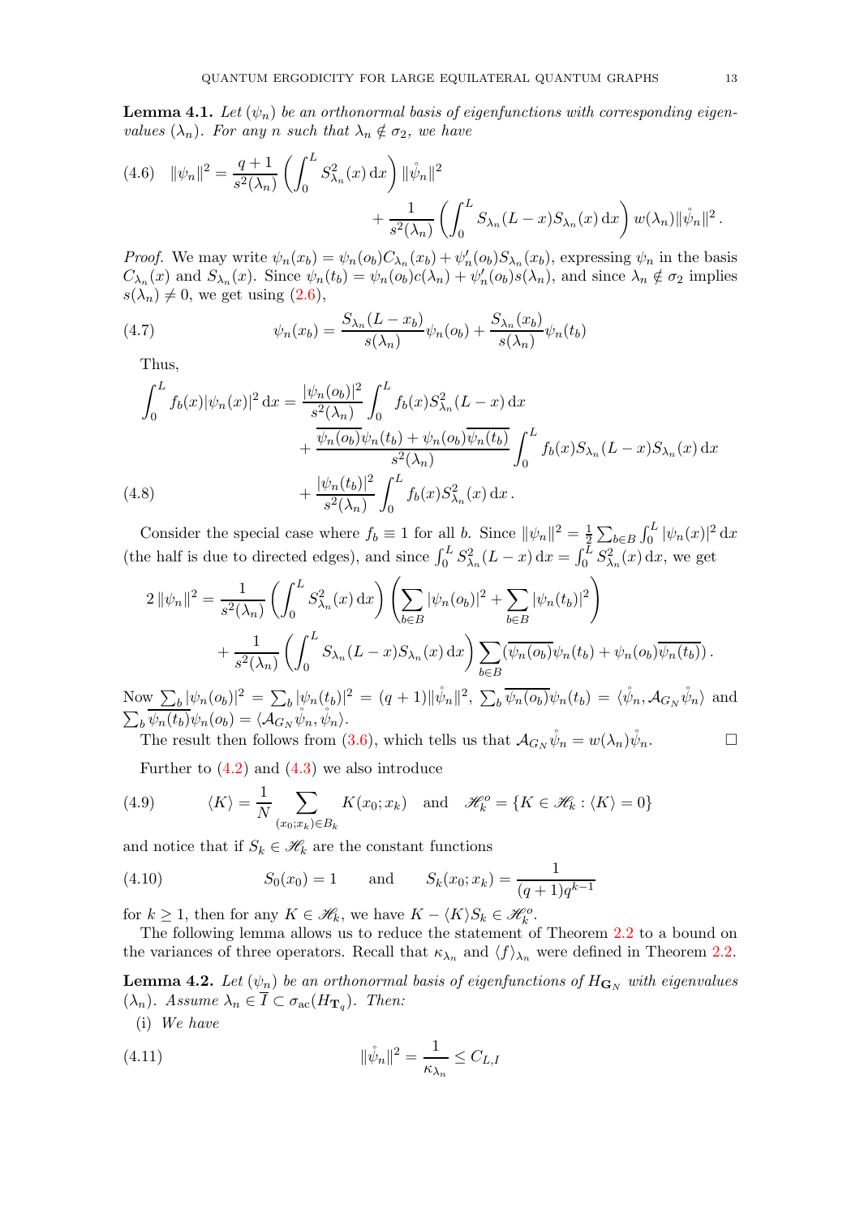**Lemma 4.1.** *Let $(\psi_n)$ be an orthonormal basis of eigenfunctions with corresponding eigenvalues $(\lambda_n)$. For any $n$ such that $\lambda_n \notin \sigma_2$, we have*

$$\|\psi_n\|^2 = \frac{q+1}{s^2(\lambda_n)}\left(\int_0^L S^2_{\lambda_n}(x)\,\mathrm{d}x\right)\|\mathring{\psi}_n\|^2 + \frac{1}{s^2(\lambda_n)}\left(\int_0^L S_{\lambda_n}(L-x)S_{\lambda_n}(x)\,\mathrm{d}x\right)w(\lambda_n)\|\mathring{\psi}_n\|^2\,. \tag{4.6}$$

*Proof.* We may write $\psi_n(x_b) = \psi_n(o_b)C_{\lambda_n}(x_b) + \psi_n'(o_b)S_{\lambda_n}(x_b)$, expressing $\psi_n$ in the basis $C_{\lambda_n}(x)$ and $S_{\lambda_n}(x)$. Since $\psi_n(t_b) = \psi_n(o_b)c(\lambda_n) + \psi_n'(o_b)s(\lambda_n)$, and since $\lambda_n \notin \sigma_2$ implies $s(\lambda_n) \neq 0$, we get using (2.6),

$$\psi_n(x_b) = \frac{S_{\lambda_n}(L-x_b)}{s(\lambda_n)}\psi_n(o_b) + \frac{S_{\lambda_n}(x_b)}{s(\lambda_n)}\psi_n(t_b) \tag{4.7}$$

Thus,

$$\begin{aligned}\int_0^L f_b(x)|\psi_n(x)|^2\,\mathrm{d}x &= \frac{|\psi_n(o_b)|^2}{s^2(\lambda_n)}\int_0^L f_b(x)S^2_{\lambda_n}(L-x)\,\mathrm{d}x \\ &\quad + \frac{\overline{\psi_n(o_b)}\psi_n(t_b) + \psi_n(o_b)\overline{\psi_n(t_b)}}{s^2(\lambda_n)}\int_0^L f_b(x)S_{\lambda_n}(L-x)S_{\lambda_n}(x)\,\mathrm{d}x \\ &\quad + \frac{|\psi_n(t_b)|^2}{s^2(\lambda_n)}\int_0^L f_b(x)S^2_{\lambda_n}(x)\,\mathrm{d}x\,.\end{aligned} \tag{4.8}$$

Consider the special case where $f_b \equiv 1$ for all $b$. Since $\|\psi_n\|^2 = \frac{1}{2}\sum_{b\in B}\int_0^L |\psi_n(x)|^2\,\mathrm{d}x$ (the half is due to directed edges), and since $\int_0^L S^2_{\lambda_n}(L-x)\,\mathrm{d}x = \int_0^L S^2_{\lambda_n}(x)\,\mathrm{d}x$, we get

$$\begin{aligned}2\,\|\psi_n\|^2 &= \frac{1}{s^2(\lambda_n)}\left(\int_0^L S^2_{\lambda_n}(x)\,\mathrm{d}x\right)\left(\sum_{b\in B}|\psi_n(o_b)|^2 + \sum_{b\in B}|\psi_n(t_b)|^2\right) \\ &\quad + \frac{1}{s^2(\lambda_n)}\left(\int_0^L S_{\lambda_n}(L-x)S_{\lambda_n}(x)\,\mathrm{d}x\right)\sum_{b\in B}(\overline{\psi_n(o_b)}\psi_n(t_b) + \psi_n(o_b)\overline{\psi_n(t_b)})\,.\end{aligned}$$

Now $\sum_b |\psi_n(o_b)|^2 = \sum_b |\psi_n(t_b)|^2 = (q+1)\|\mathring{\psi}_n\|^2$, $\sum_b \overline{\psi_n(o_b)}\psi_n(t_b) = \langle \mathring{\psi}_n, \mathcal{A}_{G_N}\mathring{\psi}_n\rangle$ and $\sum_b \overline{\psi_n(t_b)}\psi_n(o_b) = \langle \mathcal{A}_{G_N}\mathring{\psi}_n, \mathring{\psi}_n\rangle$.

The result then follows from (3.6), which tells us that $\mathcal{A}_{G_N}\mathring{\psi}_n = w(\lambda_n)\mathring{\psi}_n$. $\square$

Further to (4.2) and (4.3) we also introduce

$$\langle K\rangle = \frac{1}{N}\sum_{(x_0;x_k)\in B_k} K(x_0;x_k) \quad \text{and} \quad \mathscr{H}_k^o = \{K \in \mathscr{H}_k : \langle K\rangle = 0\} \tag{4.9}$$

and notice that if $S_k \in \mathscr{H}_k$ are the constant functions

$$S_0(x_0) = 1 \qquad \text{and} \qquad S_k(x_0;x_k) = \frac{1}{(q+1)q^{k-1}} \tag{4.10}$$

for $k \geq 1$, then for any $K \in \mathscr{H}_k$, we have $K - \langle K\rangle S_k \in \mathscr{H}_k^o$.

The following lemma allows us to reduce the statement of Theorem 2.2 to a bound on the variances of three operators. Recall that $\kappa_{\lambda_n}$ and $\langle f\rangle_{\lambda_n}$ were defined in Theorem 2.2.

**Lemma 4.2.** *Let $(\psi_n)$ be an orthonormal basis of eigenfunctions of $H_{\mathbf{G}_N}$ with eigenvalues $(\lambda_n)$. Assume $\lambda_n \in \overline{I} \subset \sigma_{ac}(H_{\mathbf{T}_q})$. Then:*

(i) *We have*

$$\|\mathring{\psi}_n\|^2 = \frac{1}{\kappa_{\lambda_n}} \leq C_{L,I} \tag{4.11}$$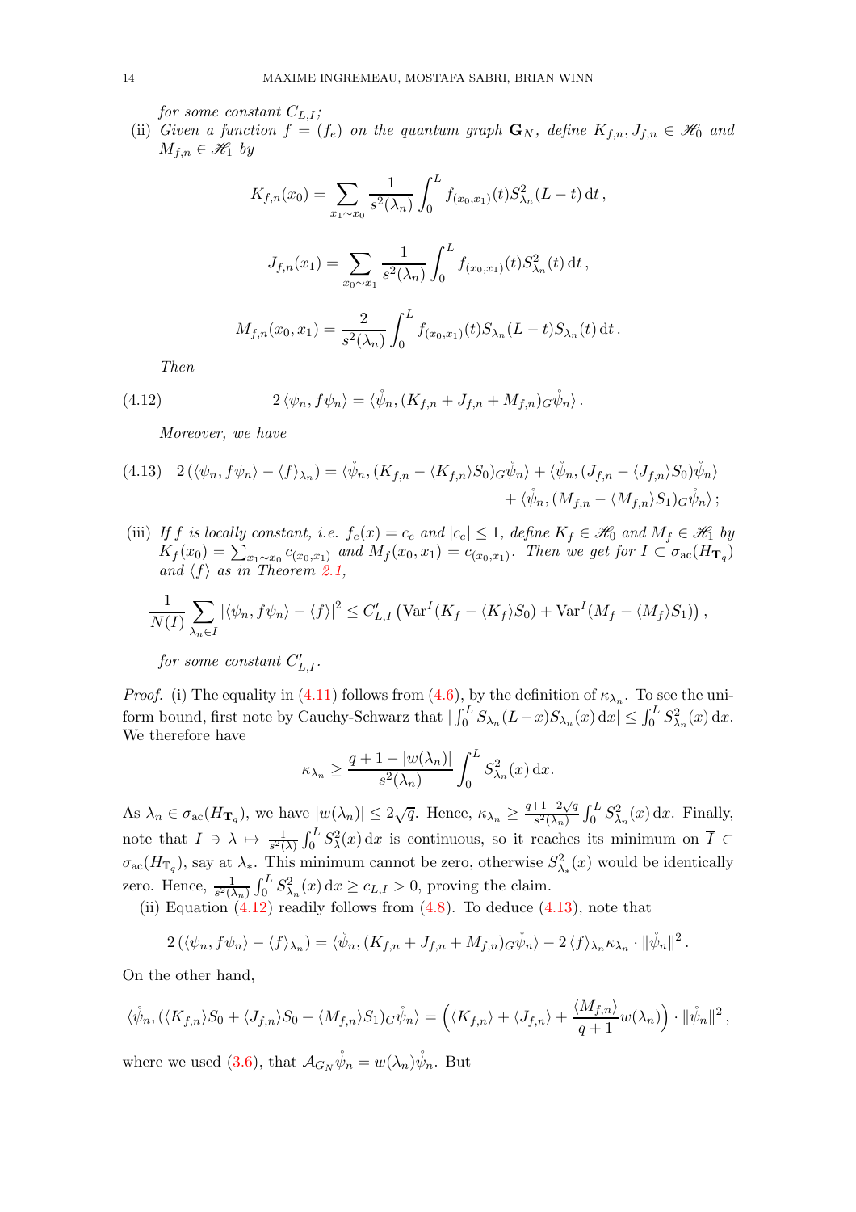*for some constant $C_{L,I}$;*

(ii) *Given a function $f = (f_e)$ on the quantum graph $\mathbf{G}_N$, define $K_{f,n}, J_{f,n} \in \mathscr{H}_0$ and $M_{f,n} \in \mathscr{H}_1$ by*

$$K_{f,n}(x_0) = \sum_{x_1 \sim x_0} \frac{1}{s^2(\lambda_n)} \int_0^L f_{(x_0,x_1)}(t) S^2_{\lambda_n}(L-t)\,\mathrm{d}t\,,$$

$$J_{f,n}(x_1) = \sum_{x_0 \sim x_1} \frac{1}{s^2(\lambda_n)} \int_0^L f_{(x_0,x_1)}(t) S^2_{\lambda_n}(t)\,\mathrm{d}t\,,$$

$$M_{f,n}(x_0,x_1) = \frac{2}{s^2(\lambda_n)} \int_0^L f_{(x_0,x_1)}(t) S_{\lambda_n}(L-t) S_{\lambda_n}(t)\,\mathrm{d}t\,.$$

*Then*

$$2\,\langle \psi_n, f\psi_n \rangle = \langle \mathring{\psi}_n, (K_{f,n} + J_{f,n} + M_{f,n})_G \mathring{\psi}_n \rangle\,. \tag{4.12}$$

*Moreover, we have*

$$\begin{aligned} 2\left(\langle \psi_n, f\psi_n\rangle - \langle f\rangle_{\lambda_n}\right) = \langle \mathring{\psi}_n, (K_{f,n} - \langle K_{f,n}\rangle S_0)_G \mathring{\psi}_n\rangle + \langle \mathring{\psi}_n, (J_{f,n} - \langle J_{f,n}\rangle S_0)\mathring{\psi}_n\rangle \\ + \langle \mathring{\psi}_n, (M_{f,n} - \langle M_{f,n}\rangle S_1)_G \mathring{\psi}_n\rangle\,; \end{aligned} \tag{4.13}$$

(iii) *If $f$ is locally constant, i.e. $f_e(x) = c_e$ and $|c_e| \le 1$, define $K_f \in \mathscr{H}_0$ and $M_f \in \mathscr{H}_1$ by $K_f(x_0) = \sum_{x_1 \sim x_0} c_{(x_0,x_1)}$ and $M_f(x_0,x_1) = c_{(x_0,x_1)}$. Then we get for $I \subset \sigma_{\mathrm{ac}}(H_{\mathbf{T}_q})$ and $\langle f\rangle$ as in Theorem 2.1,*

$$\frac{1}{N(I)} \sum_{\lambda_n \in I} |\langle \psi_n, f\psi_n\rangle - \langle f\rangle|^2 \le C'_{L,I}\left(\mathrm{Var}^I(K_f - \langle K_f\rangle S_0) + \mathrm{Var}^I(M_f - \langle M_f\rangle S_1)\right),$$

*for some constant $C'_{L,I}$.*

*Proof.* (i) The equality in (4.11) follows from (4.6), by the definition of $\kappa_{\lambda_n}$. To see the uniform bound, first note by Cauchy-Schwarz that $|\int_0^L S_{\lambda_n}(L-x)S_{\lambda_n}(x)\,\mathrm{d}x| \le \int_0^L S^2_{\lambda_n}(x)\,\mathrm{d}x$. We therefore have

$$\kappa_{\lambda_n} \ge \frac{q+1-|w(\lambda_n)|}{s^2(\lambda_n)} \int_0^L S^2_{\lambda_n}(x)\,\mathrm{d}x.$$

As $\lambda_n \in \sigma_{\mathrm{ac}}(H_{\mathbf{T}_q})$, we have $|w(\lambda_n)| \le 2\sqrt{q}$. Hence, $\kappa_{\lambda_n} \ge \frac{q+1-2\sqrt{q}}{s^2(\lambda_n)} \int_0^L S^2_{\lambda_n}(x)\,\mathrm{d}x$. Finally, note that $I \ni \lambda \mapsto \frac{1}{s^2(\lambda)}\int_0^L S^2_\lambda(x)\,\mathrm{d}x$ is continuous, so it reaches its minimum on $\overline{I} \subset \sigma_{\mathrm{ac}}(H_{\mathbb{T}_q})$, say at $\lambda_*$. This minimum cannot be zero, otherwise $S^2_{\lambda_*}(x)$ would be identically zero. Hence, $\frac{1}{s^2(\lambda_n)}\int_0^L S^2_{\lambda_n}(x)\,\mathrm{d}x \ge c_{L,I} > 0$, proving the claim.

(ii) Equation (4.12) readily follows from (4.8). To deduce (4.13), note that

$$2\left(\langle \psi_n, f\psi_n\rangle - \langle f\rangle_{\lambda_n}\right) = \langle \mathring{\psi}_n, (K_{f,n} + J_{f,n} + M_{f,n})_G \mathring{\psi}_n\rangle - 2\,\langle f\rangle_{\lambda_n}\kappa_{\lambda_n} \cdot \|\mathring{\psi}_n\|^2\,.$$

On the other hand,

$$\langle \mathring{\psi}_n, (\langle K_{f,n}\rangle S_0 + \langle J_{f,n}\rangle S_0 + \langle M_{f,n}\rangle S_1)_G \mathring{\psi}_n\rangle = \left(\langle K_{f,n}\rangle + \langle J_{f,n}\rangle + \frac{\langle M_{f,n}\rangle}{q+1} w(\lambda_n)\right) \cdot \|\mathring{\psi}_n\|^2\,,$$

where we used (3.6), that $\mathcal{A}_{G_N}\mathring{\psi}_n = w(\lambda_n)\mathring{\psi}_n$. But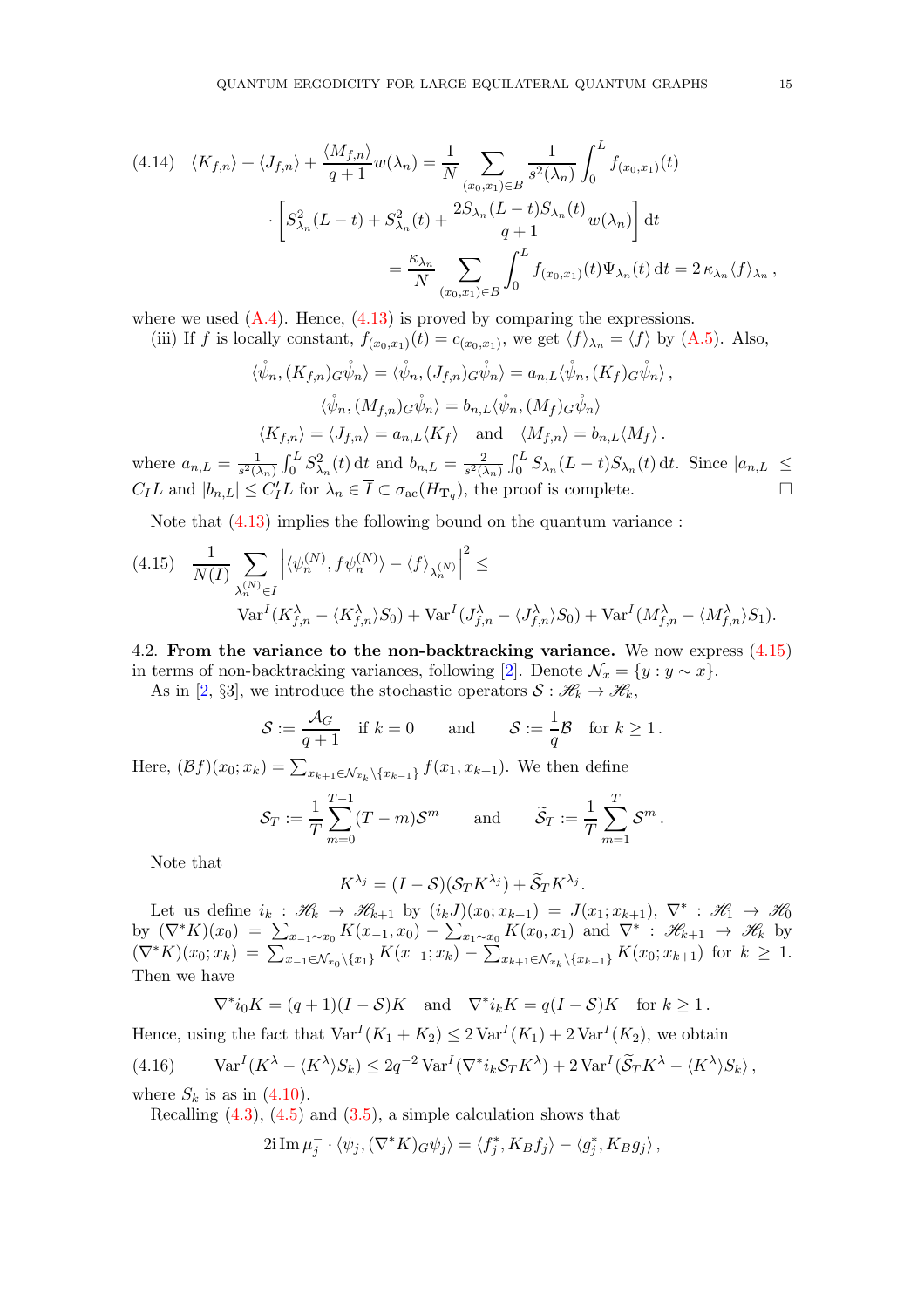$$
(4.14)\quad \langle K_{f,n}\rangle + \langle J_{f,n}\rangle + \frac{\langle M_{f,n}\rangle}{q+1} w(\lambda_n) = \frac{1}{N} \sum_{(x_0,x_1)\in B} \frac{1}{s^2(\lambda_n)} \int_0^L f_{(x_0,x_1)}(t)
$$

$$
\cdot \left[ S^2_{\lambda_n}(L-t) + S^2_{\lambda_n}(t) + \frac{2 S_{\lambda_n}(L-t) S_{\lambda_n}(t)}{q+1} w(\lambda_n) \right] \mathrm{d}t
$$

$$
= \frac{\kappa_{\lambda_n}}{N} \sum_{(x_0,x_1)\in B} \int_0^L f_{(x_0,x_1)}(t) \Psi_{\lambda_n}(t)\,\mathrm{d}t = 2\,\kappa_{\lambda_n} \langle f\rangle_{\lambda_n} ,
$$

where we used (A.4). Hence, (4.13) is proved by comparing the expressions.

(iii) If $f$ is locally constant, $f_{(x_0,x_1)}(t) = c_{(x_0,x_1)}$, we get $\langle f\rangle_{\lambda_n} = \langle f\rangle$ by (A.5). Also,

$$
\langle \mathring{\psi}_n, (K_{f,n})_G \mathring{\psi}_n\rangle = \langle \mathring{\psi}_n, (J_{f,n})_G \mathring{\psi}_n\rangle = a_{n,L} \langle \mathring{\psi}_n, (K_f)_G \mathring{\psi}_n\rangle ,
$$

$$
\langle \mathring{\psi}_n, (M_{f,n})_G \mathring{\psi}_n\rangle = b_{n,L} \langle \mathring{\psi}_n, (M_f)_G \mathring{\psi}_n\rangle
$$

$$
\langle K_{f,n}\rangle = \langle J_{f,n}\rangle = a_{n,L}\langle K_f\rangle \quad \text{and} \quad \langle M_{f,n}\rangle = b_{n,L}\langle M_f\rangle .
$$

where $a_{n,L} = \frac{1}{s^2(\lambda_n)} \int_0^L S^2_{\lambda_n}(t)\,\mathrm{d}t$ and $b_{n,L} = \frac{2}{s^2(\lambda_n)} \int_0^L S_{\lambda_n}(L-t) S_{\lambda_n}(t)\,\mathrm{d}t$. Since $|a_{n,L}| \le C_I L$ and $|b_{n,L}| \le C_I' L$ for $\lambda_n \in \overline{I} \subset \sigma_{\mathrm{ac}}(H_{\mathbf{T}_q})$, the proof is complete. $\square$

Note that (4.13) implies the following bound on the quantum variance :

$$
(4.15)\quad \frac{1}{N(I)} \sum_{\lambda_n^{(N)}\in I} \left| \langle \psi_n^{(N)}, f\psi_n^{(N)}\rangle - \langle f\rangle_{\lambda_n^{(N)}} \right|^2 \le
$$

$$
\mathrm{Var}^I(K^\lambda_{f,n} - \langle K^\lambda_{f,n}\rangle S_0) + \mathrm{Var}^I(J^\lambda_{f,n} - \langle J^\lambda_{f,n}\rangle S_0) + \mathrm{Var}^I(M^\lambda_{f,n} - \langle M^\lambda_{f,n}\rangle S_1).
$$

### 4.2. From the variance to the non-backtracking variance.

We now express (4.15) in terms of non-backtracking variances, following [2]. Denote $\mathcal{N}_x = \{y : y \sim x\}$.

As in [2, §3], we introduce the stochastic operators $\mathcal{S} : \mathscr{H}_k \to \mathscr{H}_k$,

$$
\mathcal{S} := \frac{\mathcal{A}_G}{q+1} \quad \text{if } k=0 \qquad \text{and} \qquad \mathcal{S} := \frac{1}{q}\mathcal{B} \quad \text{for } k \ge 1 .
$$

Here, $(\mathcal{B}f)(x_0;x_k) = \sum_{x_{k+1}\in \mathcal{N}_{x_k}\setminus\{x_{k-1}\}} f(x_1,x_{k+1})$. We then define

$$
\mathcal{S}_T := \frac{1}{T}\sum_{m=0}^{T-1} (T-m)\mathcal{S}^m \qquad \text{and} \qquad \widetilde{\mathcal{S}}_T := \frac{1}{T}\sum_{m=1}^{T} \mathcal{S}^m .
$$

Note that

$$
K^{\lambda_j} = (I-\mathcal{S})(\mathcal{S}_T K^{\lambda_j}) + \widetilde{\mathcal{S}}_T K^{\lambda_j}.
$$

Let us define $i_k : \mathscr{H}_k \to \mathscr{H}_{k+1}$ by $(i_k J)(x_0;x_{k+1}) = J(x_1;x_{k+1})$, $\nabla^* : \mathscr{H}_1 \to \mathscr{H}_0$ by $(\nabla^* K)(x_0) = \sum_{x_{-1}\sim x_0} K(x_{-1},x_0) - \sum_{x_1\sim x_0} K(x_0,x_1)$ and $\nabla^* : \mathscr{H}_{k+1} \to \mathscr{H}_k$ by $(\nabla^* K)(x_0;x_k) = \sum_{x_{-1}\in\mathcal{N}_{x_0}\setminus\{x_1\}} K(x_{-1};x_k) - \sum_{x_{k+1}\in\mathcal{N}_{x_k}\setminus\{x_{k-1}\}} K(x_0;x_{k+1})$ for $k \ge 1$. Then we have

$$
\nabla^* i_0 K = (q+1)(I-\mathcal{S})K \quad \text{and} \quad \nabla^* i_k K = q(I-\mathcal{S})K \quad \text{for } k\ge 1 .
$$

Hence, using the fact that $\mathrm{Var}^I(K_1+K_2) \le 2\,\mathrm{Var}^I(K_1) + 2\,\mathrm{Var}^I(K_2)$, we obtain

$$
(4.16)\qquad \mathrm{Var}^I(K^\lambda - \langle K^\lambda\rangle S_k) \le 2q^{-2}\,\mathrm{Var}^I(\nabla^* i_k \mathcal{S}_T K^\lambda) + 2\,\mathrm{Var}^I(\widetilde{\mathcal{S}}_T K^\lambda - \langle K^\lambda\rangle S_k) ,
$$

where $S_k$ is as in (4.10).

Recalling (4.3), (4.5) and (3.5), a simple calculation shows that

$$
2\mathrm{i}\,\mathrm{Im}\,\mu_j^- \cdot \langle \psi_j, (\nabla^* K)_G \psi_j\rangle = \langle f_j^*, K_B f_j\rangle - \langle g_j^*, K_B g_j\rangle ,
$$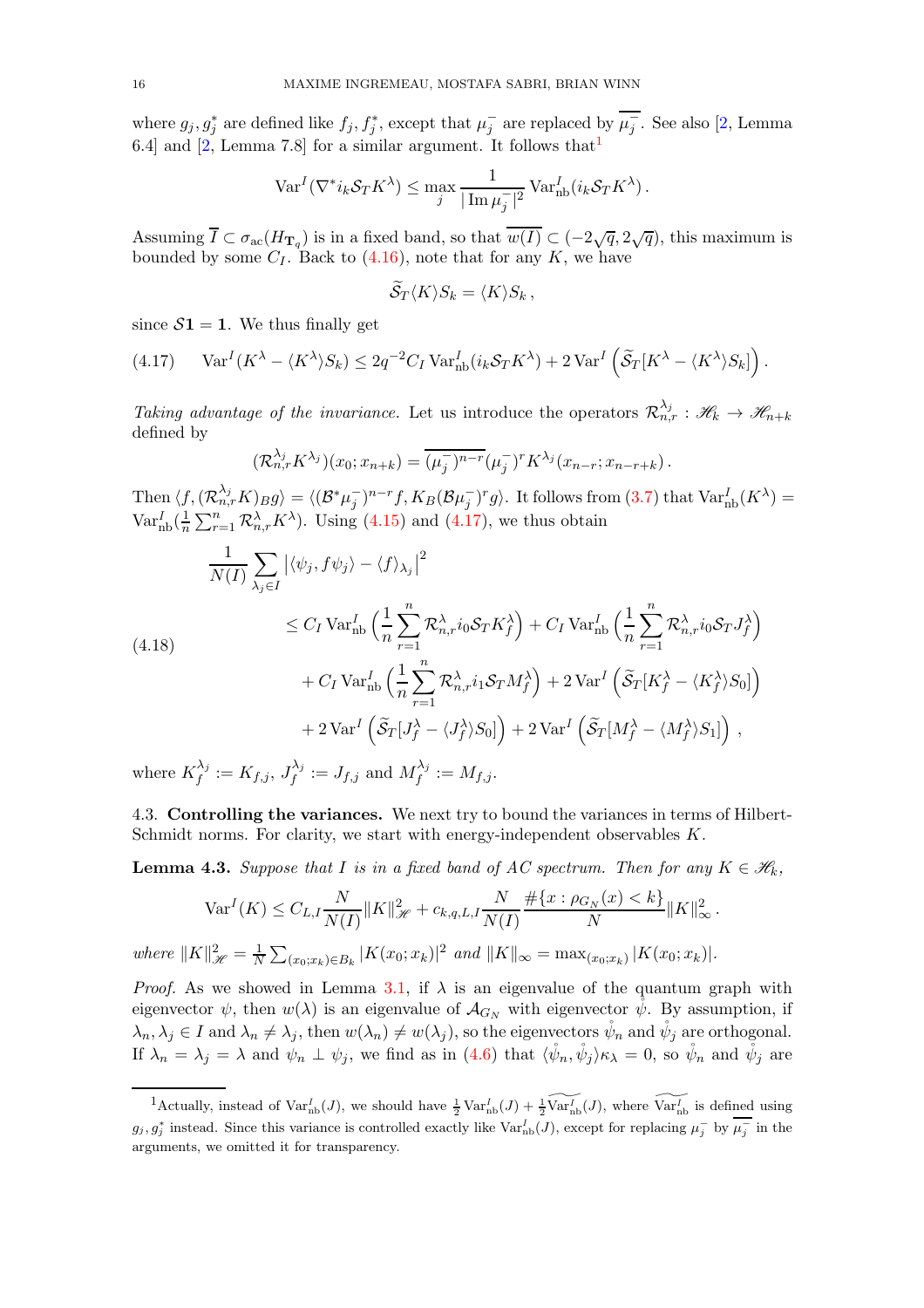where $g_j, g_j^*$ are defined like $f_j, f_j^*$, except that $\mu_j^-$ are replaced by $\overline{\mu_j^-}$. See also [2, Lemma 6.4] and [2, Lemma 7.8] for a similar argument. It follows that[1]

$$\mathrm{Var}^I(\nabla^* i_k \mathcal{S}_T K^\lambda) \le \max_j \frac{1}{|\operatorname{Im} \mu_j^-|^2} \mathrm{Var}_{\mathrm{nb}}^I(i_k \mathcal{S}_T K^\lambda)\,.$$

Assuming $\overline{I} \subset \sigma_{\mathrm{ac}}(H_{\mathbf{T}_q})$ is in a fixed band, so that $\overline{w(I)} \subset (-2\sqrt{q}, 2\sqrt{q})$, this maximum is bounded by some $C_I$. Back to (4.16), note that for any $K$, we have

$$\widetilde{\mathcal{S}}_T \langle K\rangle S_k = \langle K\rangle S_k\,,$$

since $\mathcal{S}\mathbf{1} = \mathbf{1}$. We thus finally get

$$\mathrm{Var}^I(K^\lambda - \langle K^\lambda\rangle S_k) \le 2q^{-2} C_I \,\mathrm{Var}_{\mathrm{nb}}^I(i_k \mathcal{S}_T K^\lambda) + 2\,\mathrm{Var}^I\left(\widetilde{\mathcal{S}}_T[K^\lambda - \langle K^\lambda\rangle S_k]\right). \tag{4.17}$$

*Taking advantage of the invariance.* Let us introduce the operators $\mathcal{R}_{n,r}^{\lambda_j} : \mathscr{H}_k \to \mathscr{H}_{n+k}$ defined by

$$(\mathcal{R}_{n,r}^{\lambda_j} K^{\lambda_j})(x_0; x_{n+k}) = \overline{(\mu_j^-)^{n-r}} (\mu_j^-)^r K^{\lambda_j}(x_{n-r}; x_{n-r+k})\,.$$

Then $\langle f, (\mathcal{R}_{n,r}^{\lambda_j} K)_B g\rangle = \langle (\mathcal{B}^* \mu_j^-)^{n-r} f, K_B (\mathcal{B}\mu_j^-)^r g\rangle$. It follows from (3.7) that $\mathrm{Var}_{\mathrm{nb}}^I(K^\lambda) = \mathrm{Var}_{\mathrm{nb}}^I(\frac{1}{n}\sum_{r=1}^n \mathcal{R}_{n,r}^\lambda K^\lambda)$. Using (4.15) and (4.17), we thus obtain

$$\begin{aligned}
&\frac{1}{N(I)} \sum_{\lambda_j \in I} \left|\langle \psi_j, f\psi_j\rangle - \langle f\rangle_{\lambda_j}\right|^2 \\
&\le C_I \,\mathrm{Var}_{\mathrm{nb}}^I\Big(\frac{1}{n}\sum_{r=1}^n \mathcal{R}_{n,r}^\lambda i_0 \mathcal{S}_T K_f^\lambda\Big) + C_I\, \mathrm{Var}_{\mathrm{nb}}^I\Big(\frac{1}{n}\sum_{r=1}^n \mathcal{R}_{n,r}^\lambda i_0 \mathcal{S}_T J_f^\lambda\Big) \\
&\quad + C_I\, \mathrm{Var}_{\mathrm{nb}}^I\Big(\frac{1}{n}\sum_{r=1}^n \mathcal{R}_{n,r}^\lambda i_1 \mathcal{S}_T M_f^\lambda\Big) + 2\,\mathrm{Var}^I\left(\widetilde{\mathcal{S}}_T[K_f^\lambda - \langle K_f^\lambda\rangle S_0]\right) \\
&\quad + 2\,\mathrm{Var}^I\left(\widetilde{\mathcal{S}}_T[J_f^\lambda - \langle J_f^\lambda\rangle S_0]\right) + 2\,\mathrm{Var}^I\left(\widetilde{\mathcal{S}}_T[M_f^\lambda - \langle M_f^\lambda\rangle S_1]\right),
\end{aligned} \tag{4.18}$$

where $K_f^{\lambda_j} := K_{f,j}$, $J_f^{\lambda_j} := J_{f,j}$ and $M_f^{\lambda_j} := M_{f,j}$.

## 4.3. Controlling the variances.

We next try to bound the variances in terms of Hilbert-Schmidt norms. For clarity, we start with energy-independent observables $K$.

**Lemma 4.3.** *Suppose that $I$ is in a fixed band of AC spectrum. Then for any $K \in \mathscr{H}_k$,*

$$\mathrm{Var}^I(K) \le C_{L,I} \frac{N}{N(I)} \|K\|_{\mathscr{H}}^2 + c_{k,q,L,I} \frac{N}{N(I)} \frac{\#\{x : \rho_{G_N}(x) < k\}}{N} \|K\|_\infty^2\,.$$

*where $\|K\|_{\mathscr{H}}^2 = \frac{1}{N}\sum_{(x_0;x_k)\in B_k} |K(x_0;x_k)|^2$ and $\|K\|_\infty = \max_{(x_0;x_k)} |K(x_0;x_k)|$.*

*Proof.* As we showed in Lemma 3.1, if $\lambda$ is an eigenvalue of the quantum graph with eigenvector $\psi$, then $w(\lambda)$ is an eigenvalue of $\mathcal{A}_{G_N}$ with eigenvector $\mathring{\psi}$. By assumption, if $\lambda_n, \lambda_j \in I$ and $\lambda_n \neq \lambda_j$, then $w(\lambda_n) \neq w(\lambda_j)$, so the eigenvectors $\mathring{\psi}_n$ and $\mathring{\psi}_j$ are orthogonal. If $\lambda_n = \lambda_j = \lambda$ and $\psi_n \perp \psi_j$, we find as in (4.6) that $\langle \mathring{\psi}_n, \mathring{\psi}_j\rangle_{\kappa_\lambda} = 0$, so $\mathring{\psi}_n$ and $\mathring{\psi}_j$ are

[1] Actually, instead of $\mathrm{Var}_{\mathrm{nb}}^I(J)$, we should have $\frac{1}{2}\mathrm{Var}_{\mathrm{nb}}^I(J) + \frac{1}{2}\widetilde{\mathrm{Var}_{\mathrm{nb}}^I}(J)$, where $\widetilde{\mathrm{Var}_{\mathrm{nb}}^I}$ is defined using $g_j, g_j^*$ instead. Since this variance is controlled exactly like $\mathrm{Var}_{\mathrm{nb}}^I(J)$, except for replacing $\mu_j^-$ by $\overline{\mu_j^-}$ in the arguments, we omitted it for transparency.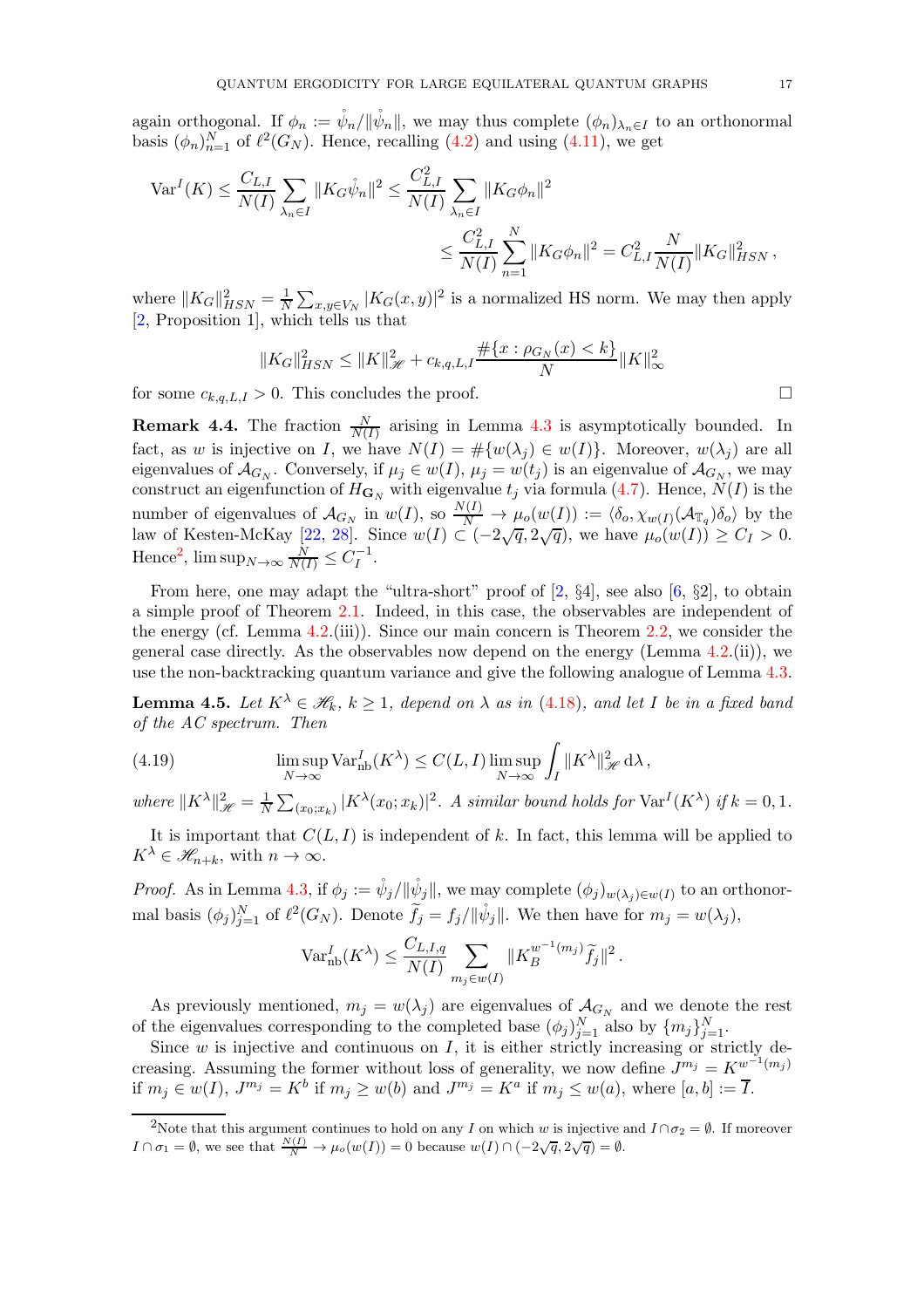again orthogonal. If $\phi_n := \mathring{\psi}_n/\|\mathring{\psi}_n\|$, we may thus complete $(\phi_n)_{\lambda_n\in I}$ to an orthonormal basis $(\phi_n)_{n=1}^N$ of $\ell^2(G_N)$. Hence, recalling (4.2) and using (4.11), we get

$$\begin{aligned}\mathrm{Var}^I(K) \le \frac{C_{L,I}}{N(I)}\sum_{\lambda_n\in I}\|K_G\mathring{\psi}_n\|^2 &\le \frac{C_{L,I}^2}{N(I)}\sum_{\lambda_n\in I}\|K_G\phi_n\|^2\\ &\le \frac{C_{L,I}^2}{N(I)}\sum_{n=1}^N\|K_G\phi_n\|^2 = C_{L,I}^2\frac{N}{N(I)}\|K_G\|_{HSN}^2\,,\end{aligned}$$

where $\|K_G\|_{HSN}^2 = \frac{1}{N}\sum_{x,y\in V_N}|K_G(x,y)|^2$ is a normalized HS norm. We may then apply [2, Proposition 1], which tells us that

$$\|K_G\|_{HSN}^2 \le \|K\|_{\mathscr{H}}^2 + c_{k,q,L,I}\frac{\#\{x:\rho_{G_N}(x)<k\}}{N}\|K\|_\infty^2$$

for some $c_{k,q,L,I}>0$. This concludes the proof. □

**Remark 4.4.** The fraction $\frac{N}{N(I)}$ arising in Lemma 4.3 is asymptotically bounded. In fact, as $w$ is injective on $I$, we have $N(I) = \#\{w(\lambda_j)\in w(I)\}$. Moreover, $w(\lambda_j)$ are all eigenvalues of $\mathcal{A}_{G_N}$. Conversely, if $\mu_j\in w(I)$, $\mu_j = w(t_j)$ is an eigenvalue of $\mathcal{A}_{G_N}$, we may construct an eigenfunction of $H_{\mathbf{G}_N}$ with eigenvalue $t_j$ via formula (4.7). Hence, $N(I)$ is the number of eigenvalues of $\mathcal{A}_{G_N}$ in $w(I)$, so $\frac{N(I)}{N}\to\mu_o(w(I)) := \langle\delta_o,\chi_{w(I)}(\mathcal{A}_{\mathbb{T}_q})\delta_o\rangle$ by the law of Kesten-McKay [22, 28]. Since $w(I)\subset(-2\sqrt{q},2\sqrt{q})$, we have $\mu_o(w(I))\ge C_I>0$. Hence[2], $\limsup_{N\to\infty}\frac{N}{N(I)}\le C_I^{-1}$.

From here, one may adapt the "ultra-short" proof of [2, §4], see also [6, §2], to obtain a simple proof of Theorem 2.1. Indeed, in this case, the observables are independent of the energy (cf. Lemma 4.2.(iii)). Since our main concern is Theorem 2.2, we consider the general case directly. As the observables now depend on the energy (Lemma 4.2.(ii)), we use the non-backtracking quantum variance and give the following analogue of Lemma 4.3.

**Lemma 4.5.** *Let $K^\lambda\in\mathscr{H}_k$, $k\ge 1$, depend on $\lambda$ as in (4.18), and let $I$ be in a fixed band of the AC spectrum. Then*

$$\limsup_{N\to\infty}\mathrm{Var}_{\mathrm{nb}}^I(K^\lambda)\le C(L,I)\limsup_{N\to\infty}\int_I\|K^\lambda\|_{\mathscr{H}}^2\,\mathrm{d}\lambda\,, \tag{4.19}$$

*where $\|K^\lambda\|_{\mathscr{H}}^2 = \frac{1}{N}\sum_{(x_0;x_k)}|K^\lambda(x_0;x_k)|^2$. A similar bound holds for $\mathrm{Var}^I(K^\lambda)$ if $k=0,1$.*

It is important that $C(L,I)$ is independent of $k$. In fact, this lemma will be applied to $K^\lambda\in\mathscr{H}_{n+k}$, with $n\to\infty$.

*Proof.* As in Lemma 4.3, if $\phi_j := \mathring{\psi}_j/\|\mathring{\psi}_j\|$, we may complete $(\phi_j)_{w(\lambda_j)\in w(I)}$ to an orthonormal basis $(\phi_j)_{j=1}^N$ of $\ell^2(G_N)$. Denote $\widetilde{f}_j = f_j/\|\mathring{\psi}_j\|$. We then have for $m_j = w(\lambda_j)$,

$$\mathrm{Var}_{\mathrm{nb}}^I(K^\lambda)\le\frac{C_{L,I,q}}{N(I)}\sum_{m_j\in w(I)}\|K_B^{w^{-1}(m_j)}\widetilde{f}_j\|^2\,.$$

As previously mentioned, $m_j = w(\lambda_j)$ are eigenvalues of $\mathcal{A}_{G_N}$ and we denote the rest of the eigenvalues corresponding to the completed base $(\phi_j)_{j=1}^N$ also by $\{m_j\}_{j=1}^N$.

Since $w$ is injective and continuous on $I$, it is either strictly increasing or strictly decreasing. Assuming the former without loss of generality, we now define $J^{m_j} = K^{w^{-1}(m_j)}$ if $m_j\in w(I)$, $J^{m_j} = K^b$ if $m_j\ge w(b)$ and $J^{m_j} = K^a$ if $m_j\le w(a)$, where $[a,b] := \overline{I}$.

---

[2] Note that this argument continues to hold on any $I$ on which $w$ is injective and $I\cap\sigma_2=\emptyset$. If moreover $I\cap\sigma_1=\emptyset$, we see that $\frac{N(I)}{N}\to\mu_o(w(I))=0$ because $w(I)\cap(-2\sqrt{q},2\sqrt{q})=\emptyset$.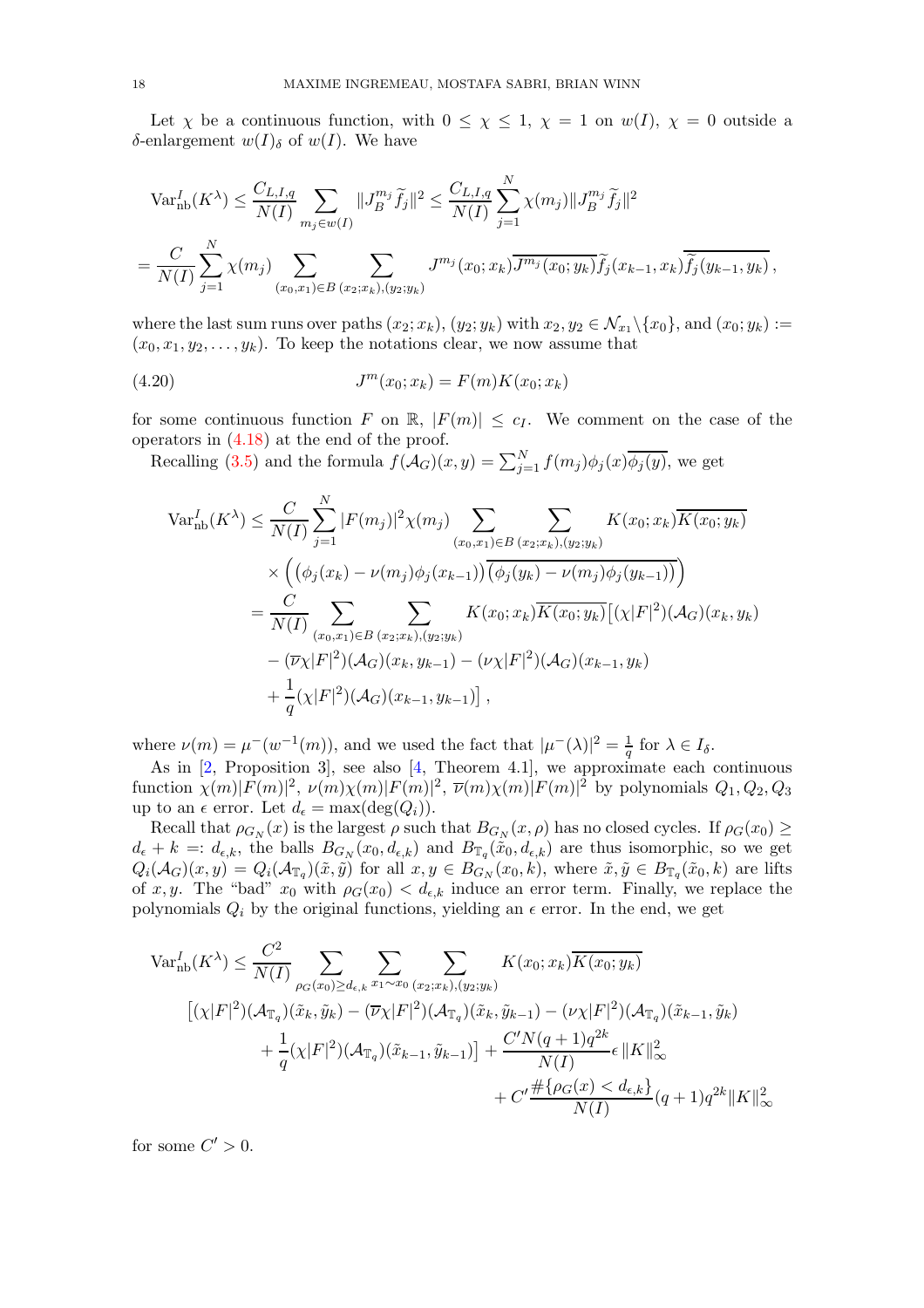Let $\chi$ be a continuous function, with $0 \le \chi \le 1$, $\chi = 1$ on $w(I)$, $\chi = 0$ outside a $\delta$-enlargement $w(I)_\delta$ of $w(I)$. We have

$$
\begin{aligned}
&\mathrm{Var}^I_{\mathrm{nb}}(K^\lambda) \le \frac{C_{L,I,q}}{N(I)} \sum_{m_j \in w(I)} \|J_B^{m_j} \widetilde{f}_j\|^2 \le \frac{C_{L,I,q}}{N(I)} \sum_{j=1}^N \chi(m_j) \|J_B^{m_j} \widetilde{f}_j\|^2 \\
&= \frac{C}{N(I)} \sum_{j=1}^N \chi(m_j) \sum_{(x_0,x_1)\in B} \sum_{(x_2;x_k),(y_2;y_k)} J^{m_j}(x_0;x_k)\overline{J^{m_j}(x_0;y_k)} \widetilde{f}_j(x_{k-1},x_k)\overline{\widetilde{f}_j(y_{k-1},y_k)}\,,
\end{aligned}
$$

where the last sum runs over paths $(x_2;x_k)$, $(y_2;y_k)$ with $x_2, y_2 \in \mathcal{N}_{x_1}\setminus\{x_0\}$, and $(x_0;y_k) := (x_0, x_1, y_2, \dots, y_k)$. To keep the notations clear, we now assume that

$$
J^m(x_0;x_k) = F(m) K(x_0;x_k) \tag{4.20}
$$

for some continuous function $F$ on $\mathbb{R}$, $|F(m)| \le c_I$. We comment on the case of the operators in (4.18) at the end of the proof.

Recalling (3.5) and the formula $f(\mathcal{A}_G)(x,y) = \sum_{j=1}^N f(m_j)\phi_j(x)\overline{\phi_j(y)}$, we get

$$
\begin{aligned}
\mathrm{Var}^I_{\mathrm{nb}}(K^\lambda) &\le \frac{C}{N(I)} \sum_{j=1}^N |F(m_j)|^2 \chi(m_j) \sum_{(x_0,x_1)\in B} \sum_{(x_2;x_k),(y_2;y_k)} K(x_0;x_k)\overline{K(x_0;y_k)} \\
&\quad \times \Big( \big(\phi_j(x_k) - \nu(m_j)\phi_j(x_{k-1})\big)\overline{\big(\phi_j(y_k) - \nu(m_j)\phi_j(y_{k-1})\big)} \Big) \\
&= \frac{C}{N(I)} \sum_{(x_0,x_1)\in B} \sum_{(x_2;x_k),(y_2;y_k)} K(x_0;x_k)\overline{K(x_0;y_k)} \big[ (\chi|F|^2)(\mathcal{A}_G)(x_k,y_k) \\
&\quad - (\overline{\nu}\chi|F|^2)(\mathcal{A}_G)(x_k,y_{k-1}) - (\nu\chi|F|^2)(\mathcal{A}_G)(x_{k-1},y_k) \\
&\quad + \frac{1}{q}(\chi|F|^2)(\mathcal{A}_G)(x_{k-1},y_{k-1}) \big]\,,
\end{aligned}
$$

where $\nu(m) = \mu^-(w^{-1}(m))$, and we used the fact that $|\mu^-(\lambda)|^2 = \frac{1}{q}$ for $\lambda \in I_\delta$.

As in [2, Proposition 3], see also [4, Theorem 4.1], we approximate each continuous function $\chi(m)|F(m)|^2$, $\nu(m)\chi(m)|F(m)|^2$, $\overline{\nu}(m)\chi(m)|F(m)|^2$ by polynomials $Q_1, Q_2, Q_3$ up to an $\epsilon$ error. Let $d_\epsilon = \max(\deg(Q_i))$.

Recall that $\rho_{G_N}(x)$ is the largest $\rho$ such that $B_{G_N}(x,\rho)$ has no closed cycles. If $\rho_G(x_0) \ge d_\epsilon + k =: d_{\epsilon,k}$, the balls $B_{G_N}(x_0, d_{\epsilon,k})$ and $B_{\mathbb{T}_q}(\tilde{x}_0, d_{\epsilon,k})$ are thus isomorphic, so we get $Q_i(\mathcal{A}_G)(x,y) = Q_i(\mathcal{A}_{\mathbb{T}_q})(\tilde{x},\tilde{y})$ for all $x,y \in B_{G_N}(x_0,k)$, where $\tilde{x},\tilde{y} \in B_{\mathbb{T}_q}(\tilde{x}_0,k)$ are lifts of $x,y$. The "bad" $x_0$ with $\rho_G(x_0) < d_{\epsilon,k}$ induce an error term. Finally, we replace the polynomials $Q_i$ by the original functions, yielding an $\epsilon$ error. In the end, we get

$$
\begin{aligned}
\mathrm{Var}^I_{\mathrm{nb}}(K^\lambda) &\le \frac{C^2}{N(I)} \sum_{\rho_G(x_0)\ge d_{\epsilon,k}} \sum_{x_1\sim x_0} \sum_{(x_2;x_k),(y_2;y_k)} K(x_0;x_k)\overline{K(x_0;y_k)} \\
&\big[ (\chi|F|^2)(\mathcal{A}_{\mathbb{T}_q})(\tilde{x}_k,\tilde{y}_k) - (\overline{\nu}\chi|F|^2)(\mathcal{A}_{\mathbb{T}_q})(\tilde{x}_k,\tilde{y}_{k-1}) - (\nu\chi|F|^2)(\mathcal{A}_{\mathbb{T}_q})(\tilde{x}_{k-1},\tilde{y}_k) \\
&\quad + \frac{1}{q}(\chi|F|^2)(\mathcal{A}_{\mathbb{T}_q})(\tilde{x}_{k-1},\tilde{y}_{k-1}) \big] + \frac{C'N(q+1)q^{2k}}{N(I)}\epsilon\, \|K\|^2_\infty \\
&\quad + C'\frac{\#\{\rho_G(x) < d_{\epsilon,k}\}}{N(I)}(q+1)q^{2k}\|K\|^2_\infty
\end{aligned}
$$

for some $C' > 0$.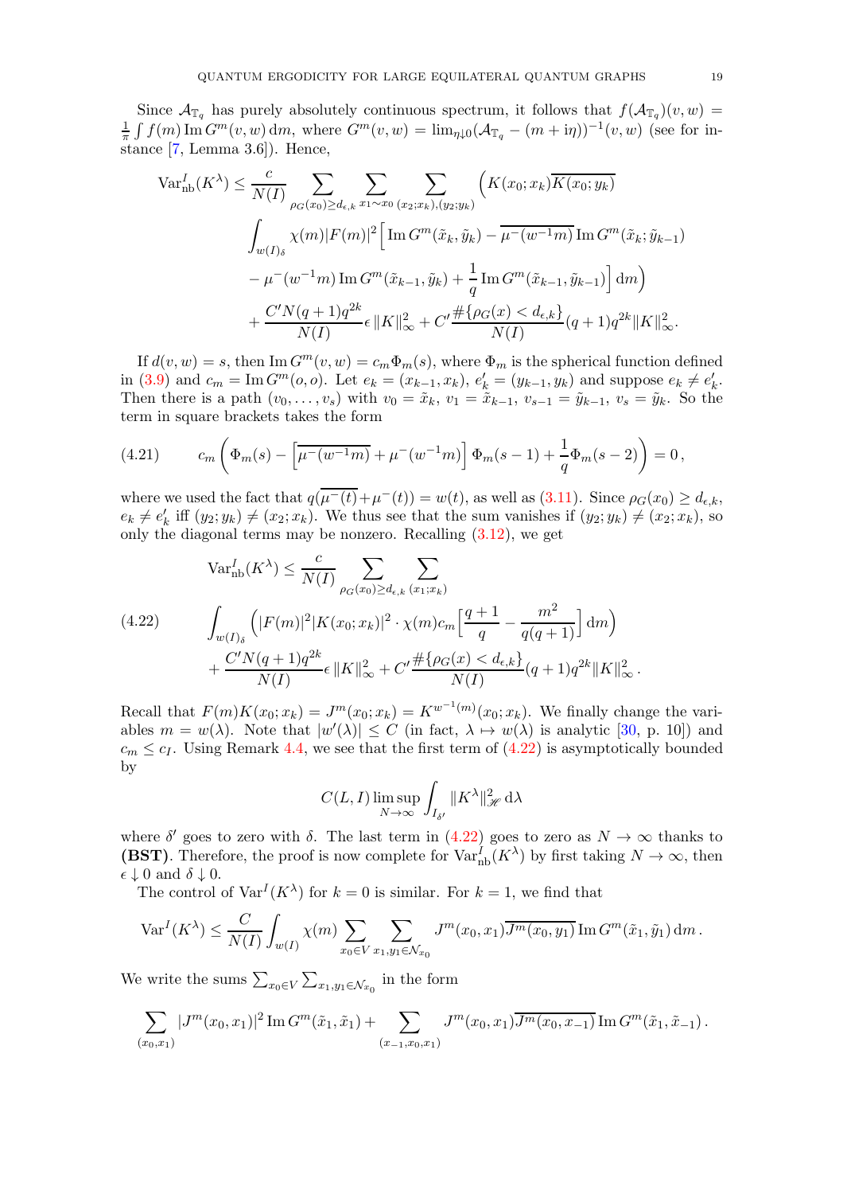Since $\mathcal{A}_{\mathbb{T}_q}$ has purely absolutely continuous spectrum, it follows that $f(\mathcal{A}_{\mathbb{T}_q})(v,w) = \frac{1}{\pi}\int f(m)\,\mathrm{Im}\,G^m(v,w)\,\mathrm{d}m$, where $G^m(v,w) = \lim_{\eta\downarrow 0}(\mathcal{A}_{\mathbb{T}_q} - (m+\mathrm{i}\eta))^{-1}(v,w)$ (see for instance [7, Lemma 3.6]). Hence,

$$
\begin{aligned}
\mathrm{Var}^I_{\mathrm{nb}}(K^\lambda) \le \frac{c}{N(I)} \sum_{\rho_G(x_0)\ge d_{\epsilon,k}} \sum_{x_1\sim x_0} \sum_{(x_2;x_k),(y_2;y_k)} \Big( & K(x_0;x_k)\overline{K(x_0;y_k)} \\
\int_{w(I)_\delta} \chi(m)|F(m)|^2 \Big[ & \mathrm{Im}\,G^m(\tilde{x}_k,\tilde{y}_k) - \overline{\mu^-(w^{-1}m)}\,\mathrm{Im}\,G^m(\tilde{x}_k;\tilde{y}_{k-1}) \\
& - \mu^-(w^{-1}m)\,\mathrm{Im}\,G^m(\tilde{x}_{k-1},\tilde{y}_k) + \frac{1}{q}\,\mathrm{Im}\,G^m(\tilde{x}_{k-1},\tilde{y}_{k-1})\Big]\,\mathrm{d}m\Big) \\
& + \frac{C'N(q+1)q^{2k}}{N(I)}\epsilon\,\|K\|_\infty^2 + C'\frac{\#\{\rho_G(x) < d_{\epsilon,k}\}}{N(I)}(q+1)q^{2k}\|K\|^2_\infty.
\end{aligned}
$$

If $d(v,w) = s$, then $\mathrm{Im}\,G^m(v,w) = c_m\Phi_m(s)$, where $\Phi_m$ is the spherical function defined in (3.9) and $c_m = \mathrm{Im}\,G^m(o,o)$. Let $e_k = (x_{k-1},x_k)$, $e_k' = (y_{k-1},y_k)$ and suppose $e_k \ne e_k'$. Then there is a path $(v_0,\dots,v_s)$ with $v_0 = \tilde{x}_k$, $v_1 = \tilde{x}_{k-1}$, $v_{s-1} = \tilde{y}_{k-1}$, $v_s = \tilde{y}_k$. So the term in square brackets takes the form

$$
c_m\left(\Phi_m(s) - \left[\overline{\mu^-(w^{-1}m)} + \mu^-(w^{-1}m)\right]\Phi_m(s-1) + \frac{1}{q}\Phi_m(s-2)\right) = 0\,, \tag{4.21}
$$

where we used the fact that $q(\overline{\mu^-(t)}+\mu^-(t)) = w(t)$, as well as (3.11). Since $\rho_G(x_0)\ge d_{\epsilon,k}$, $e_k \ne e_k'$ iff $(y_2;y_k)\ne(x_2;x_k)$. We thus see that the sum vanishes if $(y_2;y_k)\ne(x_2;x_k)$, so only the diagonal terms may be nonzero. Recalling (3.12), we get

$$
\begin{aligned}
\mathrm{Var}^I_{\mathrm{nb}}(K^\lambda) \le \frac{c}{N(I)} & \sum_{\rho_G(x_0)\ge d_{\epsilon,k}} \sum_{(x_1;x_k)} \\
\int_{w(I)_\delta} & \Big(|F(m)|^2|K(x_0;x_k)|^2\cdot\chi(m)c_m\Big[\frac{q+1}{q} - \frac{m^2}{q(q+1)}\Big]\,\mathrm{d}m\Big) \\
& + \frac{C'N(q+1)q^{2k}}{N(I)}\epsilon\,\|K\|_\infty^2 + C'\frac{\#\{\rho_G(x) < d_{\epsilon,k}\}}{N(I)}(q+1)q^{2k}\|K\|^2_\infty\,.
\end{aligned}
\tag{4.22}
$$

Recall that $F(m)K(x_0;x_k) = J^m(x_0;x_k) = K^{w^{-1}(m)}(x_0;x_k)$. We finally change the variables $m = w(\lambda)$. Note that $|w'(\lambda)|\le C$ (in fact, $\lambda\mapsto w(\lambda)$ is analytic [30, p. 10]) and $c_m \le c_I$. Using Remark 4.4, we see that the first term of (4.22) is asymptotically bounded by

$$
C(L,I)\limsup_{N\to\infty}\int_{I_{\delta'}}\|K^\lambda\|^2_{\mathscr{H}}\,\mathrm{d}\lambda
$$

where $\delta'$ goes to zero with $\delta$. The last term in (4.22) goes to zero as $N\to\infty$ thanks to **(BST)**. Therefore, the proof is now complete for $\mathrm{Var}^I_{\mathrm{nb}}(K^\lambda)$ by first taking $N\to\infty$, then $\epsilon\downarrow 0$ and $\delta\downarrow 0$.

The control of $\mathrm{Var}^I(K^\lambda)$ for $k=0$ is similar. For $k=1$, we find that

$$
\mathrm{Var}^I(K^\lambda) \le \frac{C}{N(I)}\int_{w(I)}\chi(m)\sum_{x_0\in V}\sum_{x_1,y_1\in\mathcal{N}_{x_0}} J^m(x_0,x_1)\overline{J^m(x_0,y_1)}\,\mathrm{Im}\,G^m(\tilde{x}_1,\tilde{y}_1)\,\mathrm{d}m\,.
$$

We write the sums $\sum_{x_0\in V}\sum_{x_1,y_1\in\mathcal{N}_{x_0}}$ in the form

$$
\sum_{(x_0,x_1)}|J^m(x_0,x_1)|^2\,\mathrm{Im}\,G^m(\tilde{x}_1,\tilde{x}_1) + \sum_{(x_{-1},x_0,x_1)} J^m(x_0,x_1)\overline{J^m(x_0,x_{-1})}\,\mathrm{Im}\,G^m(\tilde{x}_1,\tilde{x}_{-1})\,.
$$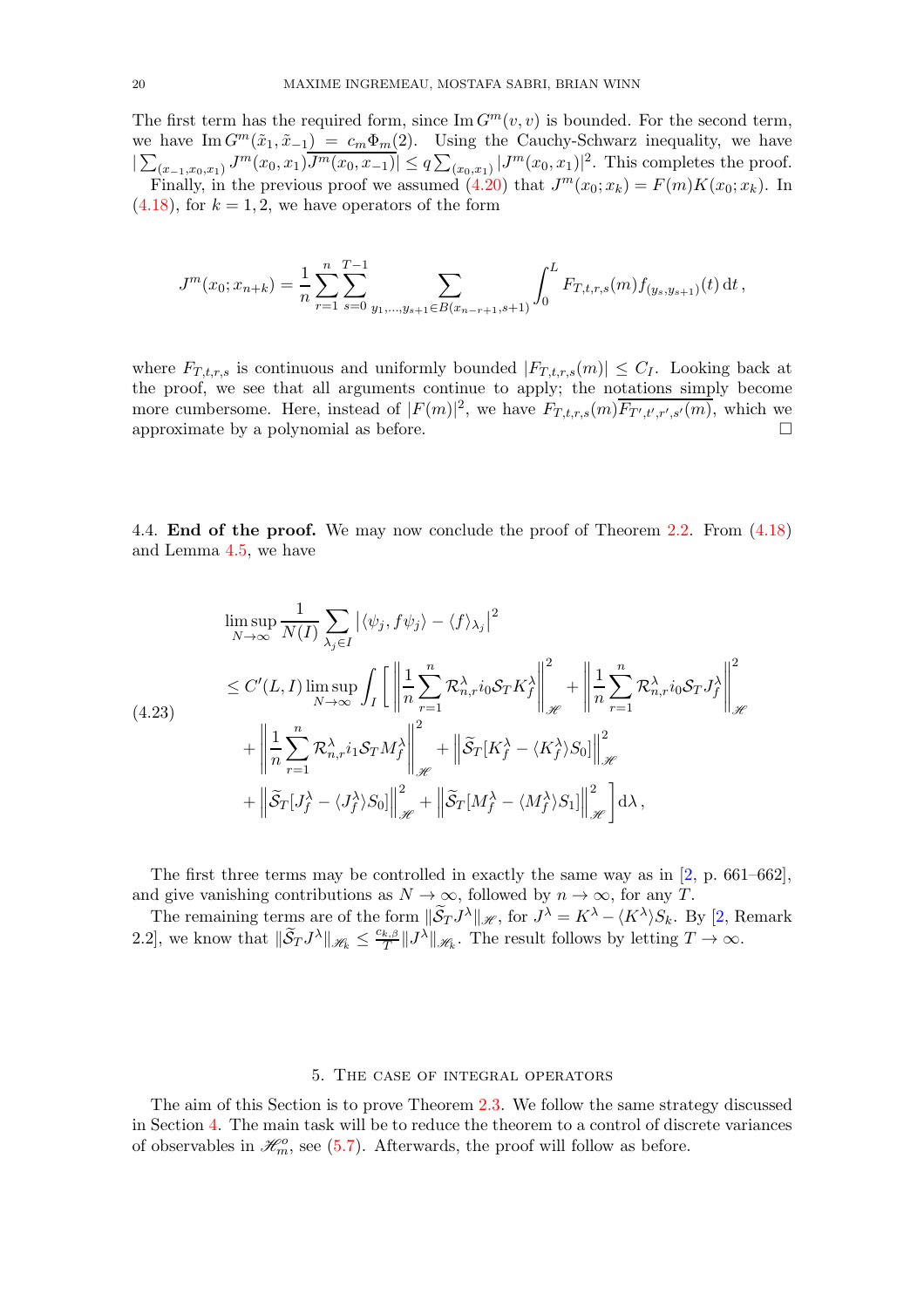The first term has the required form, since $\operatorname{Im} G^m(v,v)$ is bounded. For the second term, we have $\operatorname{Im} G^m(\tilde{x}_1, \tilde{x}_{-1}) = c_m \Phi_m(2)$. Using the Cauchy-Schwarz inequality, we have $|\sum_{(x_{-1},x_0,x_1)} J^m(x_0,x_1)\overline{J^m(x_0,x_{-1})}| \le q \sum_{(x_0,x_1)} |J^m(x_0,x_1)|^2$. This completes the proof.

Finally, in the previous proof we assumed (4.20) that $J^m(x_0;x_k) = F(m)K(x_0;x_k)$. In (4.18), for $k=1,2$, we have operators of the form

$$J^m(x_0;x_{n+k}) = \frac{1}{n}\sum_{r=1}^{n}\sum_{s=0}^{T-1}\sum_{y_1,\dots,y_{s+1}\in B(x_{n-r+1},s+1)} \int_0^L F_{T,t,r,s}(m) f_{(y_s,y_{s+1})}(t)\,\mathrm{d}t\,,$$

where $F_{T,t,r,s}$ is continuous and uniformly bounded $|F_{T,t,r,s}(m)| \le C_I$. Looking back at the proof, we see that all arguments continue to apply; the notations simply become more cumbersome. Here, instead of $|F(m)|^2$, we have $F_{T,t,r,s}(m)\overline{F_{T',t',r',s'}(m)}$, which we approximate by a polynomial as before. $\square$

4.4. **End of the proof.** We may now conclude the proof of Theorem 2.2. From (4.18) and Lemma 4.5, we have

$$\begin{aligned}
&\limsup_{N\to\infty} \frac{1}{N(I)} \sum_{\lambda_j\in I} \left|\langle \psi_j, f\psi_j\rangle - \langle f\rangle_{\lambda_j}\right|^2 \\
&\le C'(L,I)\limsup_{N\to\infty} \int_I \Bigg[ \left\| \frac{1}{n}\sum_{r=1}^{n} \mathcal{R}^{\lambda}_{n,r} i_0 \mathcal{S}_T K_f^{\lambda}\right\|^2_{\mathscr{H}} + \left\| \frac{1}{n}\sum_{r=1}^{n} \mathcal{R}^{\lambda}_{n,r} i_0 \mathcal{S}_T J_f^{\lambda}\right\|^2_{\mathscr{H}} \\
&\quad + \left\| \frac{1}{n}\sum_{r=1}^{n} \mathcal{R}^{\lambda}_{n,r} i_1 \mathcal{S}_T M_f^{\lambda}\right\|^2_{\mathscr{H}} + \left\| \widetilde{\mathcal{S}}_T[K_f^{\lambda} - \langle K_f^{\lambda}\rangle S_0]\right\|^2_{\mathscr{H}} \\
&\quad + \left\| \widetilde{\mathcal{S}}_T[J_f^{\lambda} - \langle J_f^{\lambda}\rangle S_0]\right\|^2_{\mathscr{H}} + \left\| \widetilde{\mathcal{S}}_T[M_f^{\lambda} - \langle M_f^{\lambda}\rangle S_1]\right\|^2_{\mathscr{H}} \Bigg]\mathrm{d}\lambda\,,
\end{aligned} \tag{4.23}$$

The first three terms may be controlled in exactly the same way as in [2, p. 661–662], and give vanishing contributions as $N\to\infty$, followed by $n\to\infty$, for any $T$.

The remaining terms are of the form $\|\widetilde{\mathcal{S}}_T J^{\lambda}\|_{\mathscr{H}}$, for $J^{\lambda} = K^{\lambda} - \langle K^{\lambda}\rangle S_k$. By [2, Remark 2.2], we know that $\|\widetilde{\mathcal{S}}_T J^{\lambda}\|_{\mathscr{H}_k} \le \frac{c_{k,\beta}}{T}\|J^{\lambda}\|_{\mathscr{H}_k}$. The result follows by letting $T\to\infty$.

## 5. The case of integral operators

The aim of this Section is to prove Theorem 2.3. We follow the same strategy discussed in Section 4. The main task will be to reduce the theorem to a control of discrete variances of observables in $\mathscr{H}_m^o$, see (5.7). Afterwards, the proof will follow as before.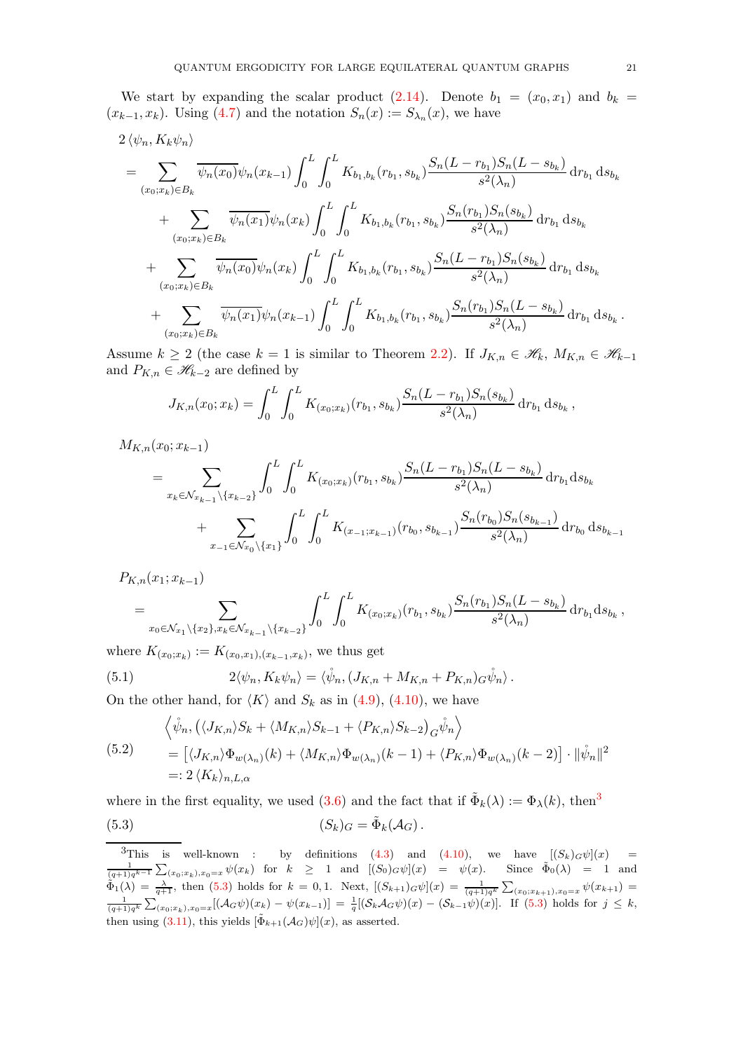We start by expanding the scalar product (2.14). Denote $b_1 = (x_0, x_1)$ and $b_k = (x_{k-1}, x_k)$. Using (4.7) and the notation $S_n(x) := S_{\lambda_n}(x)$, we have

$$
\begin{aligned}
&2\langle \psi_n, K_k\psi_n\rangle \\
&= \sum_{(x_0;x_k)\in B_k} \overline{\psi_n(x_0)}\psi_n(x_{k-1}) \int_0^L\int_0^L K_{b_1,b_k}(r_{b_1}, s_{b_k}) \frac{S_n(L-r_{b_1})S_n(L-s_{b_k})}{s^2(\lambda_n)}\,\mathrm{d}r_{b_1}\,\mathrm{d}s_{b_k} \\
&\quad + \sum_{(x_0;x_k)\in B_k} \overline{\psi_n(x_1)}\psi_n(x_k) \int_0^L\int_0^L K_{b_1,b_k}(r_{b_1}, s_{b_k}) \frac{S_n(r_{b_1})S_n(s_{b_k})}{s^2(\lambda_n)}\,\mathrm{d}r_{b_1}\,\mathrm{d}s_{b_k} \\
&\quad + \sum_{(x_0;x_k)\in B_k} \overline{\psi_n(x_0)}\psi_n(x_k) \int_0^L\int_0^L K_{b_1,b_k}(r_{b_1}, s_{b_k}) \frac{S_n(L-r_{b_1})S_n(s_{b_k})}{s^2(\lambda_n)}\,\mathrm{d}r_{b_1}\,\mathrm{d}s_{b_k} \\
&\quad + \sum_{(x_0;x_k)\in B_k} \overline{\psi_n(x_1)}\psi_n(x_{k-1}) \int_0^L\int_0^L K_{b_1,b_k}(r_{b_1}, s_{b_k}) \frac{S_n(r_{b_1})S_n(L-s_{b_k})}{s^2(\lambda_n)}\,\mathrm{d}r_{b_1}\,\mathrm{d}s_{b_k}\,.
\end{aligned}
$$

Assume $k \ge 2$ (the case $k = 1$ is similar to Theorem 2.2). If $J_{K,n} \in \mathscr{H}_k$, $M_{K,n} \in \mathscr{H}_{k-1}$ and $P_{K,n} \in \mathscr{H}_{k-2}$ are defined by

$$
J_{K,n}(x_0;x_k) = \int_0^L\int_0^L K_{(x_0;x_k)}(r_{b_1}, s_{b_k}) \frac{S_n(L-r_{b_1})S_n(s_{b_k})}{s^2(\lambda_n)}\,\mathrm{d}r_{b_1}\,\mathrm{d}s_{b_k}\,,
$$

$$
\begin{aligned}
&M_{K,n}(x_0;x_{k-1}) \\
&= \sum_{x_k\in\mathcal{N}_{x_{k-1}}\setminus\{x_{k-2}\}} \int_0^L\int_0^L K_{(x_0;x_k)}(r_{b_1}, s_{b_k}) \frac{S_n(L-r_{b_1})S_n(L-s_{b_k})}{s^2(\lambda_n)}\,\mathrm{d}r_{b_1}\mathrm{d}s_{b_k} \\
&\qquad + \sum_{x_{-1}\in\mathcal{N}_{x_0}\setminus\{x_1\}} \int_0^L\int_0^L K_{(x_{-1};x_{k-1})}(r_{b_0}, s_{b_{k-1}}) \frac{S_n(r_{b_0})S_n(s_{b_{k-1}})}{s^2(\lambda_n)}\,\mathrm{d}r_{b_0}\,\mathrm{d}s_{b_{k-1}}
\end{aligned}
$$

$$
\begin{aligned}
&P_{K,n}(x_1;x_{k-1}) \\
&= \sum_{x_0\in\mathcal{N}_{x_1}\setminus\{x_2\},x_k\in\mathcal{N}_{x_{k-1}}\setminus\{x_{k-2}\}} \int_0^L\int_0^L K_{(x_0;x_k)}(r_{b_1}, s_{b_k}) \frac{S_n(r_{b_1})S_n(L-s_{b_k})}{s^2(\lambda_n)}\,\mathrm{d}r_{b_1}\mathrm{d}s_{b_k}\,,
\end{aligned}
$$

where $K_{(x_0;x_k)} := K_{(x_0,x_1),(x_{k-1},x_k)}$, we thus get

$$
2\langle \psi_n, K_k\psi_n\rangle = \langle \mathring{\psi}_n, (J_{K,n} + M_{K,n} + P_{K,n})_G \mathring{\psi}_n\rangle\,. \tag{5.1}
$$

On the other hand, for $\langle K\rangle$ and $S_k$ as in (4.9), (4.10), we have

$$
\begin{aligned}
&\Big\langle \mathring{\psi}_n, \big(\langle J_{K,n}\rangle S_k + \langle M_{K,n}\rangle S_{k-1} + \langle P_{K,n}\rangle S_{k-2}\big)_G \mathring{\psi}_n\Big\rangle \\
&= \big[\langle J_{K,n}\rangle \Phi_{w(\lambda_n)}(k) + \langle M_{K,n}\rangle \Phi_{w(\lambda_n)}(k-1) + \langle P_{K,n}\rangle \Phi_{w(\lambda_n)}(k-2)\big]\cdot \|\mathring{\psi}_n\|^2 \\
&=: 2\,\langle K_k\rangle_{n,L,\alpha}
\end{aligned} \tag{5.2}
$$

where in the first equality, we used (3.6) and the fact that if $\tilde{\Phi}_k(\lambda) := \Phi_\lambda(k)$, then[3]

$$
(S_k)_G = \tilde{\Phi}_k(\mathcal{A}_G)\,. \tag{5.3}
$$

[3] This is well-known : by definitions (4.3) and (4.10), we have $[(S_k)_G\psi](x) = \frac{1}{(q+1)q^{k-1}} \sum_{(x_0;x_k),x_0=x} \psi(x_k)$ for $k \ge 1$ and $[(S_0)_G\psi](x) = \psi(x)$. Since $\tilde{\Phi}_0(\lambda) = 1$ and $\tilde{\Phi}_1(\lambda) = \frac{\lambda}{q+1}$, then (5.3) holds for $k = 0, 1$. Next, $[(S_{k+1})_G\psi](x) = \frac{1}{(q+1)q^k} \sum_{(x_0;x_{k+1}),x_0=x} \psi(x_{k+1}) = \frac{1}{(q+1)q^k} \sum_{(x_0;x_k),x_0=x} [(\mathcal{A}_G\psi)(x_k) - \psi(x_{k-1})] = \frac{1}{q}[(\mathcal{S}_k\mathcal{A}_G\psi)(x) - (\mathcal{S}_{k-1}\psi)(x)]$. If (5.3) holds for $j \le k$, then using (3.11), this yields $[\tilde{\Phi}_{k+1}(\mathcal{A}_G)\psi](x)$, as asserted.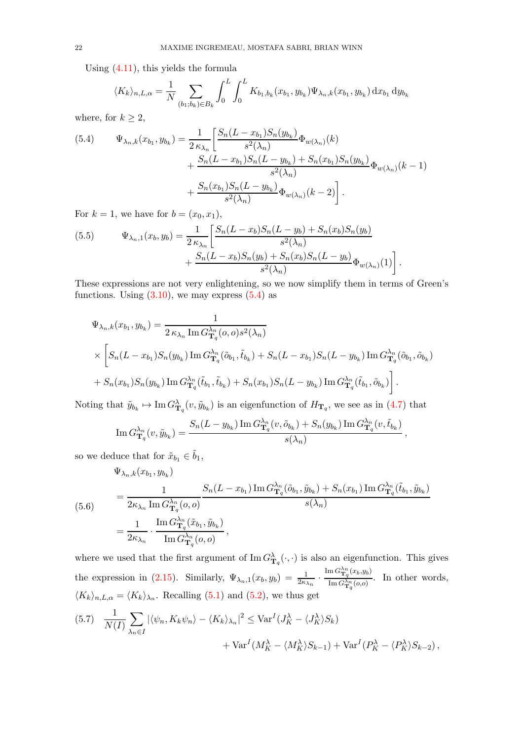Using (4.11), this yields the formula

$$\langle K_k \rangle_{n,L,\alpha} = \frac{1}{N} \sum_{(b_1;b_k)\in B_k} \int_0^L \int_0^L K_{b_1,b_k}(x_{b_1}, y_{b_k}) \Psi_{\lambda_n,k}(x_{b_1}, y_{b_k})\,\mathrm{d}x_{b_1}\,\mathrm{d}y_{b_k}$$

where, for $k \geq 2$,

$$\begin{aligned}
\Psi_{\lambda_n,k}(x_{b_1}, y_{b_k}) = \frac{1}{2\,\kappa_{\lambda_n}} \Bigg[ & \frac{S_n(L - x_{b_1}) S_n(y_{b_k})}{s^2(\lambda_n)} \Phi_{w(\lambda_n)}(k) \\
& + \frac{S_n(L - x_{b_1}) S_n(L - y_{b_k}) + S_n(x_{b_1}) S_n(y_{b_k})}{s^2(\lambda_n)} \Phi_{w(\lambda_n)}(k-1) \\
& + \frac{S_n(x_{b_1}) S_n(L - y_{b_k})}{s^2(\lambda_n)} \Phi_{w(\lambda_n)}(k-2) \Bigg].
\end{aligned} \tag{5.4}$$

For $k = 1$, we have for $b = (x_0, x_1)$,

$$\begin{aligned}
\Psi_{\lambda_n,1}(x_b, y_b) = \frac{1}{2\,\kappa_{\lambda_n}} \Bigg[ & \frac{S_n(L - x_b) S_n(L - y_b) + S_n(x_b) S_n(y_b)}{s^2(\lambda_n)} \\
& + \frac{S_n(L - x_b) S_n(y_b) + S_n(x_b) S_n(L - y_b)}{s^2(\lambda_n)} \Phi_{w(\lambda_n)}(1) \Bigg].
\end{aligned} \tag{5.5}$$

These expressions are not very enlightening, so we now simplify them in terms of Green's functions. Using (3.10), we may express (5.4) as

$$\begin{aligned}
&\Psi_{\lambda_n,k}(x_{b_1}, y_{b_k}) = \frac{1}{2\,\kappa_{\lambda_n} \operatorname{Im} G^{\lambda_n}_{\mathbf{T}_q}(o,o) s^2(\lambda_n)} \\
&\times \Bigg[ S_n(L - x_{b_1}) S_n(y_{b_k}) \operatorname{Im} G^{\lambda_n}_{\mathbf{T}_q}(\tilde{o}_{b_1}, \tilde{t}_{b_k}) + S_n(L - x_{b_1}) S_n(L - y_{b_k}) \operatorname{Im} G^{\lambda_n}_{\mathbf{T}_q}(\tilde{o}_{b_1}, \tilde{o}_{b_k}) \\
&+ S_n(x_{b_1}) S_n(y_{b_k}) \operatorname{Im} G^{\lambda_n}_{\mathbf{T}_q}(\tilde{t}_{b_1}, \tilde{t}_{b_k}) + S_n(x_{b_1}) S_n(L - y_{b_k}) \operatorname{Im} G^{\lambda_n}_{\mathbf{T}_q}(\tilde{t}_{b_1}, \tilde{o}_{b_k}) \Bigg].
\end{aligned}$$

Noting that $\tilde{y}_{b_k} \mapsto \operatorname{Im} G^{\lambda}_{\mathbf{T}_q}(v, \tilde{y}_{b_k})$ is an eigenfunction of $H_{\mathbf{T}_q}$, we see as in (4.7) that

$$\operatorname{Im} G^{\lambda_n}_{\mathbf{T}_q}(v, \tilde{y}_{b_k}) = \frac{S_n(L - y_{b_k}) \operatorname{Im} G^{\lambda_n}_{\mathbf{T}_q}(v, \tilde{o}_{b_k}) + S_n(y_{b_k}) \operatorname{Im} G^{\lambda_n}_{\mathbf{T}_q}(v, \tilde{t}_{b_k})}{s(\lambda_n)},$$

so we deduce that for $\tilde{x}_{b_1} \in \tilde{b}_1$,

$$\begin{aligned}
&\Psi_{\lambda_n,k}(x_{b_1}, y_{b_k}) \\
&= \frac{1}{2\kappa_{\lambda_n} \operatorname{Im} G^{\lambda_n}_{\mathbf{T}_q}(o,o)} \frac{S_n(L - x_{b_1}) \operatorname{Im} G^{\lambda_n}_{\mathbf{T}_q}(\tilde{o}_{b_1}, \tilde{y}_{b_k}) + S_n(x_{b_1}) \operatorname{Im} G^{\lambda_n}_{\mathbf{T}_q}(\tilde{t}_{b_1}, \tilde{y}_{b_k})}{s(\lambda_n)} \\
&= \frac{1}{2\kappa_{\lambda_n}} \cdot \frac{\operatorname{Im} G^{\lambda_n}_{\mathbf{T}_q}(\tilde{x}_{b_1}, \tilde{y}_{b_k})}{\operatorname{Im} G^{\lambda_n}_{\mathbf{T}_q}(o,o)},
\end{aligned} \tag{5.6}$$

where we used that the first argument of $\operatorname{Im} G^{\lambda}_{\mathbf{T}_q}(\cdot,\cdot)$ is also an eigenfunction. This gives the expression in (2.15). Similarly, $\Psi_{\lambda_n,1}(x_b, y_b) = \frac{1}{2\kappa_{\lambda_n}} \cdot \frac{\operatorname{Im} G^{\lambda_n}_{\mathbf{T}_q}(x_b, y_b)}{\operatorname{Im} G^{\lambda_n}_{\mathbf{T}_q}(o,o)}$. In other words, $\langle K_k \rangle_{n,L,\alpha} = \langle K_k \rangle_{\lambda_n}$. Recalling (5.1) and (5.2), we thus get

$$\begin{aligned}
\frac{1}{N(I)} \sum_{\lambda_n \in I} |\langle \psi_n, K_k \psi_n \rangle - \langle K_k \rangle_{\lambda_n}|^2 \leq{} & \operatorname{Var}^I (J^{\lambda}_K - \langle J^{\lambda}_K \rangle S_k) \\
& + \operatorname{Var}^I (M^{\lambda}_K - \langle M^{\lambda}_K \rangle S_{k-1}) + \operatorname{Var}^I (P^{\lambda}_K - \langle P^{\lambda}_K \rangle S_{k-2}),
\end{aligned} \tag{5.7}$$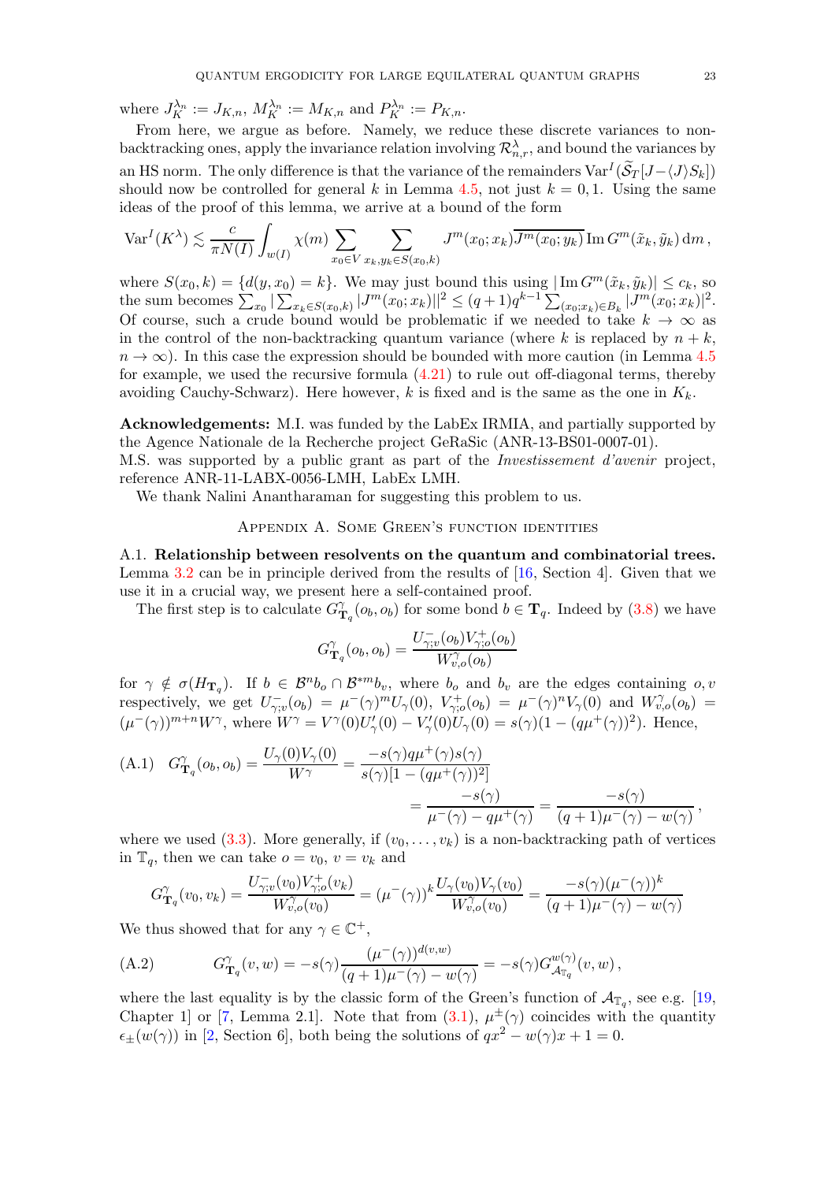where $J_K^{\lambda_n} := J_{K,n}$, $M_K^{\lambda_n} := M_{K,n}$ and $P_K^{\lambda_n} := P_{K,n}$.

From here, we argue as before. Namely, we reduce these discrete variances to non-backtracking ones, apply the invariance relation involving $\mathcal{R}_{n,r}^{\lambda}$, and bound the variances by an HS norm. The only difference is that the variance of the remainders $\mathrm{Var}^I(\widetilde{\mathcal{S}}_T[J - \langle J \rangle S_k])$ should now be controlled for general $k$ in Lemma 4.5, not just $k = 0, 1$. Using the same ideas of the proof of this lemma, we arrive at a bound of the form

$$\mathrm{Var}^I(K^\lambda) \lesssim \frac{c}{\pi N(I)} \int_{w(I)} \chi(m) \sum_{x_0 \in V} \sum_{x_k, y_k \in S(x_0,k)} J^m(x_0; x_k) \overline{J^m(x_0; y_k)} \, \mathrm{Im}\, G^m(\tilde{x}_k, \tilde{y}_k) \, \mathrm{d}m \,,$$

where $S(x_0, k) = \{d(y, x_0) = k\}$. We may just bound this using $|\mathrm{Im}\, G^m(\tilde{x}_k, \tilde{y}_k)| \le c_k$, so the sum becomes $\sum_{x_0} |\sum_{x_k \in S(x_0,k)} |J^m(x_0; x_k)||^2 \le (q+1)q^{k-1} \sum_{(x_0;x_k) \in B_k} |J^m(x_0; x_k)|^2$. Of course, such a crude bound would be problematic if we needed to take $k \to \infty$ as in the control of the non-backtracking quantum variance (where $k$ is replaced by $n + k$, $n \to \infty$). In this case the expression should be bounded with more caution (in Lemma 4.5 for example, we used the recursive formula (4.21) to rule out off-diagonal terms, thereby avoiding Cauchy-Schwarz). Here however, $k$ is fixed and is the same as the one in $K_k$.

**Acknowledgements:** M.I. was funded by the LabEx IRMIA, and partially supported by the Agence Nationale de la Recherche project GeRaSic (ANR-13-BS01-0007-01).
M.S. was supported by a public grant as part of the *Investissement d'avenir* project, reference ANR-11-LABX-0056-LMH, LabEx LMH.

We thank Nalini Anantharaman for suggesting this problem to us.

## Appendix A. Some Green's function identities

**A.1. Relationship between resolvents on the quantum and combinatorial trees.** Lemma 3.2 can be in principle derived from the results of [16, Section 4]. Given that we use it in a crucial way, we present here a self-contained proof.

The first step is to calculate $G^{\gamma}_{\mathbf{T}_q}(o_b, o_b)$ for some bond $b \in \mathbf{T}_q$. Indeed by (3.8) we have

$$G^{\gamma}_{\mathbf{T}_q}(o_b, o_b) = \frac{U^{-}_{\gamma;v}(o_b) V^{+}_{\gamma;o}(o_b)}{W^{\gamma}_{v,o}(o_b)}$$

for $\gamma \notin \sigma(H_{\mathbf{T}_q})$. If $b \in \mathcal{B}^n b_o \cap \mathcal{B}^{*m} b_v$, where $b_o$ and $b_v$ are the edges containing $o, v$ respectively, we get $U^{-}_{\gamma;v}(o_b) = \mu^{-}(\gamma)^m U_\gamma(0)$, $V^{+}_{\gamma;o}(o_b) = \mu^{-}(\gamma)^n V_\gamma(0)$ and $W^{\gamma}_{v,o}(o_b) = (\mu^{-}(\gamma))^{m+n} W^{\gamma}$, where $W^{\gamma} = V^{\gamma}(0) U'_\gamma(0) - V'_\gamma(0) U_\gamma(0) = s(\gamma)(1 - (q\mu^{+}(\gamma))^2)$. Hence,

$$\text{(A.1)} \quad G^{\gamma}_{\mathbf{T}_q}(o_b, o_b) = \frac{U_\gamma(0) V_\gamma(0)}{W^\gamma} = \frac{-s(\gamma) q \mu^{+}(\gamma) s(\gamma)}{s(\gamma)[1 - (q\mu^{+}(\gamma))^2]} = \frac{-s(\gamma)}{\mu^{-}(\gamma) - q\mu^{+}(\gamma)} = \frac{-s(\gamma)}{(q+1)\mu^{-}(\gamma) - w(\gamma)} \,,$$

where we used (3.3). More generally, if $(v_0, \dots, v_k)$ is a non-backtracking path of vertices in $\mathbb{T}_q$, then we can take $o = v_0$, $v = v_k$ and

$$G^{\gamma}_{\mathbf{T}_q}(v_0, v_k) = \frac{U^{-}_{\gamma;v}(v_0) V^{+}_{\gamma;o}(v_k)}{W^{\gamma}_{v,o}(v_0)} = (\mu^{-}(\gamma))^k \frac{U_\gamma(v_0) V_\gamma(v_0)}{W^{\gamma}_{v,o}(v_0)} = \frac{-s(\gamma)(\mu^{-}(\gamma))^k}{(q+1)\mu^{-}(\gamma) - w(\gamma)}$$

We thus showed that for any $\gamma \in \mathbb{C}^+$,

$$\text{(A.2)} \qquad G^{\gamma}_{\mathbf{T}_q}(v, w) = -s(\gamma) \frac{(\mu^{-}(\gamma))^{d(v,w)}}{(q+1)\mu^{-}(\gamma) - w(\gamma)} = -s(\gamma) G^{w(\gamma)}_{\mathcal{A}_{\mathbb{T}_q}}(v, w) \,,$$

where the last equality is by the classic form of the Green's function of $\mathcal{A}_{\mathbb{T}_q}$, see e.g. [19, Chapter 1] or [7, Lemma 2.1]. Note that from (3.1), $\mu^{\pm}(\gamma)$ coincides with the quantity $\epsilon_{\pm}(w(\gamma))$ in [2, Section 6], both being the solutions of $qx^2 - w(\gamma)x + 1 = 0$.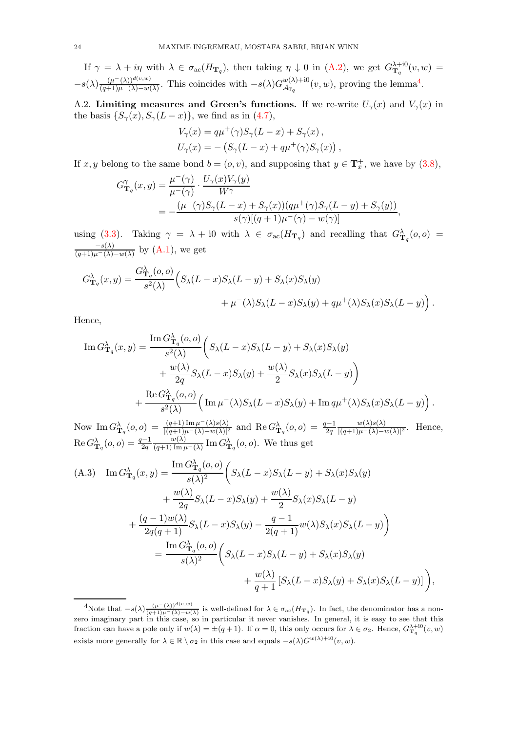If $\gamma = \lambda + i\eta$ with $\lambda \in \sigma_{\mathrm{ac}}(H_{\mathbf{T}_q})$, then taking $\eta \downarrow 0$ in (A.2), we get $G^{\lambda+\mathrm{i}0}_{\mathbf{T}_q}(v,w) = -s(\lambda)\frac{(\mu^-(\lambda))^{d(v,w)}}{(q+1)\mu^-(\lambda)-w(\lambda)}$. This coincides with $-s(\lambda)G^{w(\lambda)+\mathrm{i}0}_{\mathcal{A}_{\mathbf{T}_q}}(v,w)$, proving the lemma[4].

A.2. **Limiting measures and Green's functions.** If we re-write $U_\gamma(x)$ and $V_\gamma(x)$ in the basis $\{S_\gamma(x), S_\gamma(L-x)\}$, we find as in (4.7),

$$
\begin{aligned}
V_\gamma(x) &= q\mu^+(\gamma)S_\gamma(L-x) + S_\gamma(x)\,,\\
U_\gamma(x) &= -\left(S_\gamma(L-x) + q\mu^+(\gamma)S_\gamma(x)\right),
\end{aligned}
$$

If $x, y$ belong to the same bond $b = (o,v)$, and supposing that $y \in \mathbf{T}_x^+$, we have by (3.8),

$$
\begin{aligned}
G^\gamma_{\mathbf{T}_q}(x,y) &= \frac{\mu^-(\gamma)}{\mu^-(\gamma)}\cdot\frac{U_\gamma(x)V_\gamma(y)}{W^\gamma}\\
&= -\frac{(\mu^-(\gamma)S_\gamma(L-x)+S_\gamma(x))(q\mu^+(\gamma)S_\gamma(L-y)+S_\gamma(y))}{s(\gamma)[(q+1)\mu^-(\gamma)-w(\gamma)]},
\end{aligned}
$$

using (3.3). Taking $\gamma = \lambda + \mathrm{i}0$ with $\lambda \in \sigma_{\mathrm{ac}}(H_{\mathbf{T}_q})$ and recalling that $G^\lambda_{\mathbf{T}_q}(o,o) = \frac{-s(\lambda)}{(q+1)\mu^-(\lambda)-w(\lambda)}$ by (A.1), we get

$$
\begin{aligned}
G^\lambda_{\mathbf{T}_q}(x,y) = \frac{G^\lambda_{\mathbf{T}_q}(o,o)}{s^2(\lambda)}\Big(&S_\lambda(L-x)S_\lambda(L-y) + S_\lambda(x)S_\lambda(y)\\
&+ \mu^-(\lambda)S_\lambda(L-x)S_\lambda(y) + q\mu^+(\lambda)S_\lambda(x)S_\lambda(L-y)\Big)\,.
\end{aligned}
$$

Hence,

$$
\begin{aligned}
\operatorname{Im} G^\lambda_{\mathbf{T}_q}(x,y) = &\frac{\operatorname{Im} G^\lambda_{\mathbf{T}_q}(o,o)}{s^2(\lambda)}\Big(S_\lambda(L-x)S_\lambda(L-y) + S_\lambda(x)S_\lambda(y)\\
&+ \frac{w(\lambda)}{2q}S_\lambda(L-x)S_\lambda(y) + \frac{w(\lambda)}{2}S_\lambda(x)S_\lambda(L-y)\Big)\\
&+ \frac{\operatorname{Re} G^\lambda_{\mathbf{T}_q}(o,o)}{s^2(\lambda)}\Big(\operatorname{Im}\mu^-(\lambda)S_\lambda(L-x)S_\lambda(y) + \operatorname{Im} q\mu^+(\lambda)S_\lambda(x)S_\lambda(L-y)\Big)\,.
\end{aligned}
$$

Now $\operatorname{Im} G^\lambda_{\mathbf{T}_q}(o,o) = \frac{(q+1)\operatorname{Im}\mu^-(\lambda)s(\lambda)}{|(q+1)\mu^-(\lambda)-w(\lambda)|^2}$ and $\operatorname{Re} G^\lambda_{\mathbf{T}_q}(o,o) = \frac{q-1}{2q}\frac{w(\lambda)s(\lambda)}{|(q+1)\mu^-(\lambda)-w(\lambda)|^2}$. Hence, $\operatorname{Re} G^\lambda_{\mathbf{T}_q}(o,o) = \frac{q-1}{2q}\frac{w(\lambda)}{(q+1)\operatorname{Im}\mu^-(\lambda)}\operatorname{Im} G^\lambda_{\mathbf{T}_q}(o,o)$. We thus get

$$
\begin{aligned}
\text{(A.3)}\quad \operatorname{Im} G^\lambda_{\mathbf{T}_q}(x,y) &= \frac{\operatorname{Im} G^\lambda_{\mathbf{T}_q}(o,o)}{s(\lambda)^2}\bigg(S_\lambda(L-x)S_\lambda(L-y) + S_\lambda(x)S_\lambda(y)\\
&\quad + \frac{w(\lambda)}{2q}S_\lambda(L-x)S_\lambda(y) + \frac{w(\lambda)}{2}S_\lambda(x)S_\lambda(L-y)\\
&\quad + \frac{(q-1)w(\lambda)}{2q(q+1)}S_\lambda(L-x)S_\lambda(y) - \frac{q-1}{2(q+1)}w(\lambda)S_\lambda(x)S_\lambda(L-y)\bigg)\\
&= \frac{\operatorname{Im} G^\lambda_{\mathbf{T}_q}(o,o)}{s(\lambda)^2}\bigg(S_\lambda(L-x)S_\lambda(L-y) + S_\lambda(x)S_\lambda(y)\\
&\quad + \frac{w(\lambda)}{q+1}\left[S_\lambda(L-x)S_\lambda(y) + S_\lambda(x)S_\lambda(L-y)\right]\bigg),
\end{aligned}
$$

[4] Note that $-s(\lambda)\frac{(\mu^-(\lambda))^{d(v,w)}}{(q+1)\mu^-(\lambda)-w(\lambda)}$ is well-defined for $\lambda \in \sigma_{\mathrm{ac}}(H_{\mathbf{T}_q})$. In fact, the denominator has a non-zero imaginary part in this case, so in particular it never vanishes. In general, it is easy to see that this fraction can have a pole only if $w(\lambda) = \pm(q+1)$. If $\alpha = 0$, this only occurs for $\lambda \in \sigma_2$. Hence, $G^{\lambda+\mathrm{i}0}_{\mathbf{T}_q}(v,w)$ exists more generally for $\lambda \in \mathbb{R}\setminus\sigma_2$ in this case and equals $-s(\lambda)G^{w(\lambda)+\mathrm{i}0}(v,w)$.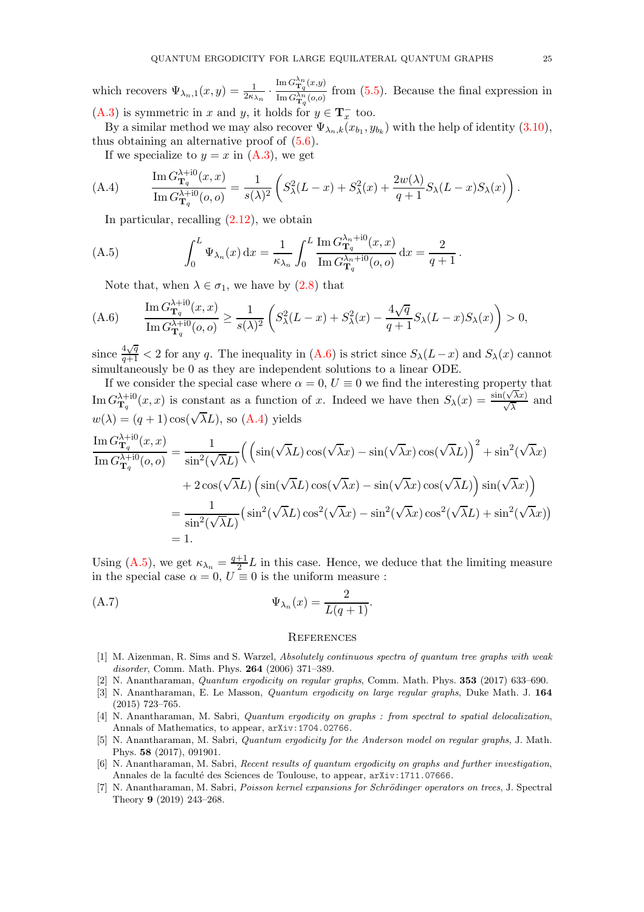which recovers $\Psi_{\lambda_n,1}(x,y) = \frac{1}{2\kappa_{\lambda_n}} \cdot \frac{\operatorname{Im} G^{\lambda_n}_{\mathbf{T}_q}(x,y)}{\operatorname{Im} G^{\lambda_n}_{\mathbf{T}_q}(o,o)}$ from (5.5). Because the final expression in (A.3) is symmetric in $x$ and $y$, it holds for $y \in \mathbf{T}_x^-$ too.

By a similar method we may also recover $\Psi_{\lambda_n,k}(x_{b_1}, y_{b_k})$ with the help of identity (3.10), thus obtaining an alternative proof of (5.6).

If we specialize to $y = x$ in (A.3), we get

$$\text{(A.4)} \qquad \frac{\operatorname{Im} G^{\lambda+\mathrm{i}0}_{\mathbf{T}_q}(x,x)}{\operatorname{Im} G^{\lambda+\mathrm{i}0}_{\mathbf{T}_q}(o,o)} = \frac{1}{s(\lambda)^2}\left(S_\lambda^2(L-x) + S_\lambda^2(x) + \frac{2w(\lambda)}{q+1} S_\lambda(L-x) S_\lambda(x)\right).$$

In particular, recalling (2.12), we obtain

$$\text{(A.5)} \qquad \int_0^L \Psi_{\lambda_n}(x)\,\mathrm{d}x = \frac{1}{\kappa_{\lambda_n}} \int_0^L \frac{\operatorname{Im} G^{\lambda_n+\mathrm{i}0}_{\mathbf{T}_q}(x,x)}{\operatorname{Im} G^{\lambda_n+\mathrm{i}0}_{\mathbf{T}_q}(o,o)}\,\mathrm{d}x = \frac{2}{q+1}.$$

Note that, when $\lambda \in \sigma_1$, we have by (2.8) that

$$\text{(A.6)} \qquad \frac{\operatorname{Im} G^{\lambda+\mathrm{i}0}_{\mathbf{T}_q}(x,x)}{\operatorname{Im} G^{\lambda+\mathrm{i}0}_{\mathbf{T}_q}(o,o)} \geq \frac{1}{s(\lambda)^2}\left(S_\lambda^2(L-x) + S_\lambda^2(x) - \frac{4\sqrt{q}}{q+1} S_\lambda(L-x) S_\lambda(x)\right) > 0,$$

since $\frac{4\sqrt{q}}{q+1} < 2$ for any $q$. The inequality in (A.6) is strict since $S_\lambda(L-x)$ and $S_\lambda(x)$ cannot simultaneously be 0 as they are independent solutions to a linear ODE.

If we consider the special case where $\alpha = 0$, $U \equiv 0$ we find the interesting property that $\operatorname{Im} G^{\lambda+\mathrm{i}0}_{\mathbf{T}_q}(x,x)$ is constant as a function of $x$. Indeed we have then $S_\lambda(x) = \frac{\sin(\sqrt{\lambda}x)}{\sqrt{\lambda}}$ and $w(\lambda) = (q+1)\cos(\sqrt{\lambda}L)$, so (A.4) yields

$$\begin{aligned}
\frac{\operatorname{Im} G^{\lambda+\mathrm{i}0}_{\mathbf{T}_q}(x,x)}{\operatorname{Im} G^{\lambda+\mathrm{i}0}_{\mathbf{T}_q}(o,o)} &= \frac{1}{\sin^2(\sqrt{\lambda}L)}\Big(\Big(\sin(\sqrt{\lambda}L)\cos(\sqrt{\lambda}x) - \sin(\sqrt{\lambda}x)\cos(\sqrt{\lambda}L)\Big)^2 + \sin^2(\sqrt{\lambda}x) \\
&\quad + 2\cos(\sqrt{\lambda}L)\Big(\sin(\sqrt{\lambda}L)\cos(\sqrt{\lambda}x) - \sin(\sqrt{\lambda}x)\cos(\sqrt{\lambda}L)\Big)\sin(\sqrt{\lambda}x)\Big) \\
&= \frac{1}{\sin^2(\sqrt{\lambda}L)}\big(\sin^2(\sqrt{\lambda}L)\cos^2(\sqrt{\lambda}x) - \sin^2(\sqrt{\lambda}x)\cos^2(\sqrt{\lambda}L) + \sin^2(\sqrt{\lambda}x)\big) \\
&= 1.
\end{aligned}$$

Using (A.5), we get $\kappa_{\lambda_n} = \frac{q+1}{2}L$ in this case. Hence, we deduce that the limiting measure in the special case $\alpha = 0$, $U \equiv 0$ is the uniform measure :

$$\text{(A.7)} \qquad \Psi_{\lambda_n}(x) = \frac{2}{L(q+1)}.$$

## References

[1] M. Aizenman, R. Sims and S. Warzel, *Absolutely continuous spectra of quantum tree graphs with weak disorder*, Comm. Math. Phys. **264** (2006) 371–389.

[2] N. Anantharaman, *Quantum ergodicity on regular graphs*, Comm. Math. Phys. **353** (2017) 633–690.

[3] N. Anantharaman, E. Le Masson, *Quantum ergodicity on large regular graphs*, Duke Math. J. **164** (2015) 723–765.

[4] N. Anantharaman, M. Sabri, *Quantum ergodicity on graphs : from spectral to spatial delocalization*, Annals of Mathematics, to appear, arXiv:1704.02766.

[5] N. Anantharaman, M. Sabri, *Quantum ergodicity for the Anderson model on regular graphs*, J. Math. Phys. **58** (2017), 091901.

[6] N. Anantharaman, M. Sabri, *Recent results of quantum ergodicity on graphs and further investigation*, Annales de la faculté des Sciences de Toulouse, to appear, arXiv:1711.07666.

[7] N. Anantharaman, M. Sabri, *Poisson kernel expansions for Schrödinger operators on trees*, J. Spectral Theory **9** (2019) 243–268.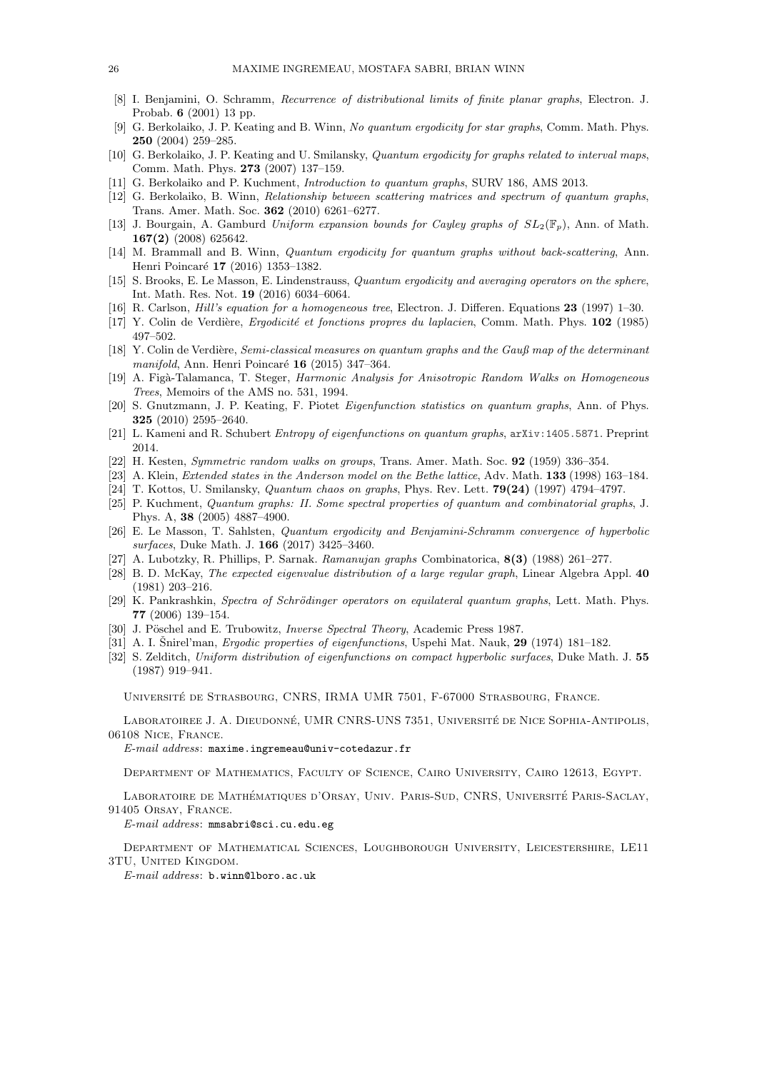- [8] I. Benjamini, O. Schramm, *Recurrence of distributional limits of finite planar graphs*, Electron. J. Probab. **6** (2001) 13 pp.
- [9] G. Berkolaiko, J. P. Keating and B. Winn, *No quantum ergodicity for star graphs*, Comm. Math. Phys. **250** (2004) 259–285.
- [10] G. Berkolaiko, J. P. Keating and U. Smilansky, *Quantum ergodicity for graphs related to interval maps*, Comm. Math. Phys. **273** (2007) 137–159.
- [11] G. Berkolaiko and P. Kuchment, *Introduction to quantum graphs*, SURV 186, AMS 2013.
- [12] G. Berkolaiko, B. Winn, *Relationship between scattering matrices and spectrum of quantum graphs*, Trans. Amer. Math. Soc. **362** (2010) 6261–6277.
- [13] J. Bourgain, A. Gamburd *Uniform expansion bounds for Cayley graphs of $SL_2(\mathbb{F}_p)$*, Ann. of Math. **167(2)** (2008) 625642.
- [14] M. Brammall and B. Winn, *Quantum ergodicity for quantum graphs without back-scattering*, Ann. Henri Poincaré **17** (2016) 1353–1382.
- [15] S. Brooks, E. Le Masson, E. Lindenstrauss, *Quantum ergodicity and averaging operators on the sphere*, Int. Math. Res. Not. **19** (2016) 6034–6064.
- [16] R. Carlson, *Hill's equation for a homogeneous tree*, Electron. J. Differen. Equations **23** (1997) 1–30.
- [17] Y. Colin de Verdière, *Ergodicité et fonctions propres du laplacien*, Comm. Math. Phys. **102** (1985) 497–502.
- [18] Y. Colin de Verdière, *Semi-classical measures on quantum graphs and the Gauß map of the determinant manifold*, Ann. Henri Poincaré **16** (2015) 347–364.
- [19] A. Figà-Talamanca, T. Steger, *Harmonic Analysis for Anisotropic Random Walks on Homogeneous Trees*, Memoirs of the AMS no. 531, 1994.
- [20] S. Gnutzmann, J. P. Keating, F. Piotet *Eigenfunction statistics on quantum graphs*, Ann. of Phys. **325** (2010) 2595–2640.
- [21] L. Kameni and R. Schubert *Entropy of eigenfunctions on quantum graphs*, arXiv:1405.5871. Preprint 2014.
- [22] H. Kesten, *Symmetric random walks on groups*, Trans. Amer. Math. Soc. **92** (1959) 336–354.
- [23] A. Klein, *Extended states in the Anderson model on the Bethe lattice*, Adv. Math. **133** (1998) 163–184.
- [24] T. Kottos, U. Smilansky, *Quantum chaos on graphs*, Phys. Rev. Lett. **79(24)** (1997) 4794–4797.
- [25] P. Kuchment, *Quantum graphs: II. Some spectral properties of quantum and combinatorial graphs*, J. Phys. A, **38** (2005) 4887–4900.
- [26] E. Le Masson, T. Sahlsten, *Quantum ergodicity and Benjamini-Schramm convergence of hyperbolic surfaces*, Duke Math. J. **166** (2017) 3425–3460.
- [27] A. Lubotzky, R. Phillips, P. Sarnak. *Ramanujan graphs* Combinatorica, **8(3)** (1988) 261–277.
- [28] B. D. McKay, *The expected eigenvalue distribution of a large regular graph*, Linear Algebra Appl. **40** (1981) 203–216.
- [29] K. Pankrashkin, *Spectra of Schrödinger operators on equilateral quantum graphs*, Lett. Math. Phys. **77** (2006) 139–154.
- [30] J. Pöschel and E. Trubowitz, *Inverse Spectral Theory*, Academic Press 1987.
- [31] A. I. Šnirel'man, *Ergodic properties of eigenfunctions*, Uspehi Mat. Nauk, **29** (1974) 181–182.
- [32] S. Zelditch, *Uniform distribution of eigenfunctions on compact hyperbolic surfaces*, Duke Math. J. **55** (1987) 919–941.

Université de Strasbourg, CNRS, IRMA UMR 7501, F-67000 Strasbourg, France.

Laboratoiree J. A. Dieudonné, UMR CNRS-UNS 7351, Université de Nice Sophia-Antipolis, 06108 Nice, France.

*E-mail address*: maxime.ingremeau@univ-cotedazur.fr

Department of Mathematics, Faculty of Science, Cairo University, Cairo 12613, Egypt.

Laboratoire de Mathématiques d'Orsay, Univ. Paris-Sud, CNRS, Université Paris-Saclay, 91405 Orsay, France.

*E-mail address*: mmsabri@sci.cu.edu.eg

Department of Mathematical Sciences, Loughborough University, Leicestershire, LE11 3TU, United Kingdom.

*E-mail address*: b.winn@lboro.ac.uk